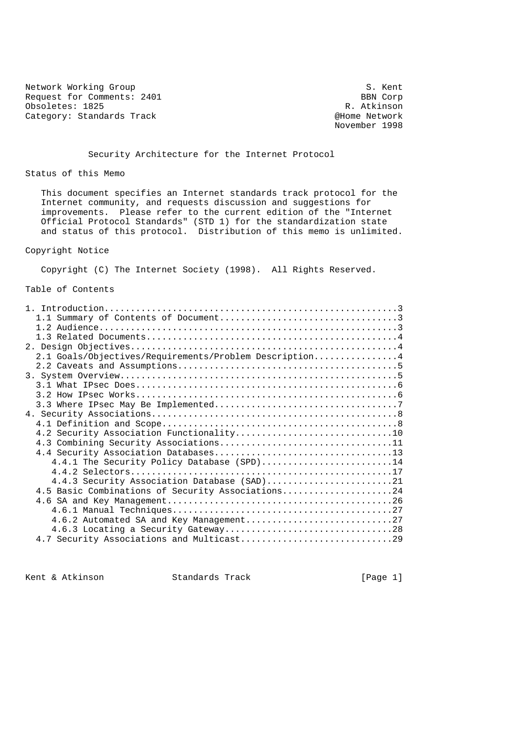Network Working Group S. Kent
Request for Comments: 2401 BBN Corp
Obsoletes: 1825 R. Atkinson
Category: Standards Track @Home Network
November 1998

# Security Architecture for the Internet Protocol

## Status of this Memo

This document specifies an Internet standards track protocol for the Internet community, and requests discussion and suggestions for improvements. Please refer to the current edition of the "Internet Official Protocol Standards" (STD 1) for the standardization state and status of this protocol. Distribution of this memo is unlimited.

## Copyright Notice

Copyright (C) The Internet Society (1998). All Rights Reserved.

## Table of Contents

```
1. Introduction........................................................3
  1.1 Summary of Contents of Document..................................3
  1.2 Audience.........................................................3
  1.3 Related Documents................................................4
2. Design Objectives...................................................4
  2.1 Goals/Objectives/Requirements/Problem Description................4
  2.2 Caveats and Assumptions..........................................5
3. System Overview.....................................................5
  3.1 What IPsec Does..................................................6
  3.2 How IPsec Works..................................................6
  3.3 Where IPsec May Be Implemented...................................7
4. Security Associations...............................................8
  4.1 Definition and Scope.............................................8
  4.2 Security Association Functionality..............................10
  4.3 Combining Security Associations.................................11
  4.4 Security Association Databases..................................13
     4.4.1 The Security Policy Database (SPD).........................14
     4.4.2 Selectors..................................................17
     4.4.3 Security Association Database (SAD)........................21
  4.5 Basic Combinations of Security Associations.....................24
  4.6 SA and Key Management...........................................26
     4.6.1 Manual Techniques..........................................27
     4.6.2 Automated SA and Key Management............................27
     4.6.3 Locating a Security Gateway................................28
  4.7 Security Associations and Multicast.............................29
```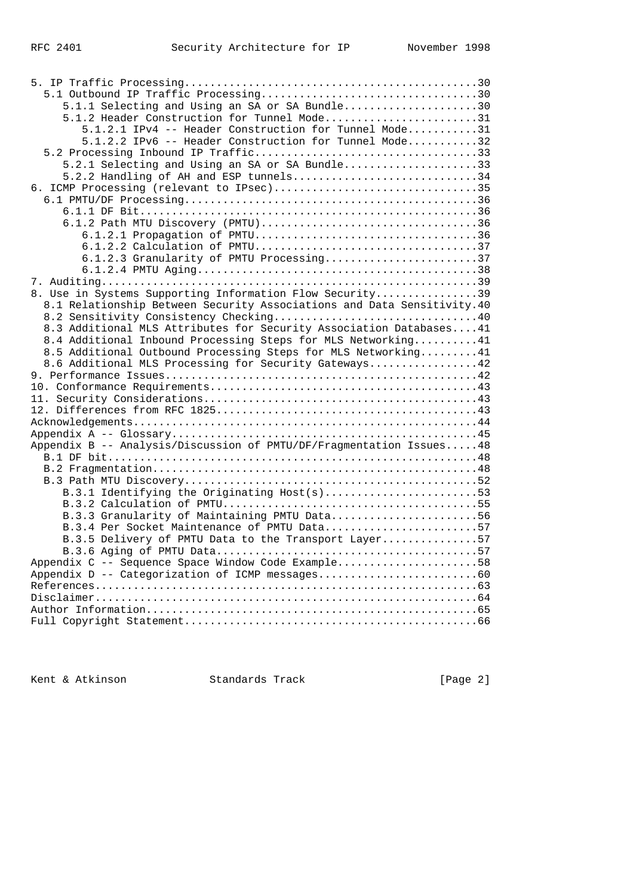```
5. IP Traffic Processing.............................................30
   5.1 Outbound IP Traffic Processing..................................30
      5.1.1 Selecting and Using an SA or SA Bundle.....................30
      5.1.2 Header Construction for Tunnel Mode........................31
         5.1.2.1 IPv4 -- Header Construction for Tunnel Mode...........31
         5.1.2.2 IPv6 -- Header Construction for Tunnel Mode...........32
   5.2 Processing Inbound IP Traffic...................................33
      5.2.1 Selecting and Using an SA or SA Bundle.....................33
      5.2.2 Handling of AH and ESP tunnels.............................34
6. ICMP Processing (relevant to IPsec)................................35
   6.1 PMTU/DF Processing..............................................36
      6.1.1 DF Bit.....................................................36
      6.1.2 Path MTU Discovery (PMTU)..................................36
         6.1.2.1 Propagation of PMTU...................................36
         6.1.2.2 Calculation of PMTU...................................37
         6.1.2.3 Granularity of PMTU Processing........................37
         6.1.2.4 PMTU Aging............................................38
7. Auditing...........................................................39
8. Use in Systems Supporting Information Flow Security................39
   8.1 Relationship Between Security Associations and Data Sensitivity.40
   8.2 Sensitivity Consistency Checking................................40
   8.3 Additional MLS Attributes for Security Association Databases....41
   8.4 Additional Inbound Processing Steps for MLS Networking..........41
   8.5 Additional Outbound Processing Steps for MLS Networking.........41
   8.6 Additional MLS Processing for Security Gateways.................42
9. Performance Issues.................................................42
10. Conformance Requirements..........................................43
11. Security Considerations...........................................43
12. Differences from RFC 1825.........................................43
Acknowledgements......................................................44
Appendix A -- Glossary................................................45
Appendix B -- Analysis/Discussion of PMTU/DF/Fragmentation Issues.....48
   B.1 DF bit..........................................................48
   B.2 Fragmentation...................................................48
   B.3 Path MTU Discovery..............................................52
      B.3.1 Identifying the Originating Host(s)........................53
      B.3.2 Calculation of PMTU........................................55
      B.3.3 Granularity of Maintaining PMTU Data.......................56
      B.3.4 Per Socket Maintenance of PMTU Data........................57
      B.3.5 Delivery of PMTU Data to the Transport Layer...............57
      B.3.6 Aging of PMTU Data.........................................57
Appendix C -- Sequence Space Window Code Example......................58
Appendix D -- Categorization of ICMP messages.........................60
References............................................................63
Disclaimer............................................................64
Author Information....................................................65
Full Copyright Statement..............................................66
```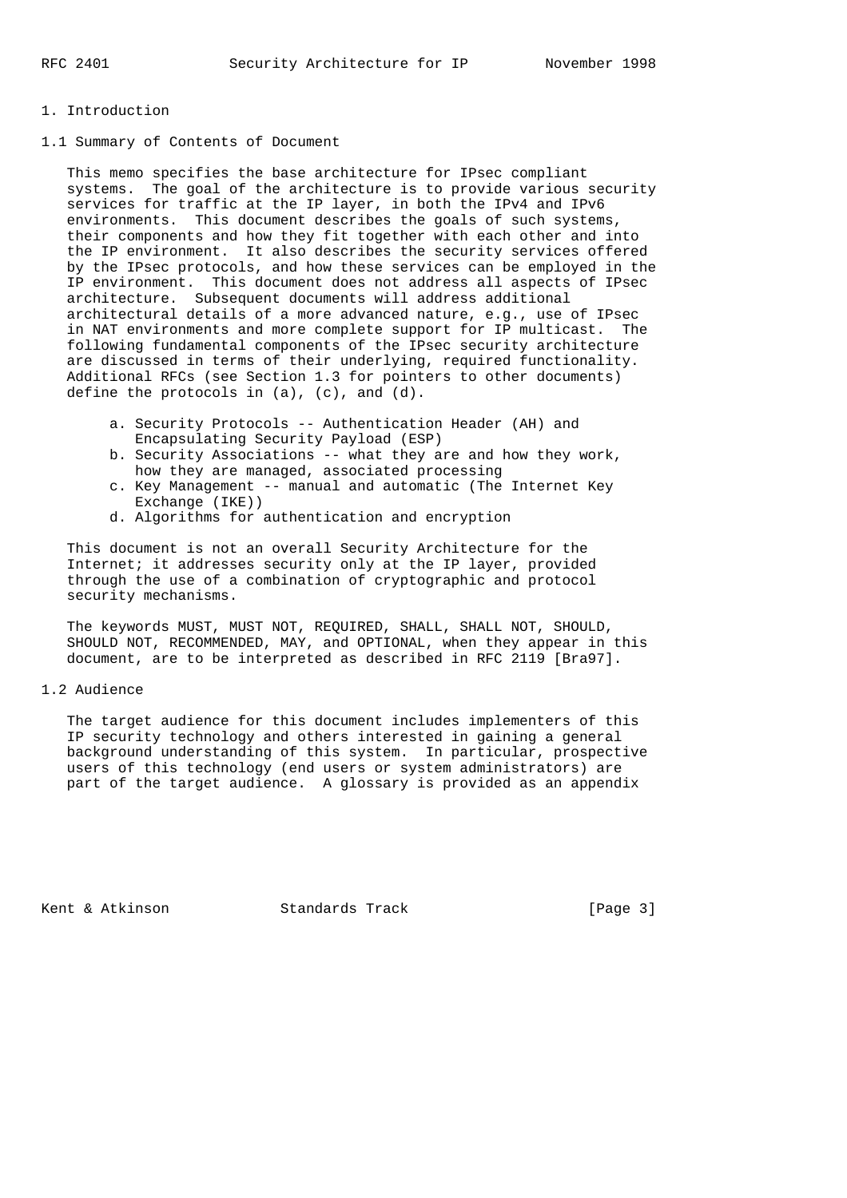# 1. Introduction

## 1.1 Summary of Contents of Document

This memo specifies the base architecture for IPsec compliant systems. The goal of the architecture is to provide various security services for traffic at the IP layer, in both the IPv4 and IPv6 environments. This document describes the goals of such systems, their components and how they fit together with each other and into the IP environment. It also describes the security services offered by the IPsec protocols, and how these services can be employed in the IP environment. This document does not address all aspects of IPsec architecture. Subsequent documents will address additional architectural details of a more advanced nature, e.g., use of IPsec in NAT environments and more complete support for IP multicast. The following fundamental components of the IPsec security architecture are discussed in terms of their underlying, required functionality. Additional RFCs (see Section 1.3 for pointers to other documents) define the protocols in (a), (c), and (d).

a. Security Protocols -- Authentication Header (AH) and Encapsulating Security Payload (ESP)
b. Security Associations -- what they are and how they work, how they are managed, associated processing
c. Key Management -- manual and automatic (The Internet Key Exchange (IKE))
d. Algorithms for authentication and encryption

This document is not an overall Security Architecture for the Internet; it addresses security only at the IP layer, provided through the use of a combination of cryptographic and protocol security mechanisms.

The keywords MUST, MUST NOT, REQUIRED, SHALL, SHALL NOT, SHOULD, SHOULD NOT, RECOMMENDED, MAY, and OPTIONAL, when they appear in this document, are to be interpreted as described in RFC 2119 [Bra97].

## 1.2 Audience

The target audience for this document includes implementers of this IP security technology and others interested in gaining a general background understanding of this system. In particular, prospective users of this technology (end users or system administrators) are part of the target audience. A glossary is provided as an appendix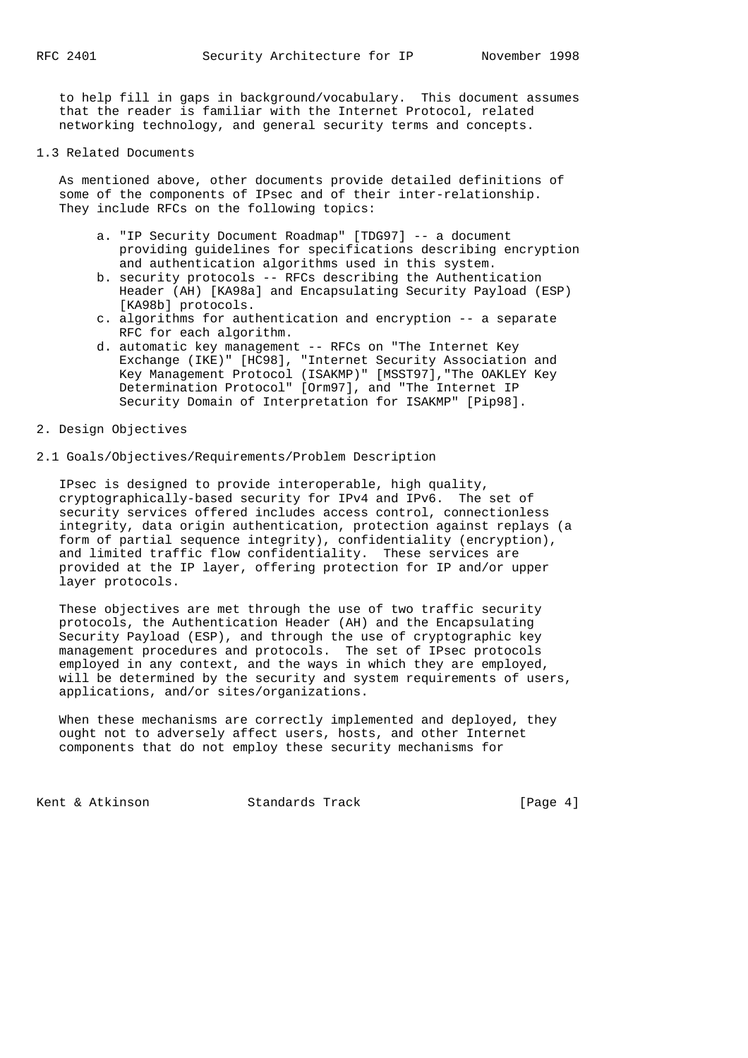to help fill in gaps in background/vocabulary. This document assumes that the reader is familiar with the Internet Protocol, related networking technology, and general security terms and concepts.

### 1.3 Related Documents

As mentioned above, other documents provide detailed definitions of some of the components of IPsec and of their inter-relationship. They include RFCs on the following topics:

a. "IP Security Document Roadmap" [TDG97] -- a document providing guidelines for specifications describing encryption and authentication algorithms used in this system.
b. security protocols -- RFCs describing the Authentication Header (AH) [KA98a] and Encapsulating Security Payload (ESP) [KA98b] protocols.
c. algorithms for authentication and encryption -- a separate RFC for each algorithm.
d. automatic key management -- RFCs on "The Internet Key Exchange (IKE)" [HC98], "Internet Security Association and Key Management Protocol (ISAKMP)" [MSST97],"The OAKLEY Key Determination Protocol" [Orm97], and "The Internet IP Security Domain of Interpretation for ISAKMP" [Pip98].

## 2. Design Objectives

### 2.1 Goals/Objectives/Requirements/Problem Description

IPsec is designed to provide interoperable, high quality, cryptographically-based security for IPv4 and IPv6. The set of security services offered includes access control, connectionless integrity, data origin authentication, protection against replays (a form of partial sequence integrity), confidentiality (encryption), and limited traffic flow confidentiality. These services are provided at the IP layer, offering protection for IP and/or upper layer protocols.

These objectives are met through the use of two traffic security protocols, the Authentication Header (AH) and the Encapsulating Security Payload (ESP), and through the use of cryptographic key management procedures and protocols. The set of IPsec protocols employed in any context, and the ways in which they are employed, will be determined by the security and system requirements of users, applications, and/or sites/organizations.

When these mechanisms are correctly implemented and deployed, they ought not to adversely affect users, hosts, and other Internet components that do not employ these security mechanisms for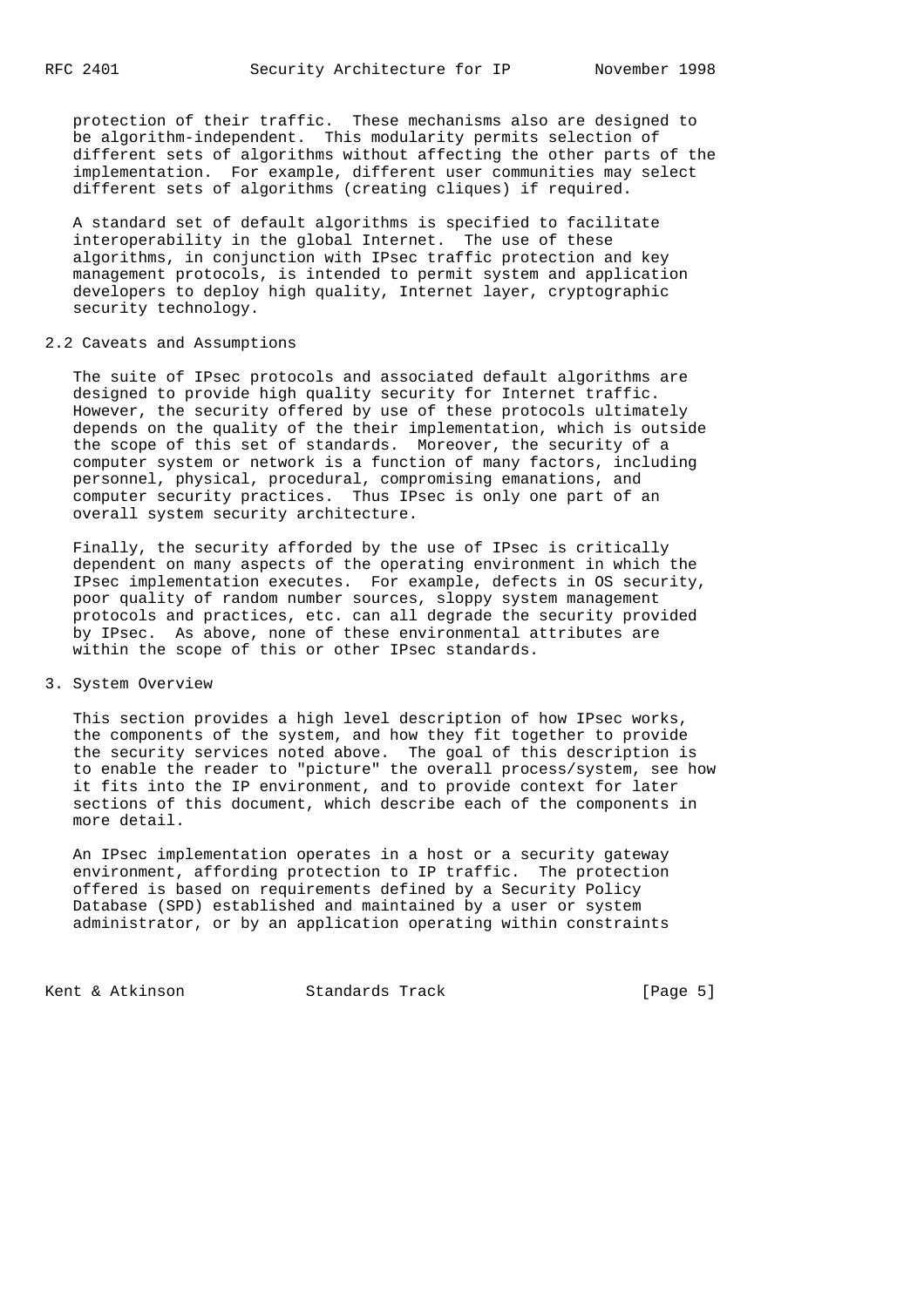protection of their traffic. These mechanisms also are designed to be algorithm-independent. This modularity permits selection of different sets of algorithms without affecting the other parts of the implementation. For example, different user communities may select different sets of algorithms (creating cliques) if required.

A standard set of default algorithms is specified to facilitate interoperability in the global Internet. The use of these algorithms, in conjunction with IPsec traffic protection and key management protocols, is intended to permit system and application developers to deploy high quality, Internet layer, cryptographic security technology.

## 2.2 Caveats and Assumptions

The suite of IPsec protocols and associated default algorithms are designed to provide high quality security for Internet traffic. However, the security offered by use of these protocols ultimately depends on the quality of the their implementation, which is outside the scope of this set of standards. Moreover, the security of a computer system or network is a function of many factors, including personnel, physical, procedural, compromising emanations, and computer security practices. Thus IPsec is only one part of an overall system security architecture.

Finally, the security afforded by the use of IPsec is critically dependent on many aspects of the operating environment in which the IPsec implementation executes. For example, defects in OS security, poor quality of random number sources, sloppy system management protocols and practices, etc. can all degrade the security provided by IPsec. As above, none of these environmental attributes are within the scope of this or other IPsec standards.

# 3. System Overview

This section provides a high level description of how IPsec works, the components of the system, and how they fit together to provide the security services noted above. The goal of this description is to enable the reader to "picture" the overall process/system, see how it fits into the IP environment, and to provide context for later sections of this document, which describe each of the components in more detail.

An IPsec implementation operates in a host or a security gateway environment, affording protection to IP traffic. The protection offered is based on requirements defined by a Security Policy Database (SPD) established and maintained by a user or system administrator, or by an application operating within constraints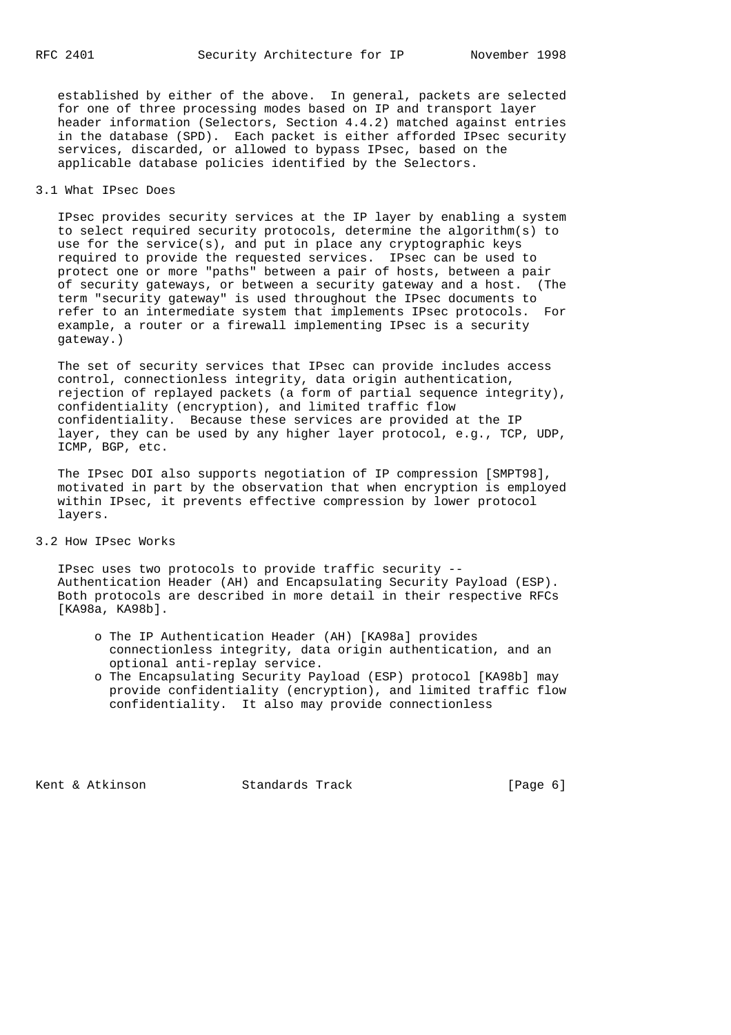established by either of the above. In general, packets are selected for one of three processing modes based on IP and transport layer header information (Selectors, Section 4.4.2) matched against entries in the database (SPD). Each packet is either afforded IPsec security services, discarded, or allowed to bypass IPsec, based on the applicable database policies identified by the Selectors.

## 3.1 What IPsec Does

IPsec provides security services at the IP layer by enabling a system to select required security protocols, determine the algorithm(s) to use for the service(s), and put in place any cryptographic keys required to provide the requested services. IPsec can be used to protect one or more "paths" between a pair of hosts, between a pair of security gateways, or between a security gateway and a host. (The term "security gateway" is used throughout the IPsec documents to refer to an intermediate system that implements IPsec protocols. For example, a router or a firewall implementing IPsec is a security gateway.)

The set of security services that IPsec can provide includes access control, connectionless integrity, data origin authentication, rejection of replayed packets (a form of partial sequence integrity), confidentiality (encryption), and limited traffic flow confidentiality. Because these services are provided at the IP layer, they can be used by any higher layer protocol, e.g., TCP, UDP, ICMP, BGP, etc.

The IPsec DOI also supports negotiation of IP compression [SMPT98], motivated in part by the observation that when encryption is employed within IPsec, it prevents effective compression by lower protocol layers.

## 3.2 How IPsec Works

IPsec uses two protocols to provide traffic security -- Authentication Header (AH) and Encapsulating Security Payload (ESP). Both protocols are described in more detail in their respective RFCs [KA98a, KA98b].

- o The IP Authentication Header (AH) [KA98a] provides connectionless integrity, data origin authentication, and an optional anti-replay service.
- o The Encapsulating Security Payload (ESP) protocol [KA98b] may provide confidentiality (encryption), and limited traffic flow confidentiality. It also may provide connectionless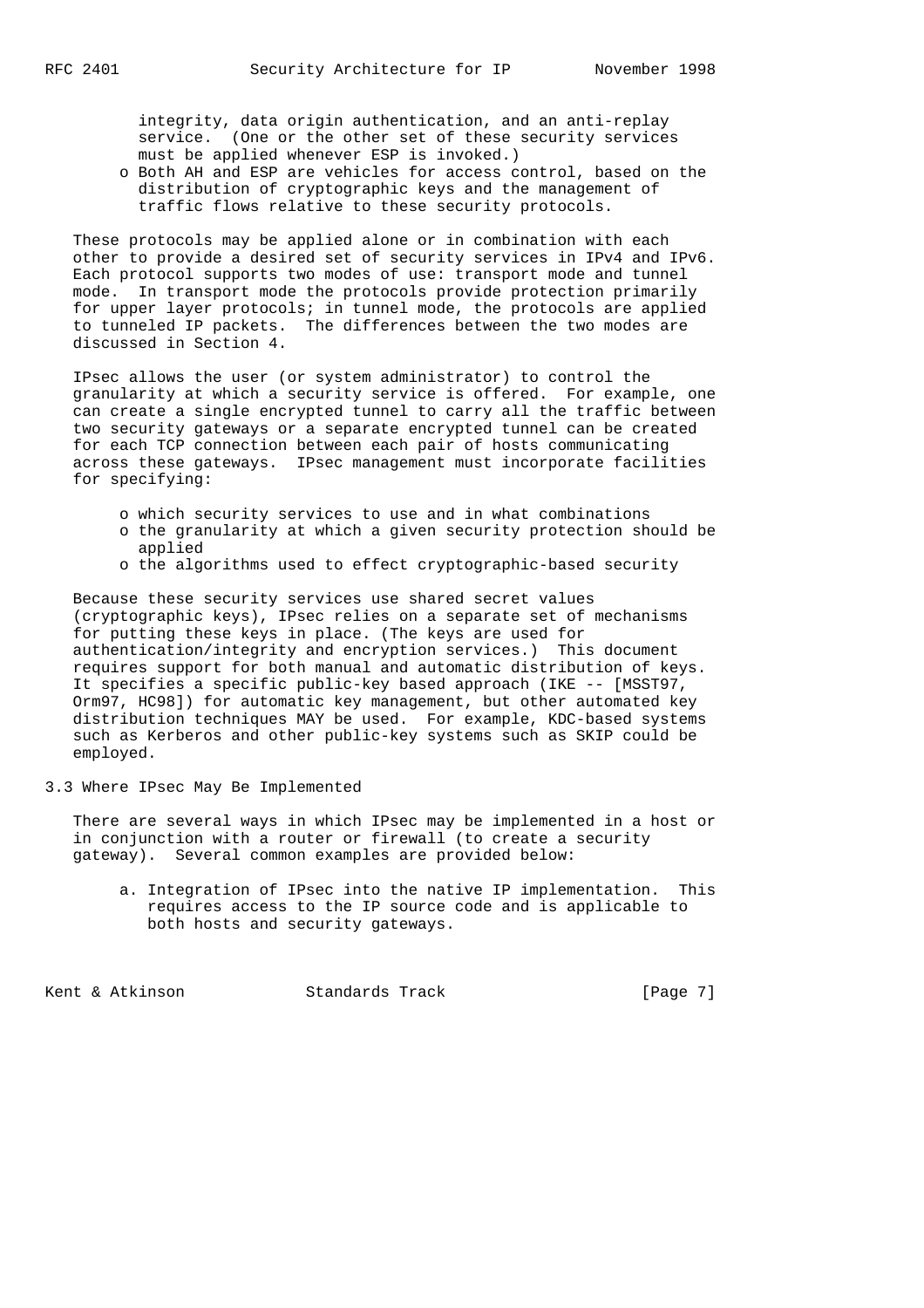integrity, data origin authentication, and an anti-replay service. (One or the other set of these security services must be applied whenever ESP is invoked.)

- Both AH and ESP are vehicles for access control, based on the distribution of cryptographic keys and the management of traffic flows relative to these security protocols.

These protocols may be applied alone or in combination with each other to provide a desired set of security services in IPv4 and IPv6. Each protocol supports two modes of use: transport mode and tunnel mode. In transport mode the protocols provide protection primarily for upper layer protocols; in tunnel mode, the protocols are applied to tunneled IP packets. The differences between the two modes are discussed in Section 4.

IPsec allows the user (or system administrator) to control the granularity at which a security service is offered. For example, one can create a single encrypted tunnel to carry all the traffic between two security gateways or a separate encrypted tunnel can be created for each TCP connection between each pair of hosts communicating across these gateways. IPsec management must incorporate facilities for specifying:

- which security services to use and in what combinations
- the granularity at which a given security protection should be applied
- the algorithms used to effect cryptographic-based security

Because these security services use shared secret values (cryptographic keys), IPsec relies on a separate set of mechanisms for putting these keys in place. (The keys are used for authentication/integrity and encryption services.) This document requires support for both manual and automatic distribution of keys. It specifies a specific public-key based approach (IKE -- [MSST97, Orm97, HC98]) for automatic key management, but other automated key distribution techniques MAY be used. For example, KDC-based systems such as Kerberos and other public-key systems such as SKIP could be employed.

## 3.3 Where IPsec May Be Implemented

There are several ways in which IPsec may be implemented in a host or in conjunction with a router or firewall (to create a security gateway). Several common examples are provided below:

a. Integration of IPsec into the native IP implementation. This requires access to the IP source code and is applicable to both hosts and security gateways.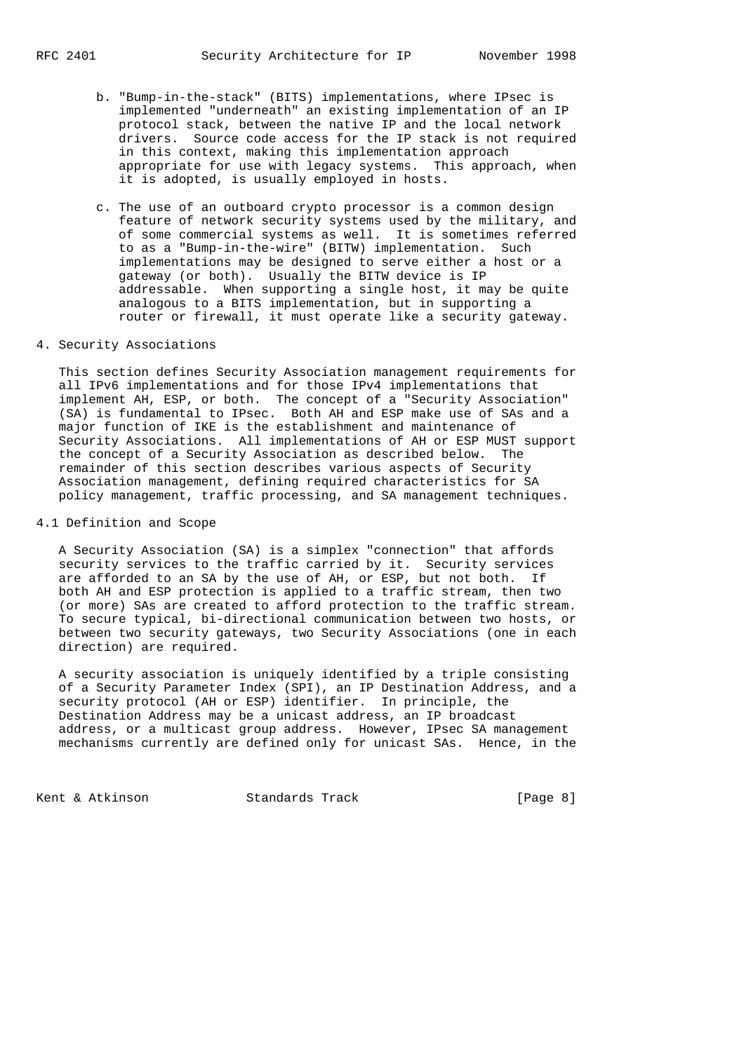b. "Bump-in-the-stack" (BITS) implementations, where IPsec is implemented "underneath" an existing implementation of an IP protocol stack, between the native IP and the local network drivers. Source code access for the IP stack is not required in this context, making this implementation approach appropriate for use with legacy systems. This approach, when it is adopted, is usually employed in hosts.

c. The use of an outboard crypto processor is a common design feature of network security systems used by the military, and of some commercial systems as well. It is sometimes referred to as a "Bump-in-the-wire" (BITW) implementation. Such implementations may be designed to serve either a host or a gateway (or both). Usually the BITW device is IP addressable. When supporting a single host, it may be quite analogous to a BITS implementation, but in supporting a router or firewall, it must operate like a security gateway.

## 4. Security Associations

This section defines Security Association management requirements for all IPv6 implementations and for those IPv4 implementations that implement AH, ESP, or both. The concept of a "Security Association" (SA) is fundamental to IPsec. Both AH and ESP make use of SAs and a major function of IKE is the establishment and maintenance of Security Associations. All implementations of AH or ESP MUST support the concept of a Security Association as described below. The remainder of this section describes various aspects of Security Association management, defining required characteristics for SA policy management, traffic processing, and SA management techniques.

### 4.1 Definition and Scope

A Security Association (SA) is a simplex "connection" that affords security services to the traffic carried by it. Security services are afforded to an SA by the use of AH, or ESP, but not both. If both AH and ESP protection is applied to a traffic stream, then two (or more) SAs are created to afford protection to the traffic stream. To secure typical, bi-directional communication between two hosts, or between two security gateways, two Security Associations (one in each direction) are required.

A security association is uniquely identified by a triple consisting of a Security Parameter Index (SPI), an IP Destination Address, and a security protocol (AH or ESP) identifier. In principle, the Destination Address may be a unicast address, an IP broadcast address, or a multicast group address. However, IPsec SA management mechanisms currently are defined only for unicast SAs. Hence, in the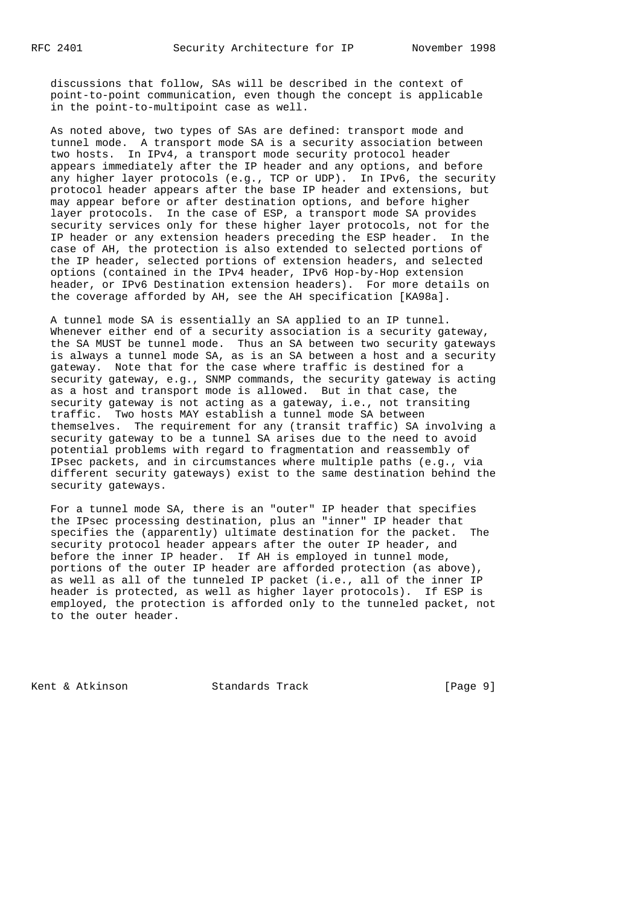discussions that follow, SAs will be described in the context of point-to-point communication, even though the concept is applicable in the point-to-multipoint case as well.

As noted above, two types of SAs are defined: transport mode and tunnel mode. A transport mode SA is a security association between two hosts. In IPv4, a transport mode security protocol header appears immediately after the IP header and any options, and before any higher layer protocols (e.g., TCP or UDP). In IPv6, the security protocol header appears after the base IP header and extensions, but may appear before or after destination options, and before higher layer protocols. In the case of ESP, a transport mode SA provides security services only for these higher layer protocols, not for the IP header or any extension headers preceding the ESP header. In the case of AH, the protection is also extended to selected portions of the IP header, selected portions of extension headers, and selected options (contained in the IPv4 header, IPv6 Hop-by-Hop extension header, or IPv6 Destination extension headers). For more details on the coverage afforded by AH, see the AH specification [KA98a].

A tunnel mode SA is essentially an SA applied to an IP tunnel. Whenever either end of a security association is a security gateway, the SA MUST be tunnel mode. Thus an SA between two security gateways is always a tunnel mode SA, as is an SA between a host and a security gateway. Note that for the case where traffic is destined for a security gateway, e.g., SNMP commands, the security gateway is acting as a host and transport mode is allowed. But in that case, the security gateway is not acting as a gateway, i.e., not transiting traffic. Two hosts MAY establish a tunnel mode SA between themselves. The requirement for any (transit traffic) SA involving a security gateway to be a tunnel SA arises due to the need to avoid potential problems with regard to fragmentation and reassembly of IPsec packets, and in circumstances where multiple paths (e.g., via different security gateways) exist to the same destination behind the security gateways.

For a tunnel mode SA, there is an "outer" IP header that specifies the IPsec processing destination, plus an "inner" IP header that specifies the (apparently) ultimate destination for the packet. The security protocol header appears after the outer IP header, and before the inner IP header. If AH is employed in tunnel mode, portions of the outer IP header are afforded protection (as above), as well as all of the tunneled IP packet (i.e., all of the inner IP header is protected, as well as higher layer protocols). If ESP is employed, the protection is afforded only to the tunneled packet, not to the outer header.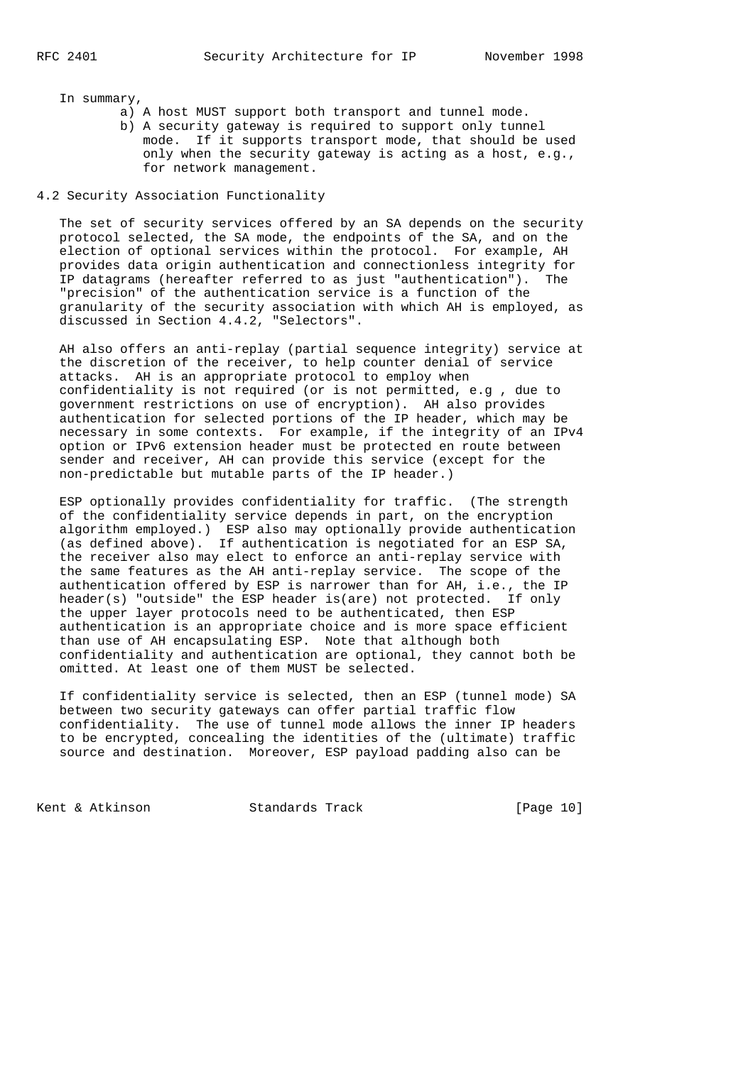In summary,

a) A host MUST support both transport and tunnel mode.

b) A security gateway is required to support only tunnel mode. If it supports transport mode, that should be used only when the security gateway is acting as a host, e.g., for network management.

## 4.2 Security Association Functionality

The set of security services offered by an SA depends on the security protocol selected, the SA mode, the endpoints of the SA, and on the election of optional services within the protocol. For example, AH provides data origin authentication and connectionless integrity for IP datagrams (hereafter referred to as just "authentication"). The "precision" of the authentication service is a function of the granularity of the security association with which AH is employed, as discussed in Section 4.4.2, "Selectors".

AH also offers an anti-replay (partial sequence integrity) service at the discretion of the receiver, to help counter denial of service attacks. AH is an appropriate protocol to employ when confidentiality is not required (or is not permitted, e.g , due to government restrictions on use of encryption). AH also provides authentication for selected portions of the IP header, which may be necessary in some contexts. For example, if the integrity of an IPv4 option or IPv6 extension header must be protected en route between sender and receiver, AH can provide this service (except for the non-predictable but mutable parts of the IP header.)

ESP optionally provides confidentiality for traffic. (The strength of the confidentiality service depends in part, on the encryption algorithm employed.) ESP also may optionally provide authentication (as defined above). If authentication is negotiated for an ESP SA, the receiver also may elect to enforce an anti-replay service with the same features as the AH anti-replay service. The scope of the authentication offered by ESP is narrower than for AH, i.e., the IP header(s) "outside" the ESP header is(are) not protected. If only the upper layer protocols need to be authenticated, then ESP authentication is an appropriate choice and is more space efficient than use of AH encapsulating ESP. Note that although both confidentiality and authentication are optional, they cannot both be omitted. At least one of them MUST be selected.

If confidentiality service is selected, then an ESP (tunnel mode) SA between two security gateways can offer partial traffic flow confidentiality. The use of tunnel mode allows the inner IP headers to be encrypted, concealing the identities of the (ultimate) traffic source and destination. Moreover, ESP payload padding also can be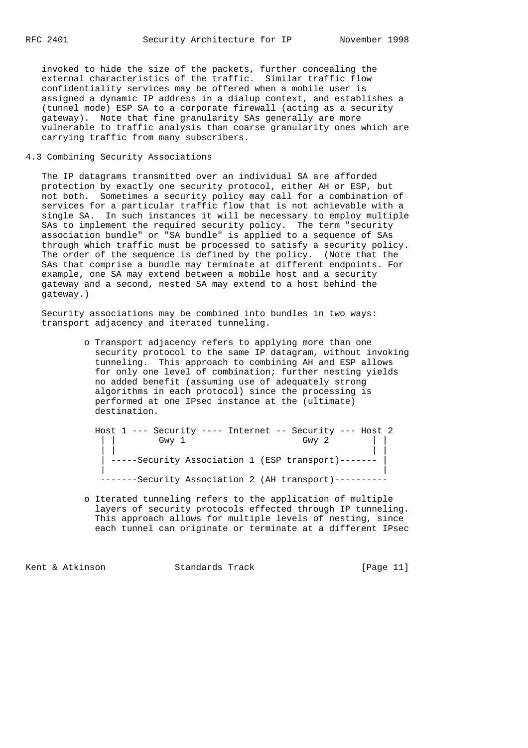invoked to hide the size of the packets, further concealing the external characteristics of the traffic. Similar traffic flow confidentiality services may be offered when a mobile user is assigned a dynamic IP address in a dialup context, and establishes a (tunnel mode) ESP SA to a corporate firewall (acting as a security gateway). Note that fine granularity SAs generally are more vulnerable to traffic analysis than coarse granularity ones which are carrying traffic from many subscribers.

### 4.3 Combining Security Associations

The IP datagrams transmitted over an individual SA are afforded protection by exactly one security protocol, either AH or ESP, but not both. Sometimes a security policy may call for a combination of services for a particular traffic flow that is not achievable with a single SA. In such instances it will be necessary to employ multiple SAs to implement the required security policy. The term "security association bundle" or "SA bundle" is applied to a sequence of SAs through which traffic must be processed to satisfy a security policy. The order of the sequence is defined by the policy. (Note that the SAs that comprise a bundle may terminate at different endpoints. For example, one SA may extend between a mobile host and a security gateway and a second, nested SA may extend to a host behind the gateway.)

Security associations may be combined into bundles in two ways: transport adjacency and iterated tunneling.

- Transport adjacency refers to applying more than one security protocol to the same IP datagram, without invoking tunneling. This approach to combining AH and ESP allows for only one level of combination; further nesting yields no added benefit (assuming use of adequately strong algorithms in each protocol) since the processing is performed at one IPsec instance at the (ultimate) destination.

```
Host 1 --- Security ---- Internet -- Security --- Host 2
 | |        Gwy 1                     Gwy 2        | |
 | |                                               | |
 | -----Security Association 1 (ESP transport)------- |
 |                                                   |
 -------Security Association 2 (AH transport)----------
```

- Iterated tunneling refers to the application of multiple layers of security protocols effected through IP tunneling. This approach allows for multiple levels of nesting, since each tunnel can originate or terminate at a different IPsec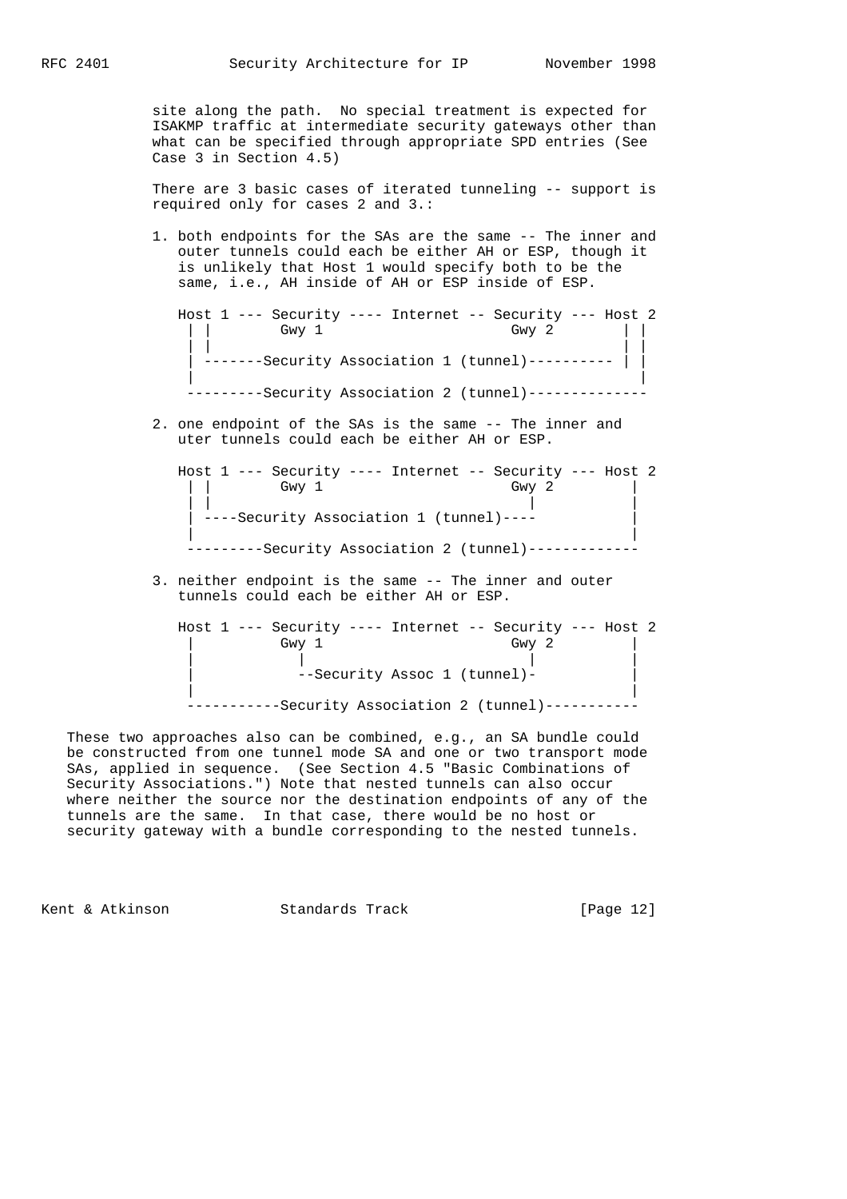site along the path. No special treatment is expected for ISAKMP traffic at intermediate security gateways other than what can be specified through appropriate SPD entries (See Case 3 in Section 4.5)

There are 3 basic cases of iterated tunneling -- support is required only for cases 2 and 3.:

1. both endpoints for the SAs are the same -- The inner and outer tunnels could each be either AH or ESP, though it is unlikely that Host 1 would specify both to be the same, i.e., AH inside of AH or ESP inside of ESP.

```
Host 1 --- Security ---- Internet -- Security --- Host 2
 | |        Gwy 1                    Gwy 2        | |
 | |                                              | |
 | -------Security Association 1 (tunnel)---------- |
 |                                                  |
 ---------Security Association 2 (tunnel)--------------
```

2. one endpoint of the SAs is the same -- The inner and uter tunnels could each be either AH or ESP.

```
Host 1 --- Security ---- Internet -- Security --- Host 2
 | |        Gwy 1                    Gwy 2          |
 | |                                  |             |
 | ----Security Association 1 (tunnel)----          |
 |                                                  |
 ---------Security Association 2 (tunnel)-------------
```

3. neither endpoint is the same -- The inner and outer tunnels could each be either AH or ESP.

```
Host 1 --- Security ---- Internet -- Security --- Host 2
 |          Gwy 1                    Gwy 2          |
 |            |                        |            |
 |            --Security Assoc 1 (tunnel)-          |
 |                                                  |
 -----------Security Association 2 (tunnel)-----------
```

These two approaches also can be combined, e.g., an SA bundle could be constructed from one tunnel mode SA and one or two transport mode SAs, applied in sequence. (See Section 4.5 "Basic Combinations of Security Associations.") Note that nested tunnels can also occur where neither the source nor the destination endpoints of any of the tunnels are the same. In that case, there would be no host or security gateway with a bundle corresponding to the nested tunnels.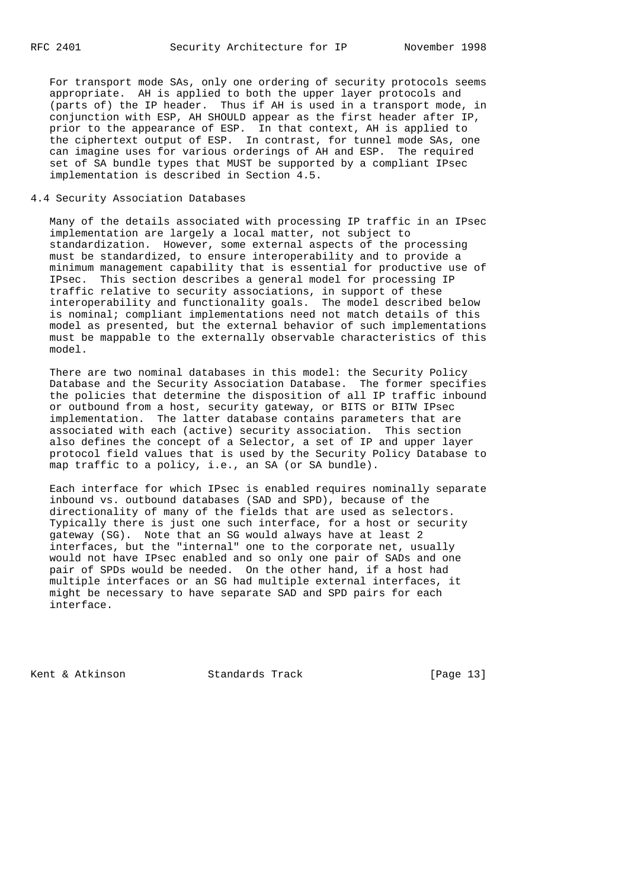For transport mode SAs, only one ordering of security protocols seems appropriate. AH is applied to both the upper layer protocols and (parts of) the IP header. Thus if AH is used in a transport mode, in conjunction with ESP, AH SHOULD appear as the first header after IP, prior to the appearance of ESP. In that context, AH is applied to the ciphertext output of ESP. In contrast, for tunnel mode SAs, one can imagine uses for various orderings of AH and ESP. The required set of SA bundle types that MUST be supported by a compliant IPsec implementation is described in Section 4.5.

## 4.4 Security Association Databases

Many of the details associated with processing IP traffic in an IPsec implementation are largely a local matter, not subject to standardization. However, some external aspects of the processing must be standardized, to ensure interoperability and to provide a minimum management capability that is essential for productive use of IPsec. This section describes a general model for processing IP traffic relative to security associations, in support of these interoperability and functionality goals. The model described below is nominal; compliant implementations need not match details of this model as presented, but the external behavior of such implementations must be mappable to the externally observable characteristics of this model.

There are two nominal databases in this model: the Security Policy Database and the Security Association Database. The former specifies the policies that determine the disposition of all IP traffic inbound or outbound from a host, security gateway, or BITS or BITW IPsec implementation. The latter database contains parameters that are associated with each (active) security association. This section also defines the concept of a Selector, a set of IP and upper layer protocol field values that is used by the Security Policy Database to map traffic to a policy, i.e., an SA (or SA bundle).

Each interface for which IPsec is enabled requires nominally separate inbound vs. outbound databases (SAD and SPD), because of the directionality of many of the fields that are used as selectors. Typically there is just one such interface, for a host or security gateway (SG). Note that an SG would always have at least 2 interfaces, but the "internal" one to the corporate net, usually would not have IPsec enabled and so only one pair of SADs and one pair of SPDs would be needed. On the other hand, if a host had multiple interfaces or an SG had multiple external interfaces, it might be necessary to have separate SAD and SPD pairs for each interface.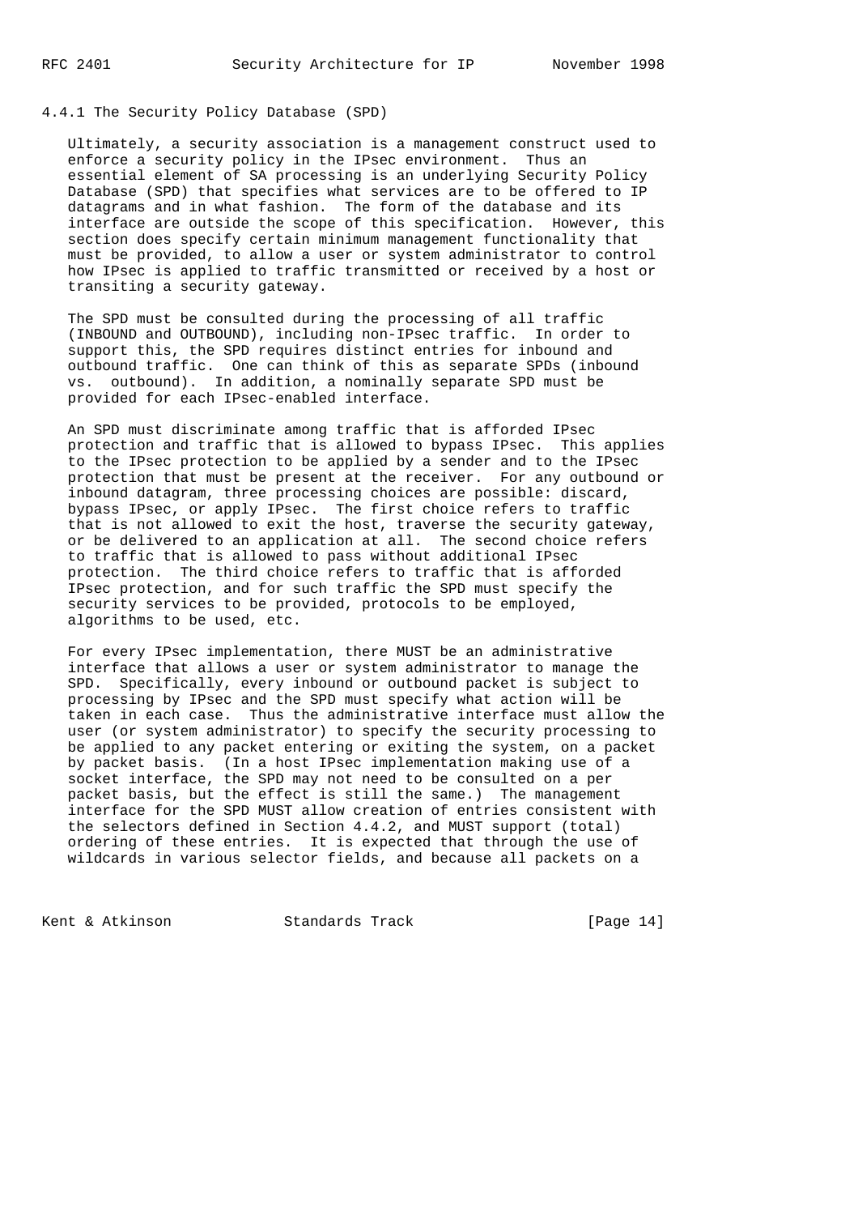### 4.4.1 The Security Policy Database (SPD)

Ultimately, a security association is a management construct used to enforce a security policy in the IPsec environment. Thus an essential element of SA processing is an underlying Security Policy Database (SPD) that specifies what services are to be offered to IP datagrams and in what fashion. The form of the database and its interface are outside the scope of this specification. However, this section does specify certain minimum management functionality that must be provided, to allow a user or system administrator to control how IPsec is applied to traffic transmitted or received by a host or transiting a security gateway.

The SPD must be consulted during the processing of all traffic (INBOUND and OUTBOUND), including non-IPsec traffic. In order to support this, the SPD requires distinct entries for inbound and outbound traffic. One can think of this as separate SPDs (inbound vs. outbound). In addition, a nominally separate SPD must be provided for each IPsec-enabled interface.

An SPD must discriminate among traffic that is afforded IPsec protection and traffic that is allowed to bypass IPsec. This applies to the IPsec protection to be applied by a sender and to the IPsec protection that must be present at the receiver. For any outbound or inbound datagram, three processing choices are possible: discard, bypass IPsec, or apply IPsec. The first choice refers to traffic that is not allowed to exit the host, traverse the security gateway, or be delivered to an application at all. The second choice refers to traffic that is allowed to pass without additional IPsec protection. The third choice refers to traffic that is afforded IPsec protection, and for such traffic the SPD must specify the security services to be provided, protocols to be employed, algorithms to be used, etc.

For every IPsec implementation, there MUST be an administrative interface that allows a user or system administrator to manage the SPD. Specifically, every inbound or outbound packet is subject to processing by IPsec and the SPD must specify what action will be taken in each case. Thus the administrative interface must allow the user (or system administrator) to specify the security processing to be applied to any packet entering or exiting the system, on a packet by packet basis. (In a host IPsec implementation making use of a socket interface, the SPD may not need to be consulted on a per packet basis, but the effect is still the same.) The management interface for the SPD MUST allow creation of entries consistent with the selectors defined in Section 4.4.2, and MUST support (total) ordering of these entries. It is expected that through the use of wildcards in various selector fields, and because all packets on a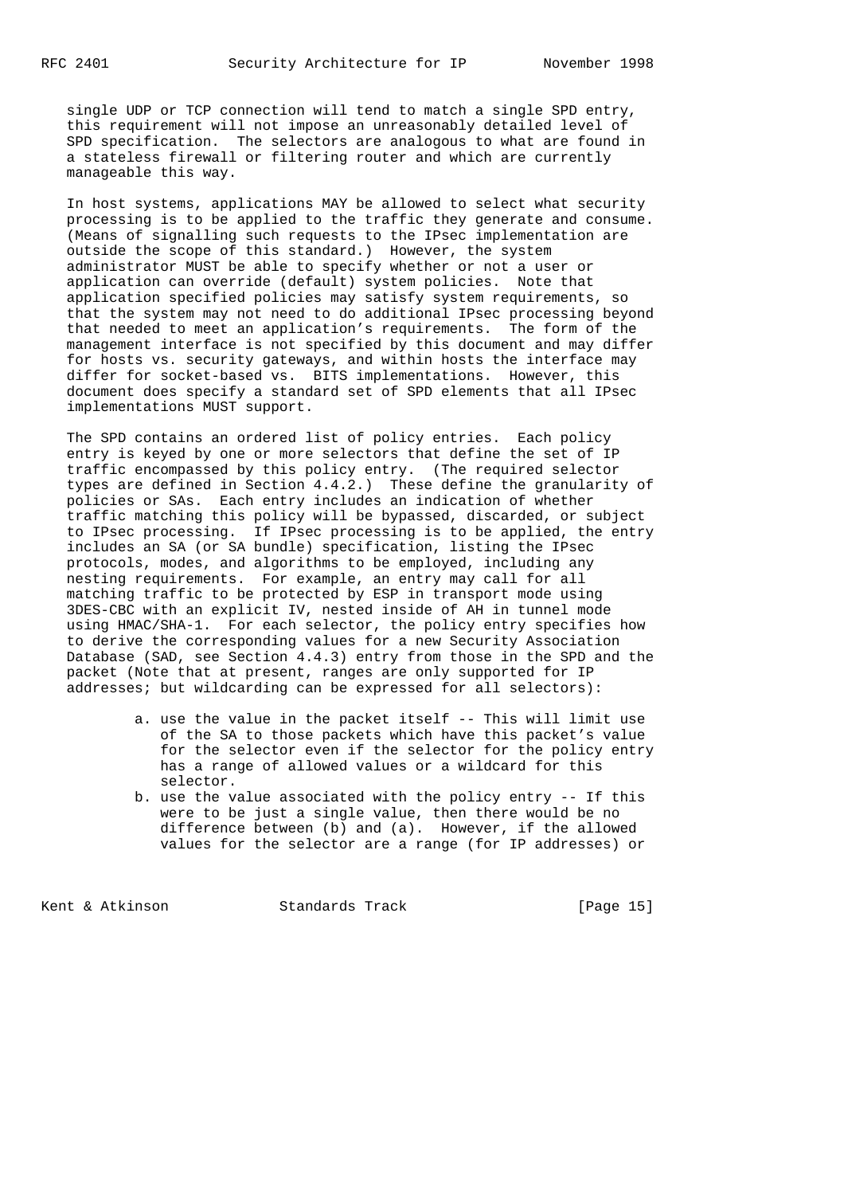single UDP or TCP connection will tend to match a single SPD entry, this requirement will not impose an unreasonably detailed level of SPD specification. The selectors are analogous to what are found in a stateless firewall or filtering router and which are currently manageable this way.

In host systems, applications MAY be allowed to select what security processing is to be applied to the traffic they generate and consume. (Means of signalling such requests to the IPsec implementation are outside the scope of this standard.) However, the system administrator MUST be able to specify whether or not a user or application can override (default) system policies. Note that application specified policies may satisfy system requirements, so that the system may not need to do additional IPsec processing beyond that needed to meet an application's requirements. The form of the management interface is not specified by this document and may differ for hosts vs. security gateways, and within hosts the interface may differ for socket-based vs. BITS implementations. However, this document does specify a standard set of SPD elements that all IPsec implementations MUST support.

The SPD contains an ordered list of policy entries. Each policy entry is keyed by one or more selectors that define the set of IP traffic encompassed by this policy entry. (The required selector types are defined in Section 4.4.2.) These define the granularity of policies or SAs. Each entry includes an indication of whether traffic matching this policy will be bypassed, discarded, or subject to IPsec processing. If IPsec processing is to be applied, the entry includes an SA (or SA bundle) specification, listing the IPsec protocols, modes, and algorithms to be employed, including any nesting requirements. For example, an entry may call for all matching traffic to be protected by ESP in transport mode using 3DES-CBC with an explicit IV, nested inside of AH in tunnel mode using HMAC/SHA-1. For each selector, the policy entry specifies how to derive the corresponding values for a new Security Association Database (SAD, see Section 4.4.3) entry from those in the SPD and the packet (Note that at present, ranges are only supported for IP addresses; but wildcarding can be expressed for all selectors):

a. use the value in the packet itself -- This will limit use of the SA to those packets which have this packet's value for the selector even if the selector for the policy entry has a range of allowed values or a wildcard for this selector.

b. use the value associated with the policy entry -- If this were to be just a single value, then there would be no difference between (b) and (a). However, if the allowed values for the selector are a range (for IP addresses) or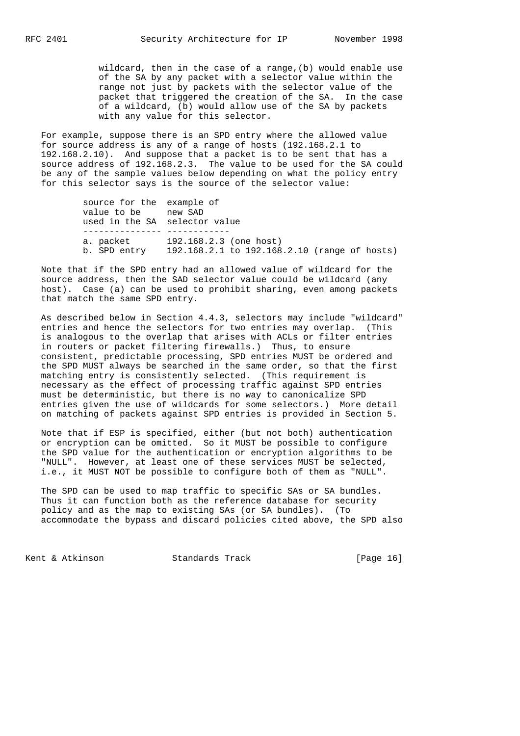wildcard, then in the case of a range,(b) would enable use of the SA by any packet with a selector value within the range not just by packets with the selector value of the packet that triggered the creation of the SA. In the case of a wildcard, (b) would allow use of the SA by packets with any value for this selector.

For example, suppose there is an SPD entry where the allowed value for source address is any of a range of hosts (192.168.2.1 to 192.168.2.10). And suppose that a packet is to be sent that has a source address of 192.168.2.3. The value to be used for the SA could be any of the sample values below depending on what the policy entry for this selector says is the source of the selector value:

| source for the value to be used in the SA | example of new SAD selector value |
|---|---|
| a. packet | 192.168.2.3 (one host) |
| b. SPD entry | 192.168.2.1 to 192.168.2.10 (range of hosts) |

Note that if the SPD entry had an allowed value of wildcard for the source address, then the SAD selector value could be wildcard (any host). Case (a) can be used to prohibit sharing, even among packets that match the same SPD entry.

As described below in Section 4.4.3, selectors may include "wildcard" entries and hence the selectors for two entries may overlap. (This is analogous to the overlap that arises with ACLs or filter entries in routers or packet filtering firewalls.) Thus, to ensure consistent, predictable processing, SPD entries MUST be ordered and the SPD MUST always be searched in the same order, so that the first matching entry is consistently selected. (This requirement is necessary as the effect of processing traffic against SPD entries must be deterministic, but there is no way to canonicalize SPD entries given the use of wildcards for some selectors.) More detail on matching of packets against SPD entries is provided in Section 5.

Note that if ESP is specified, either (but not both) authentication or encryption can be omitted. So it MUST be possible to configure the SPD value for the authentication or encryption algorithms to be "NULL". However, at least one of these services MUST be selected, i.e., it MUST NOT be possible to configure both of them as "NULL".

The SPD can be used to map traffic to specific SAs or SA bundles. Thus it can function both as the reference database for security policy and as the map to existing SAs (or SA bundles). (To accommodate the bypass and discard policies cited above, the SPD also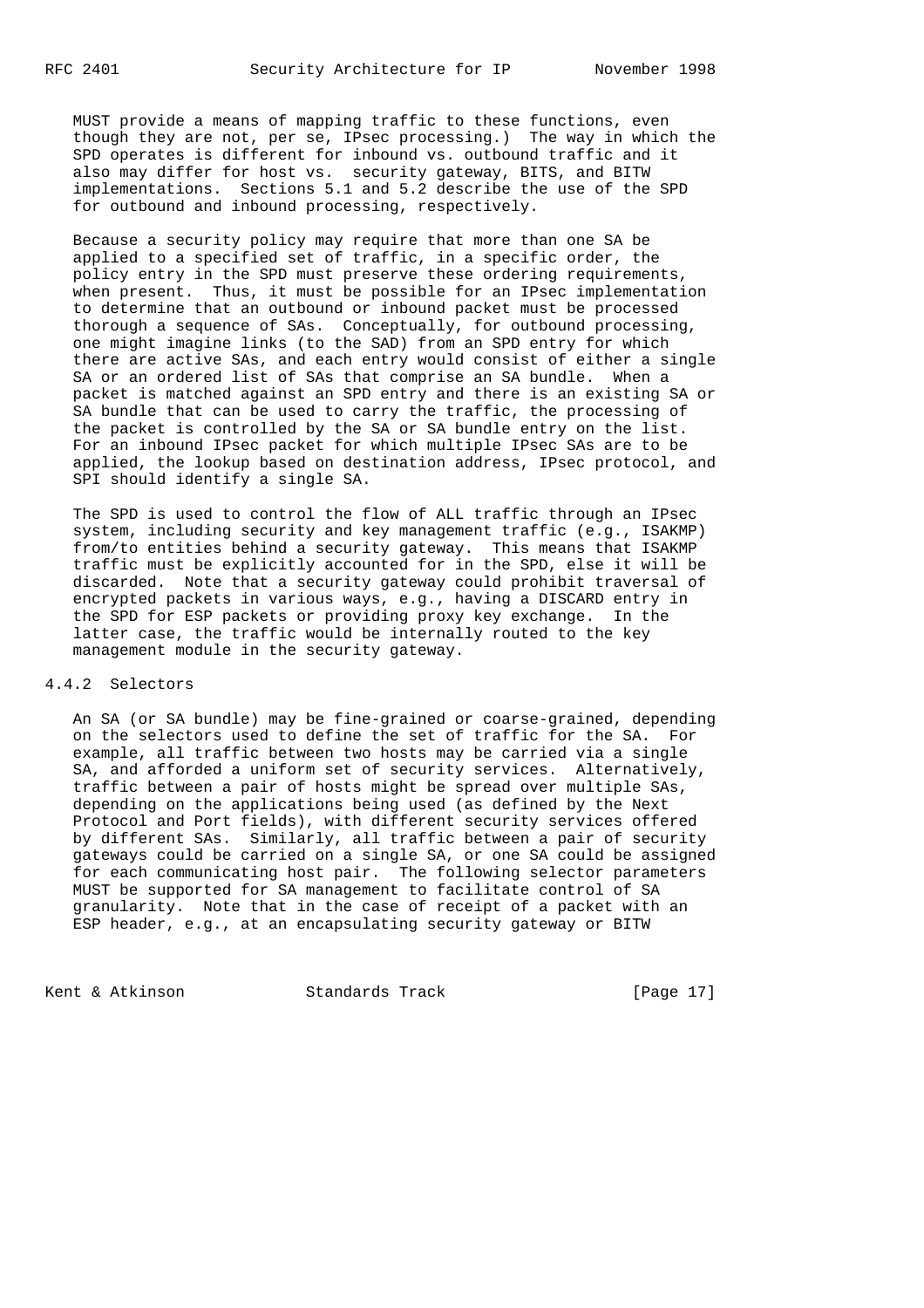MUST provide a means of mapping traffic to these functions, even though they are not, per se, IPsec processing.) The way in which the SPD operates is different for inbound vs. outbound traffic and it also may differ for host vs. security gateway, BITS, and BITW implementations. Sections 5.1 and 5.2 describe the use of the SPD for outbound and inbound processing, respectively.

Because a security policy may require that more than one SA be applied to a specified set of traffic, in a specific order, the policy entry in the SPD must preserve these ordering requirements, when present. Thus, it must be possible for an IPsec implementation to determine that an outbound or inbound packet must be processed thorough a sequence of SAs. Conceptually, for outbound processing, one might imagine links (to the SAD) from an SPD entry for which there are active SAs, and each entry would consist of either a single SA or an ordered list of SAs that comprise an SA bundle. When a packet is matched against an SPD entry and there is an existing SA or SA bundle that can be used to carry the traffic, the processing of the packet is controlled by the SA or SA bundle entry on the list. For an inbound IPsec packet for which multiple IPsec SAs are to be applied, the lookup based on destination address, IPsec protocol, and SPI should identify a single SA.

The SPD is used to control the flow of ALL traffic through an IPsec system, including security and key management traffic (e.g., ISAKMP) from/to entities behind a security gateway. This means that ISAKMP traffic must be explicitly accounted for in the SPD, else it will be discarded. Note that a security gateway could prohibit traversal of encrypted packets in various ways, e.g., having a DISCARD entry in the SPD for ESP packets or providing proxy key exchange. In the latter case, the traffic would be internally routed to the key management module in the security gateway.

### 4.4.2 Selectors

An SA (or SA bundle) may be fine-grained or coarse-grained, depending on the selectors used to define the set of traffic for the SA. For example, all traffic between two hosts may be carried via a single SA, and afforded a uniform set of security services. Alternatively, traffic between a pair of hosts might be spread over multiple SAs, depending on the applications being used (as defined by the Next Protocol and Port fields), with different security services offered by different SAs. Similarly, all traffic between a pair of security gateways could be carried on a single SA, or one SA could be assigned for each communicating host pair. The following selector parameters MUST be supported for SA management to facilitate control of SA granularity. Note that in the case of receipt of a packet with an ESP header, e.g., at an encapsulating security gateway or BITW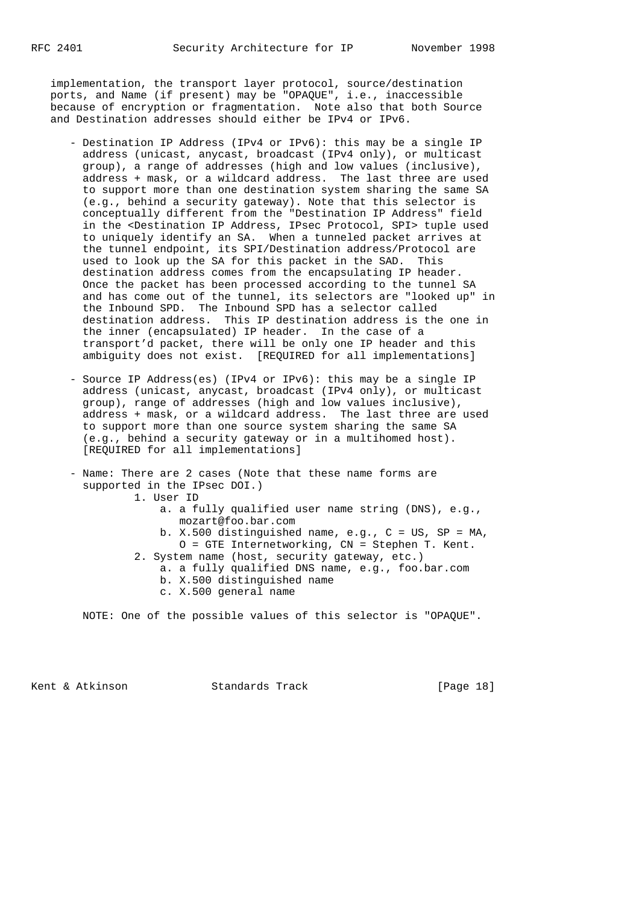implementation, the transport layer protocol, source/destination ports, and Name (if present) may be "OPAQUE", i.e., inaccessible because of encryption or fragmentation. Note also that both Source and Destination addresses should either be IPv4 or IPv6.

- Destination IP Address (IPv4 or IPv6): this may be a single IP address (unicast, anycast, broadcast (IPv4 only), or multicast group), a range of addresses (high and low values (inclusive), address + mask, or a wildcard address. The last three are used to support more than one destination system sharing the same SA (e.g., behind a security gateway). Note that this selector is conceptually different from the "Destination IP Address" field in the <Destination IP Address, IPsec Protocol, SPI> tuple used to uniquely identify an SA. When a tunneled packet arrives at the tunnel endpoint, its SPI/Destination address/Protocol are used to look up the SA for this packet in the SAD. This destination address comes from the encapsulating IP header. Once the packet has been processed according to the tunnel SA and has come out of the tunnel, its selectors are "looked up" in the Inbound SPD. The Inbound SPD has a selector called destination address. This IP destination address is the one in the inner (encapsulated) IP header. In the case of a transport'd packet, there will be only one IP header and this ambiguity does not exist. [REQUIRED for all implementations]

- Source IP Address(es) (IPv4 or IPv6): this may be a single IP address (unicast, anycast, broadcast (IPv4 only), or multicast group), range of addresses (high and low values inclusive), address + mask, or a wildcard address. The last three are used to support more than one source system sharing the same SA (e.g., behind a security gateway or in a multihomed host). [REQUIRED for all implementations]

- Name: There are 2 cases (Note that these name forms are supported in the IPsec DOI.)
    1. User ID
        a. a fully qualified user name string (DNS), e.g., mozart@foo.bar.com
        b. X.500 distinguished name, e.g., C = US, SP = MA, O = GTE Internetworking, CN = Stephen T. Kent.
    2. System name (host, security gateway, etc.)
        a. a fully qualified DNS name, e.g., foo.bar.com
        b. X.500 distinguished name
        c. X.500 general name

  NOTE: One of the possible values of this selector is "OPAQUE".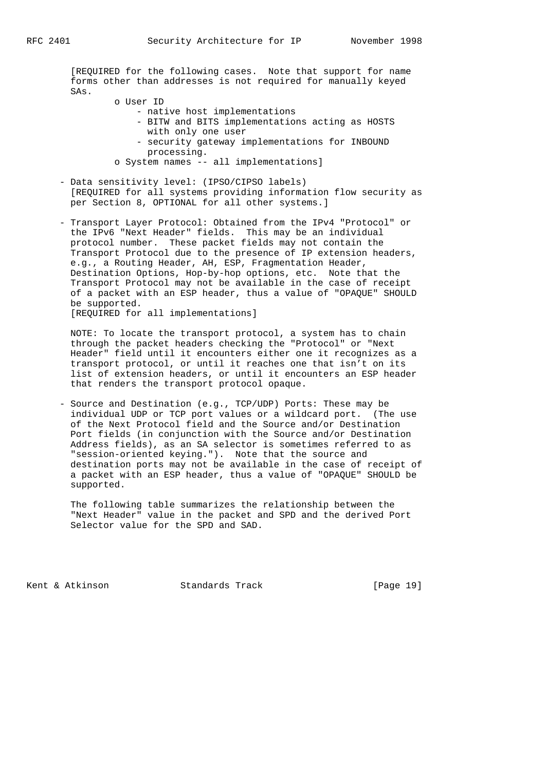[REQUIRED for the following cases. Note that support for name forms other than addresses is not required for manually keyed SAs.

- o User ID
  - native host implementations
  - BITW and BITS implementations acting as HOSTS with only one user
  - security gateway implementations for INBOUND processing.
- o System names -- all implementations]

- Data sensitivity level: (IPSO/CIPSO labels)
  [REQUIRED for all systems providing information flow security as per Section 8, OPTIONAL for all other systems.]

- Transport Layer Protocol: Obtained from the IPv4 "Protocol" or the IPv6 "Next Header" fields. This may be an individual protocol number. These packet fields may not contain the Transport Protocol due to the presence of IP extension headers, e.g., a Routing Header, AH, ESP, Fragmentation Header, Destination Options, Hop-by-hop options, etc. Note that the Transport Protocol may not be available in the case of receipt of a packet with an ESP header, thus a value of "OPAQUE" SHOULD be supported.
  [REQUIRED for all implementations]

  NOTE: To locate the transport protocol, a system has to chain through the packet headers checking the "Protocol" or "Next Header" field until it encounters either one it recognizes as a transport protocol, or until it reaches one that isn't on its list of extension headers, or until it encounters an ESP header that renders the transport protocol opaque.

- Source and Destination (e.g., TCP/UDP) Ports: These may be individual UDP or TCP port values or a wildcard port. (The use of the Next Protocol field and the Source and/or Destination Port fields (in conjunction with the Source and/or Destination Address fields), as an SA selector is sometimes referred to as "session-oriented keying."). Note that the source and destination ports may not be available in the case of receipt of a packet with an ESP header, thus a value of "OPAQUE" SHOULD be supported.

  The following table summarizes the relationship between the "Next Header" value in the packet and SPD and the derived Port Selector value for the SPD and SAD.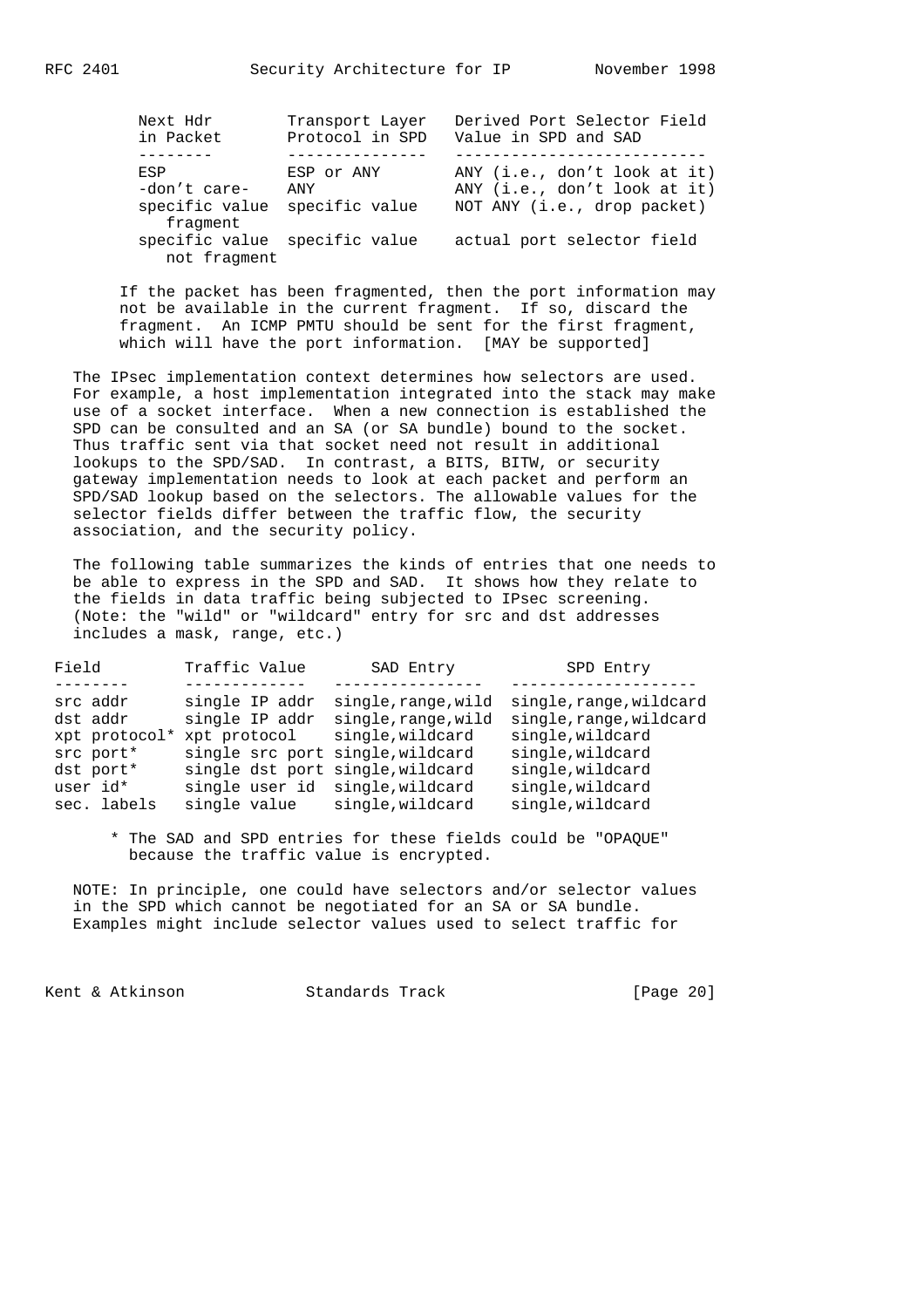| Next Hdr in Packet | Transport Layer Protocol in SPD | Derived Port Selector Field Value in SPD and SAD |
|---|---|---|
| ESP | ESP or ANY | ANY (i.e., don't look at it) |
| -don't care- | ANY | ANY (i.e., don't look at it) |
| specific value fragment | specific value | NOT ANY (i.e., drop packet) |
| specific value not fragment | specific value | actual port selector field |

If the packet has been fragmented, then the port information may not be available in the current fragment. If so, discard the fragment. An ICMP PMTU should be sent for the first fragment, which will have the port information. [MAY be supported]

The IPsec implementation context determines how selectors are used. For example, a host implementation integrated into the stack may make use of a socket interface. When a new connection is established the SPD can be consulted and an SA (or SA bundle) bound to the socket. Thus traffic sent via that socket need not result in additional lookups to the SPD/SAD. In contrast, a BITS, BITW, or security gateway implementation needs to look at each packet and perform an SPD/SAD lookup based on the selectors. The allowable values for the selector fields differ between the traffic flow, the security association, and the security policy.

The following table summarizes the kinds of entries that one needs to be able to express in the SPD and SAD. It shows how they relate to the fields in data traffic being subjected to IPsec screening. (Note: the "wild" or "wildcard" entry for src and dst addresses includes a mask, range, etc.)

| Field | Traffic Value | SAD Entry | SPD Entry |
|---|---|---|---|
| src addr | single IP addr | single,range,wild | single,range,wildcard |
| dst addr | single IP addr | single,range,wild | single,range,wildcard |
| xpt protocol* | xpt protocol | single,wildcard | single,wildcard |
| src port* | single src port | single,wildcard | single,wildcard |
| dst port* | single dst port | single,wildcard | single,wildcard |
| user id* | single user id | single,wildcard | single,wildcard |
| sec. labels | single value | single,wildcard | single,wildcard |

\* The SAD and SPD entries for these fields could be "OPAQUE" because the traffic value is encrypted.

NOTE: In principle, one could have selectors and/or selector values in the SPD which cannot be negotiated for an SA or SA bundle. Examples might include selector values used to select traffic for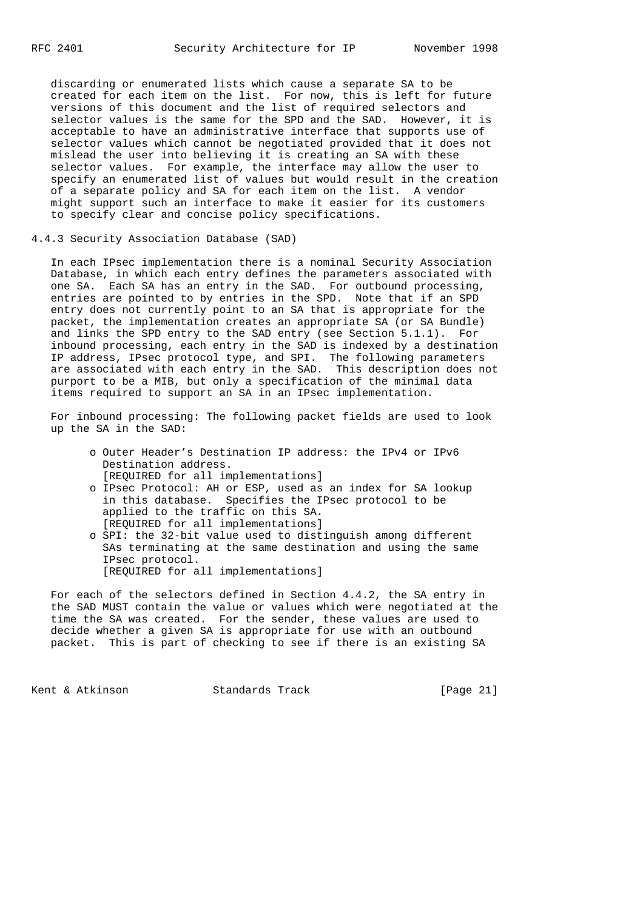discarding or enumerated lists which cause a separate SA to be created for each item on the list. For now, this is left for future versions of this document and the list of required selectors and selector values is the same for the SPD and the SAD. However, it is acceptable to have an administrative interface that supports use of selector values which cannot be negotiated provided that it does not mislead the user into believing it is creating an SA with these selector values. For example, the interface may allow the user to specify an enumerated list of values but would result in the creation of a separate policy and SA for each item on the list. A vendor might support such an interface to make it easier for its customers to specify clear and concise policy specifications.

### 4.4.3 Security Association Database (SAD)

In each IPsec implementation there is a nominal Security Association Database, in which each entry defines the parameters associated with one SA. Each SA has an entry in the SAD. For outbound processing, entries are pointed to by entries in the SPD. Note that if an SPD entry does not currently point to an SA that is appropriate for the packet, the implementation creates an appropriate SA (or SA Bundle) and links the SPD entry to the SAD entry (see Section 5.1.1). For inbound processing, each entry in the SAD is indexed by a destination IP address, IPsec protocol type, and SPI. The following parameters are associated with each entry in the SAD. This description does not purport to be a MIB, but only a specification of the minimal data items required to support an SA in an IPsec implementation.

For inbound processing: The following packet fields are used to look up the SA in the SAD:

- Outer Header's Destination IP address: the IPv4 or IPv6 Destination address.
  [REQUIRED for all implementations]
- IPsec Protocol: AH or ESP, used as an index for SA lookup in this database. Specifies the IPsec protocol to be applied to the traffic on this SA.
  [REQUIRED for all implementations]
- SPI: the 32-bit value used to distinguish among different SAs terminating at the same destination and using the same IPsec protocol.
  [REQUIRED for all implementations]

For each of the selectors defined in Section 4.4.2, the SA entry in the SAD MUST contain the value or values which were negotiated at the time the SA was created. For the sender, these values are used to decide whether a given SA is appropriate for use with an outbound packet. This is part of checking to see if there is an existing SA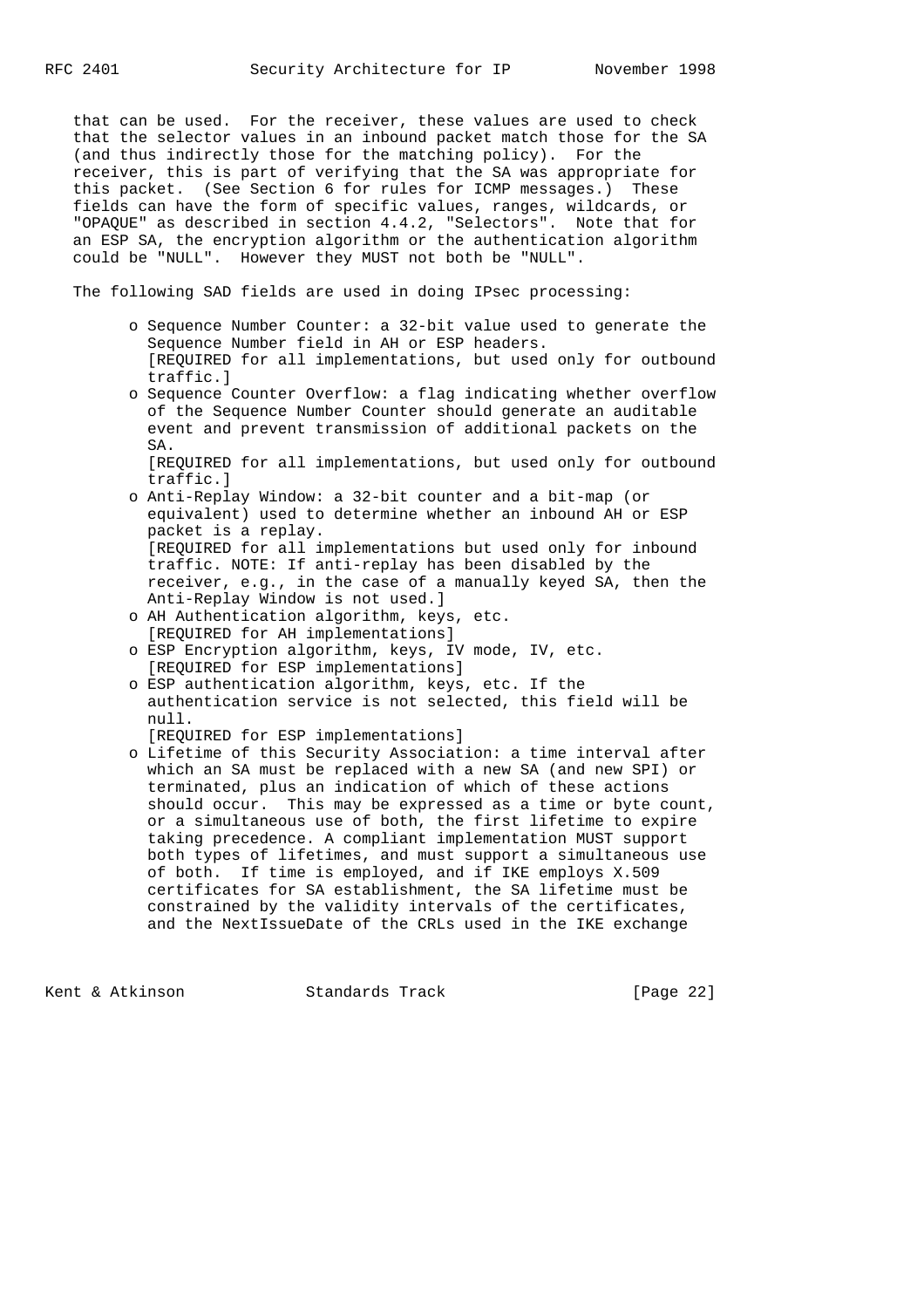that can be used. For the receiver, these values are used to check that the selector values in an inbound packet match those for the SA (and thus indirectly those for the matching policy). For the receiver, this is part of verifying that the SA was appropriate for this packet. (See Section 6 for rules for ICMP messages.) These fields can have the form of specific values, ranges, wildcards, or "OPAQUE" as described in section 4.4.2, "Selectors". Note that for an ESP SA, the encryption algorithm or the authentication algorithm could be "NULL". However they MUST not both be "NULL".

The following SAD fields are used in doing IPsec processing:

- o Sequence Number Counter: a 32-bit value used to generate the Sequence Number field in AH or ESP headers.
  [REQUIRED for all implementations, but used only for outbound traffic.]
- o Sequence Counter Overflow: a flag indicating whether overflow of the Sequence Number Counter should generate an auditable event and prevent transmission of additional packets on the SA.
  [REQUIRED for all implementations, but used only for outbound traffic.]
- o Anti-Replay Window: a 32-bit counter and a bit-map (or equivalent) used to determine whether an inbound AH or ESP packet is a replay.
  [REQUIRED for all implementations but used only for inbound traffic. NOTE: If anti-replay has been disabled by the receiver, e.g., in the case of a manually keyed SA, then the Anti-Replay Window is not used.]
- o AH Authentication algorithm, keys, etc.
  [REQUIRED for AH implementations]
- o ESP Encryption algorithm, keys, IV mode, IV, etc.
  [REQUIRED for ESP implementations]
- o ESP authentication algorithm, keys, etc. If the authentication service is not selected, this field will be null.
  [REQUIRED for ESP implementations]
- o Lifetime of this Security Association: a time interval after which an SA must be replaced with a new SA (and new SPI) or terminated, plus an indication of which of these actions should occur. This may be expressed as a time or byte count, or a simultaneous use of both, the first lifetime to expire taking precedence. A compliant implementation MUST support both types of lifetimes, and must support a simultaneous use of both. If time is employed, and if IKE employs X.509 certificates for SA establishment, the SA lifetime must be constrained by the validity intervals of the certificates, and the NextIssueDate of the CRLs used in the IKE exchange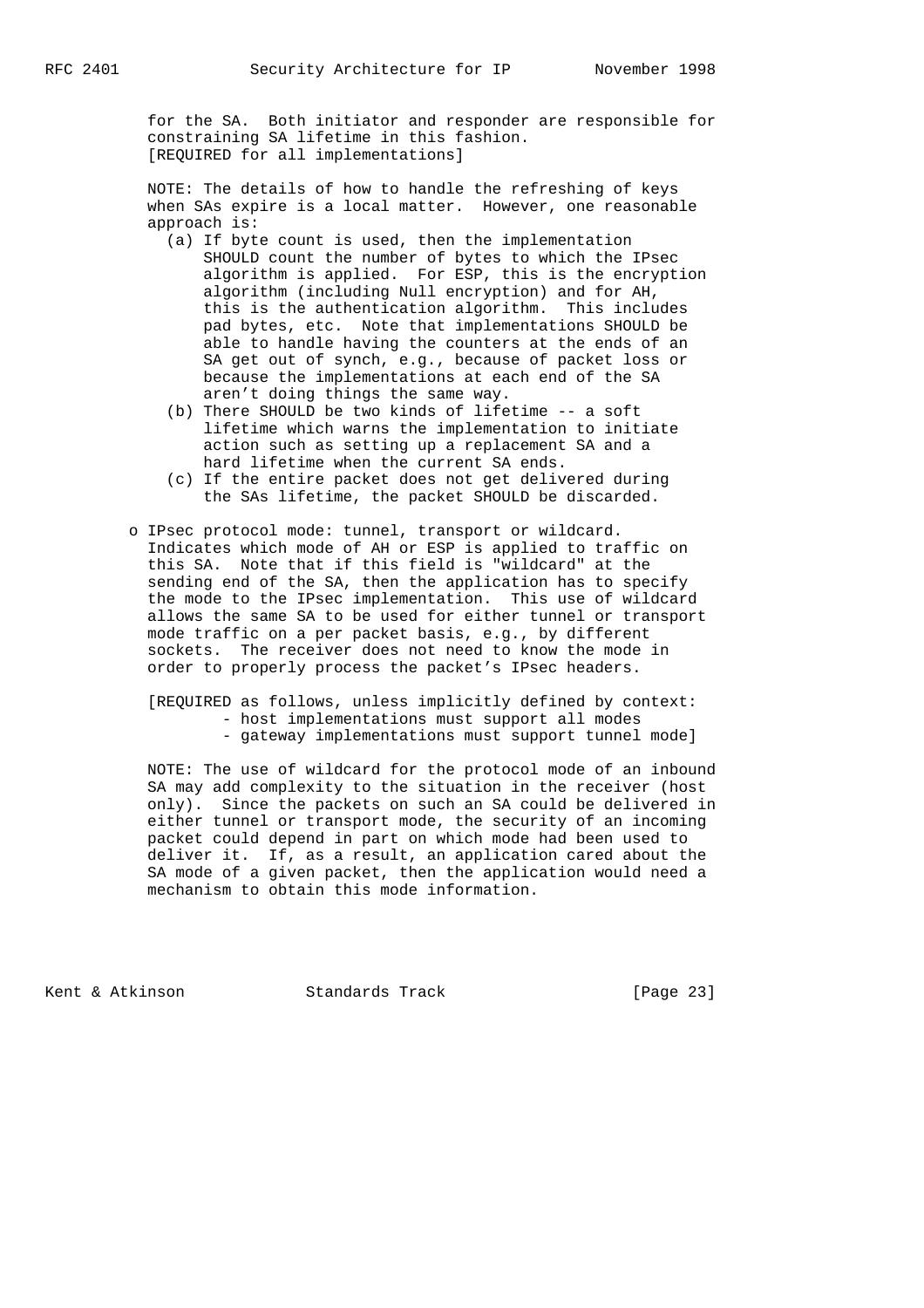for the SA. Both initiator and responder are responsible for constraining SA lifetime in this fashion.
[REQUIRED for all implementations]

NOTE: The details of how to handle the refreshing of keys when SAs expire is a local matter. However, one reasonable approach is:

(a) If byte count is used, then the implementation SHOULD count the number of bytes to which the IPsec algorithm is applied. For ESP, this is the encryption algorithm (including Null encryption) and for AH, this is the authentication algorithm. This includes pad bytes, etc. Note that implementations SHOULD be able to handle having the counters at the ends of an SA get out of synch, e.g., because of packet loss or because the implementations at each end of the SA aren't doing things the same way.

(b) There SHOULD be two kinds of lifetime -- a soft lifetime which warns the implementation to initiate action such as setting up a replacement SA and a hard lifetime when the current SA ends.

(c) If the entire packet does not get delivered during the SAs lifetime, the packet SHOULD be discarded.

- IPsec protocol mode: tunnel, transport or wildcard. Indicates which mode of AH or ESP is applied to traffic on this SA. Note that if this field is "wildcard" at the sending end of the SA, then the application has to specify the mode to the IPsec implementation. This use of wildcard allows the same SA to be used for either tunnel or transport mode traffic on a per packet basis, e.g., by different sockets. The receiver does not need to know the mode in order to properly process the packet's IPsec headers.

  [REQUIRED as follows, unless implicitly defined by context:
  - host implementations must support all modes
  - gateway implementations must support tunnel mode]

  NOTE: The use of wildcard for the protocol mode of an inbound SA may add complexity to the situation in the receiver (host only). Since the packets on such an SA could be delivered in either tunnel or transport mode, the security of an incoming packet could depend in part on which mode had been used to deliver it. If, as a result, an application cared about the SA mode of a given packet, then the application would need a mechanism to obtain this mode information.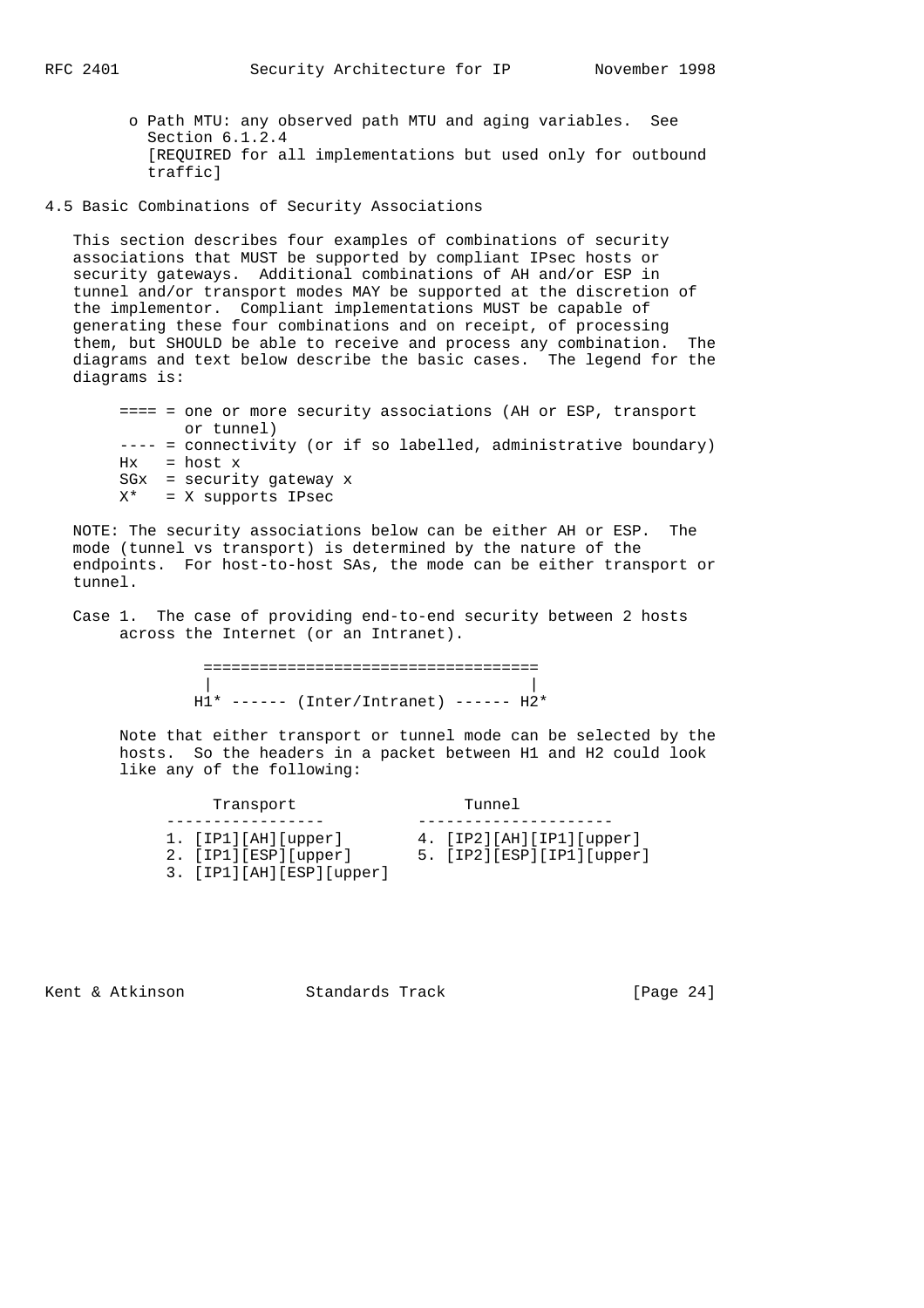- Path MTU: any observed path MTU and aging variables. See Section 6.1.2.4
  [REQUIRED for all implementations but used only for outbound traffic]

## 4.5 Basic Combinations of Security Associations

This section describes four examples of combinations of security associations that MUST be supported by compliant IPsec hosts or security gateways. Additional combinations of AH and/or ESP in tunnel and/or transport modes MAY be supported at the discretion of the implementor. Compliant implementations MUST be capable of generating these four combinations and on receipt, of processing them, but SHOULD be able to receive and process any combination. The diagrams and text below describe the basic cases. The legend for the diagrams is:

```
==== = one or more security associations (AH or ESP, transport
       or tunnel)
---- = connectivity (or if so labelled, administrative boundary)
Hx   = host x
SGx  = security gateway x
X*   = X supports IPsec
```

NOTE: The security associations below can be either AH or ESP. The mode (tunnel vs transport) is determined by the nature of the endpoints. For host-to-host SAs, the mode can be either transport or tunnel.

Case 1. The case of providing end-to-end security between 2 hosts across the Internet (or an Intranet).

```
 ===================================
 |                                 |
H1* ------ (Inter/Intranet) ------ H2*
```

Note that either transport or tunnel mode can be selected by the hosts. So the headers in a packet between H1 and H2 could look like any of the following:

```
     Transport                 Tunnel
 -----------------          ---------------------
 1. [IP1][AH][upper]        4. [IP2][AH][IP1][upper]
 2. [IP1][ESP][upper]       5. [IP2][ESP][IP1][upper]
 3. [IP1][AH][ESP][upper]
```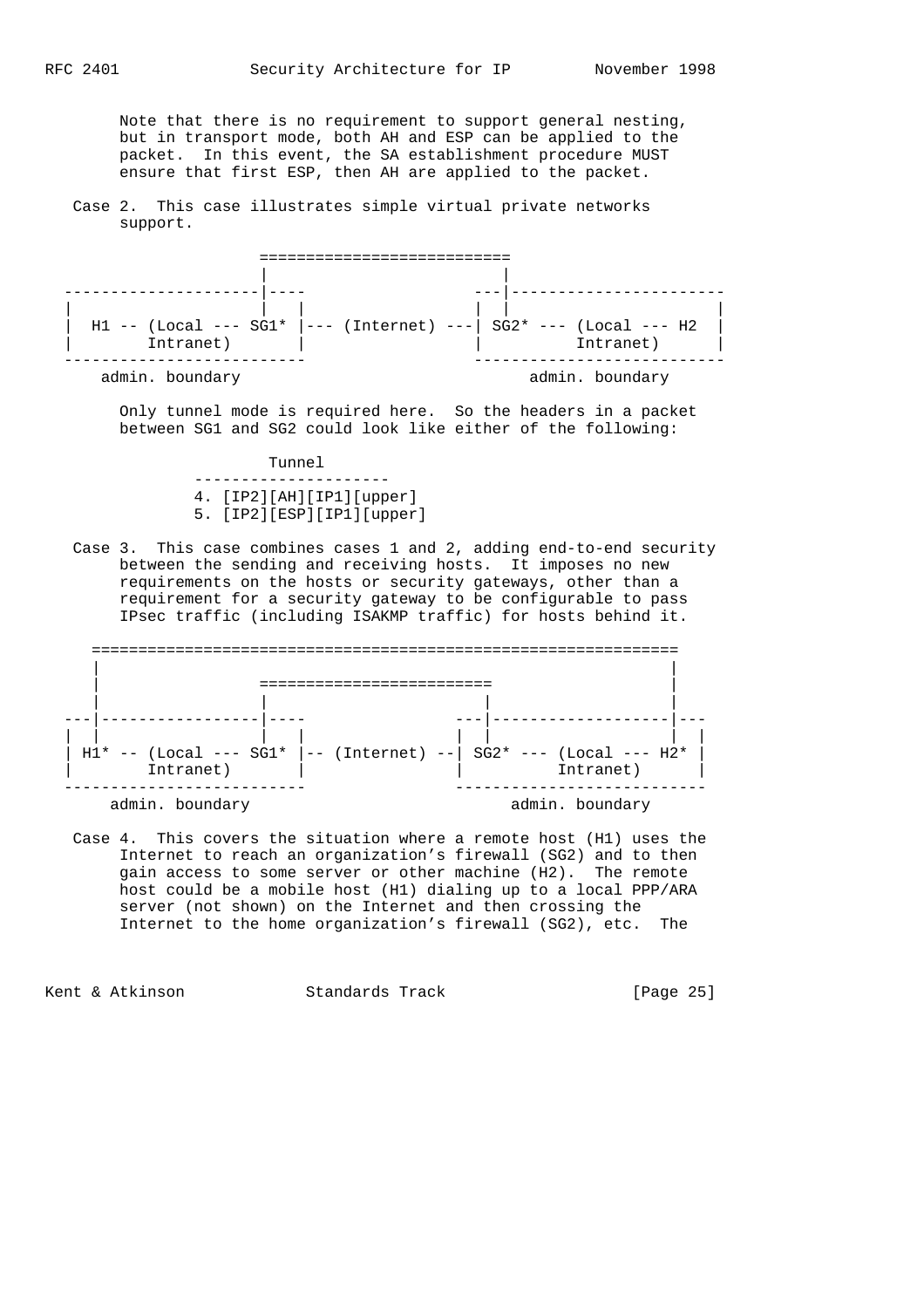Note that there is no requirement to support general nesting, but in transport mode, both AH and ESP can be applied to the packet. In this event, the SA establishment procedure MUST ensure that first ESP, then AH are applied to the packet.

Case 2. This case illustrates simple virtual private networks support.

```
                 ===========================
                 |                         |
---------------------|----               ---|-----------------------
|                    |   |               |  |                      |
|  H1 -- (Local --- SG1* |--- (Internet) ---| SG2* --- (Local --- H2  |
|        Intranet)       |               |          Intranet)      |
--------------------------               ---------------------------
    admin. boundary                          admin. boundary
```

Only tunnel mode is required here. So the headers in a packet between SG1 and SG2 could look like either of the following:

```
                Tunnel
          ---------------------
          4. [IP2][AH][IP1][upper]
          5. [IP2][ESP][IP1][upper]
```

Case 3. This case combines cases 1 and 2, adding end-to-end security between the sending and receiving hosts. It imposes no new requirements on the hosts or security gateways, other than a requirement for a security gateway to be configurable to pass IPsec traffic (including ISAKMP traffic) for hosts behind it.

```
    ===============================================================
    |                                                             |
    |                =========================                    |
    |                |                       |                    |
---|-----------------|----               ---|-------------------|---
|  |                 |   |               |  |                   |  |
| H1* -- (Local --- SG1* |-- (Internet) --| SG2* --- (Local --- H2* |
|        Intranet)       |               |          Intranet)      |
--------------------------               --------------------------
    admin. boundary                          admin. boundary
```

Case 4. This covers the situation where a remote host (H1) uses the Internet to reach an organization's firewall (SG2) and to then gain access to some server or other machine (H2). The remote host could be a mobile host (H1) dialing up to a local PPP/ARA server (not shown) on the Internet and then crossing the Internet to the home organization's firewall (SG2), etc. The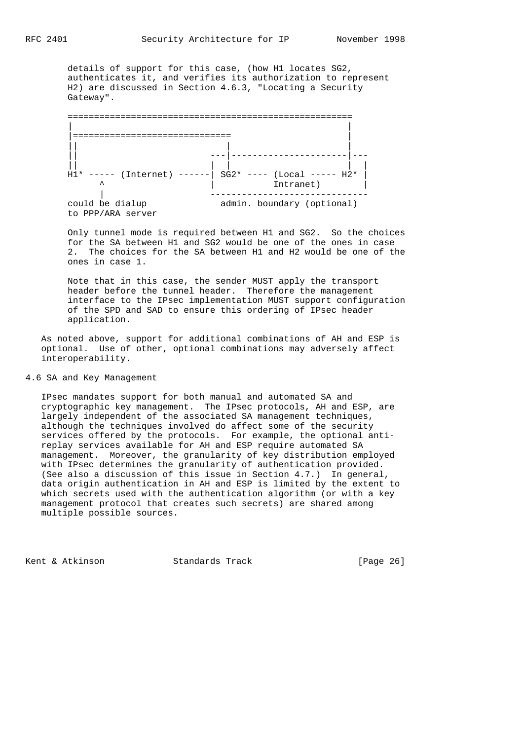details of support for this case, (how H1 locates SG2, authenticates it, and verifies its authorization to represent H2) are discussed in Section 4.6.3, "Locating a Security Gateway".

```
=====================================================
|                                                   |
|=============================                      |
||                             |                    |
||                          ---|----------------------|---
||                          |  |                    |  |
H1* ----- (Internet) ------| SG2* ---- (Local ----- H2* |
     ^                     |           Intranet)        |
     |                     ------------------------------
could be dialup              admin. boundary (optional)
to PPP/ARA server
```

Only tunnel mode is required between H1 and SG2. So the choices for the SA between H1 and SG2 would be one of the ones in case 2. The choices for the SA between H1 and H2 would be one of the ones in case 1.

Note that in this case, the sender MUST apply the transport header before the tunnel header. Therefore the management interface to the IPsec implementation MUST support configuration of the SPD and SAD to ensure this ordering of IPsec header application.

As noted above, support for additional combinations of AH and ESP is optional. Use of other, optional combinations may adversely affect interoperability.

## 4.6 SA and Key Management

IPsec mandates support for both manual and automated SA and cryptographic key management. The IPsec protocols, AH and ESP, are largely independent of the associated SA management techniques, although the techniques involved do affect some of the security services offered by the protocols. For example, the optional anti-replay services available for AH and ESP require automated SA management. Moreover, the granularity of key distribution employed with IPsec determines the granularity of authentication provided. (See also a discussion of this issue in Section 4.7.) In general, data origin authentication in AH and ESP is limited by the extent to which secrets used with the authentication algorithm (or with a key management protocol that creates such secrets) are shared among multiple possible sources.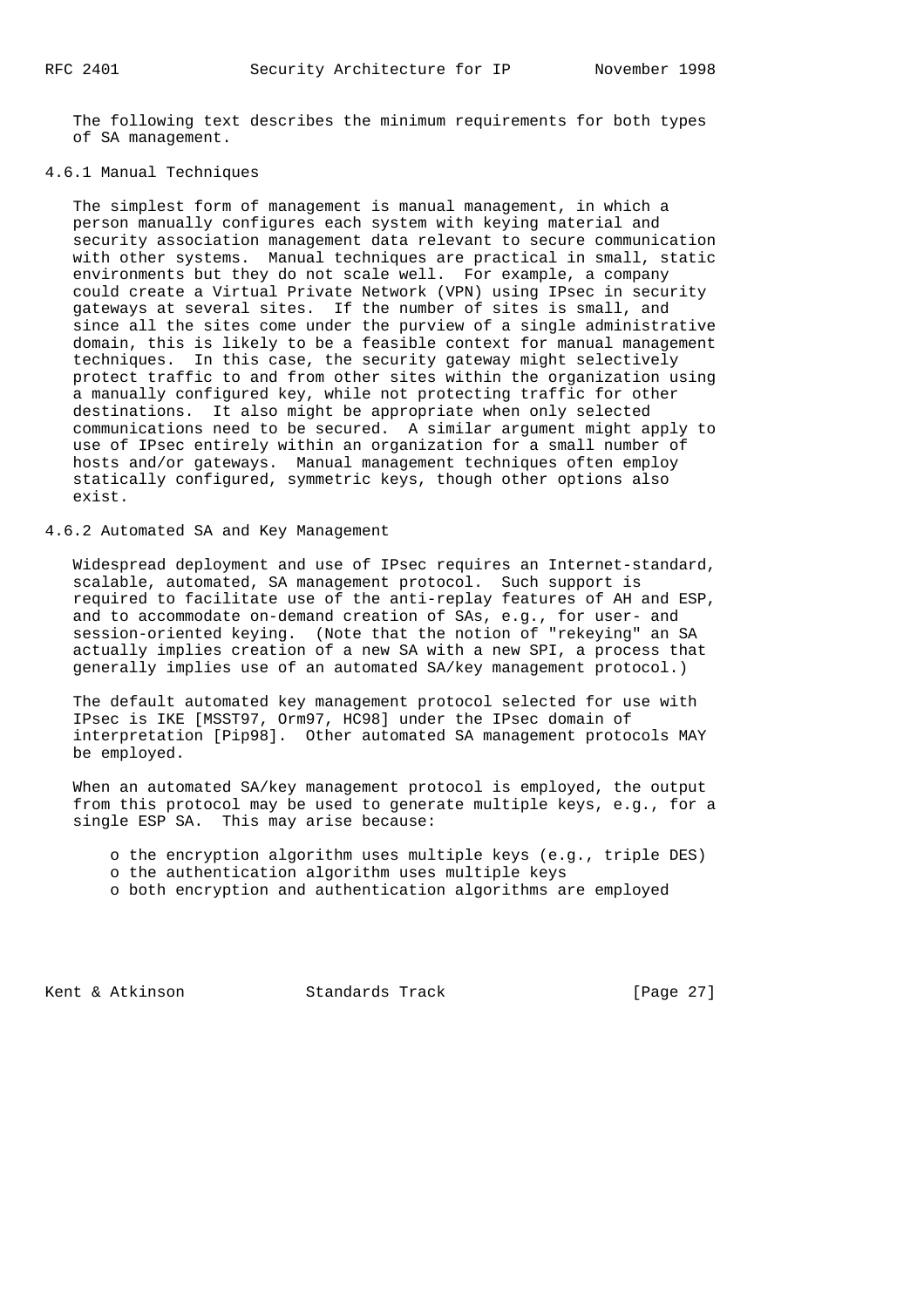The following text describes the minimum requirements for both types of SA management.

### 4.6.1 Manual Techniques

The simplest form of management is manual management, in which a person manually configures each system with keying material and security association management data relevant to secure communication with other systems. Manual techniques are practical in small, static environments but they do not scale well. For example, a company could create a Virtual Private Network (VPN) using IPsec in security gateways at several sites. If the number of sites is small, and since all the sites come under the purview of a single administrative domain, this is likely to be a feasible context for manual management techniques. In this case, the security gateway might selectively protect traffic to and from other sites within the organization using a manually configured key, while not protecting traffic for other destinations. It also might be appropriate when only selected communications need to be secured. A similar argument might apply to use of IPsec entirely within an organization for a small number of hosts and/or gateways. Manual management techniques often employ statically configured, symmetric keys, though other options also exist.

### 4.6.2 Automated SA and Key Management

Widespread deployment and use of IPsec requires an Internet-standard, scalable, automated, SA management protocol. Such support is required to facilitate use of the anti-replay features of AH and ESP, and to accommodate on-demand creation of SAs, e.g., for user- and session-oriented keying. (Note that the notion of "rekeying" an SA actually implies creation of a new SA with a new SPI, a process that generally implies use of an automated SA/key management protocol.)

The default automated key management protocol selected for use with IPsec is IKE [MSST97, Orm97, HC98] under the IPsec domain of interpretation [Pip98]. Other automated SA management protocols MAY be employed.

When an automated SA/key management protocol is employed, the output from this protocol may be used to generate multiple keys, e.g., for a single ESP SA. This may arise because:

- the encryption algorithm uses multiple keys (e.g., triple DES)
- the authentication algorithm uses multiple keys
- both encryption and authentication algorithms are employed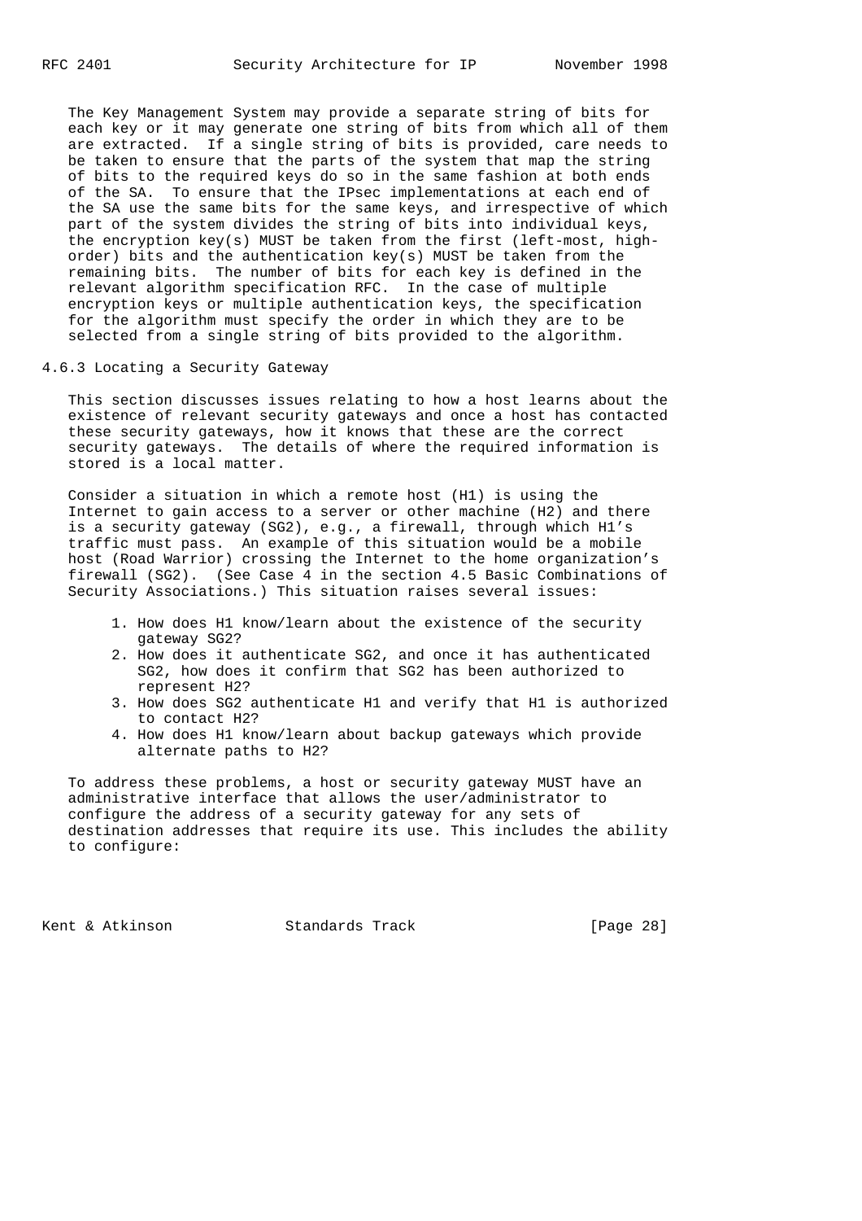The Key Management System may provide a separate string of bits for each key or it may generate one string of bits from which all of them are extracted. If a single string of bits is provided, care needs to be taken to ensure that the parts of the system that map the string of bits to the required keys do so in the same fashion at both ends of the SA. To ensure that the IPsec implementations at each end of the SA use the same bits for the same keys, and irrespective of which part of the system divides the string of bits into individual keys, the encryption key(s) MUST be taken from the first (left-most, high-order) bits and the authentication key(s) MUST be taken from the remaining bits. The number of bits for each key is defined in the relevant algorithm specification RFC. In the case of multiple encryption keys or multiple authentication keys, the specification for the algorithm must specify the order in which they are to be selected from a single string of bits provided to the algorithm.

### 4.6.3 Locating a Security Gateway

This section discusses issues relating to how a host learns about the existence of relevant security gateways and once a host has contacted these security gateways, how it knows that these are the correct security gateways. The details of where the required information is stored is a local matter.

Consider a situation in which a remote host (H1) is using the Internet to gain access to a server or other machine (H2) and there is a security gateway (SG2), e.g., a firewall, through which H1's traffic must pass. An example of this situation would be a mobile host (Road Warrior) crossing the Internet to the home organization's firewall (SG2). (See Case 4 in the section 4.5 Basic Combinations of Security Associations.) This situation raises several issues:

1. How does H1 know/learn about the existence of the security gateway SG2?
2. How does it authenticate SG2, and once it has authenticated SG2, how does it confirm that SG2 has been authorized to represent H2?
3. How does SG2 authenticate H1 and verify that H1 is authorized to contact H2?
4. How does H1 know/learn about backup gateways which provide alternate paths to H2?

To address these problems, a host or security gateway MUST have an administrative interface that allows the user/administrator to configure the address of a security gateway for any sets of destination addresses that require its use. This includes the ability to configure: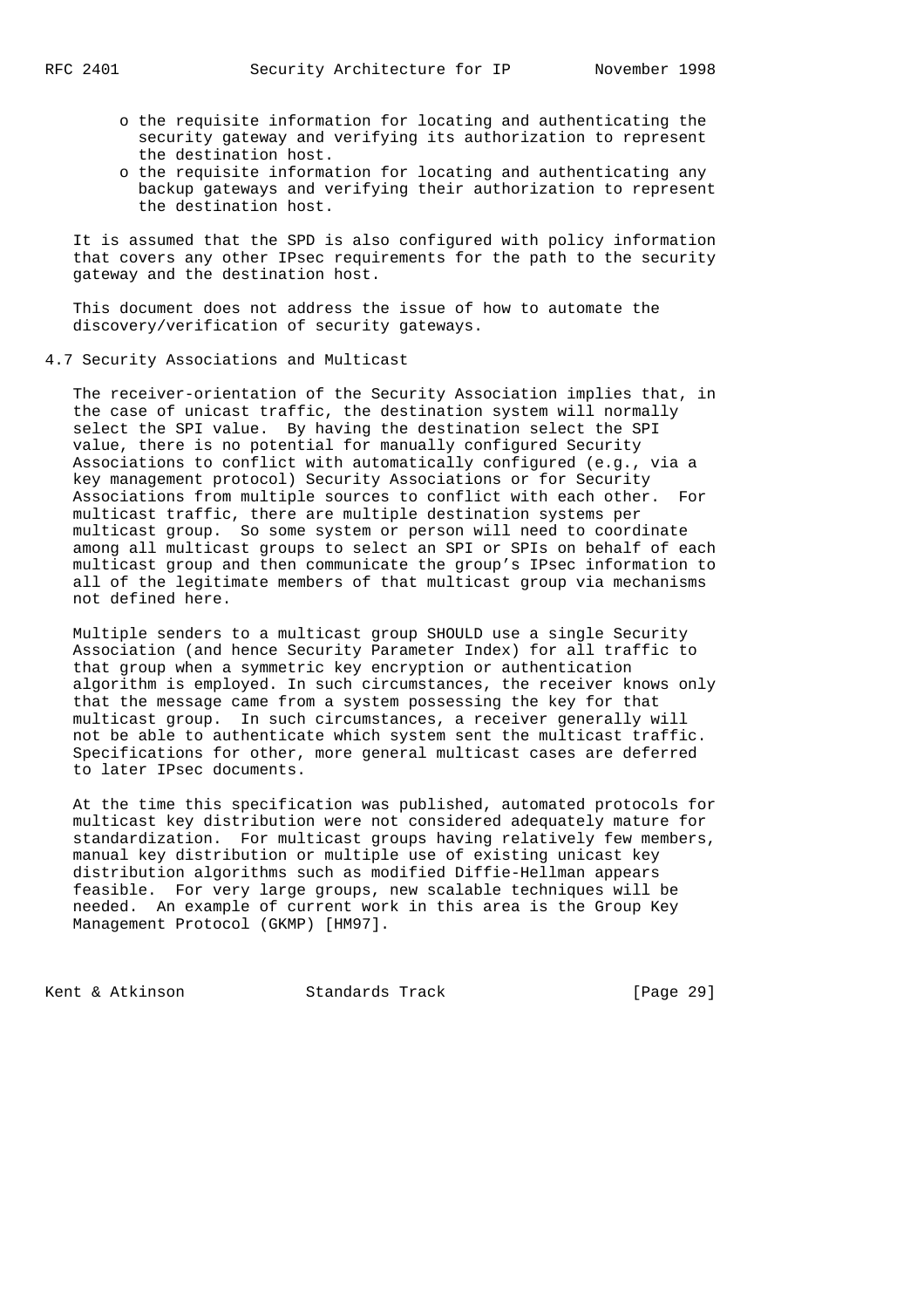- o the requisite information for locating and authenticating the security gateway and verifying its authorization to represent the destination host.
- o the requisite information for locating and authenticating any backup gateways and verifying their authorization to represent the destination host.

It is assumed that the SPD is also configured with policy information that covers any other IPsec requirements for the path to the security gateway and the destination host.

This document does not address the issue of how to automate the discovery/verification of security gateways.

## 4.7 Security Associations and Multicast

The receiver-orientation of the Security Association implies that, in the case of unicast traffic, the destination system will normally select the SPI value. By having the destination select the SPI value, there is no potential for manually configured Security Associations to conflict with automatically configured (e.g., via a key management protocol) Security Associations or for Security Associations from multiple sources to conflict with each other. For multicast traffic, there are multiple destination systems per multicast group. So some system or person will need to coordinate among all multicast groups to select an SPI or SPIs on behalf of each multicast group and then communicate the group's IPsec information to all of the legitimate members of that multicast group via mechanisms not defined here.

Multiple senders to a multicast group SHOULD use a single Security Association (and hence Security Parameter Index) for all traffic to that group when a symmetric key encryption or authentication algorithm is employed. In such circumstances, the receiver knows only that the message came from a system possessing the key for that multicast group. In such circumstances, a receiver generally will not be able to authenticate which system sent the multicast traffic. Specifications for other, more general multicast cases are deferred to later IPsec documents.

At the time this specification was published, automated protocols for multicast key distribution were not considered adequately mature for standardization. For multicast groups having relatively few members, manual key distribution or multiple use of existing unicast key distribution algorithms such as modified Diffie-Hellman appears feasible. For very large groups, new scalable techniques will be needed. An example of current work in this area is the Group Key Management Protocol (GKMP) [HM97].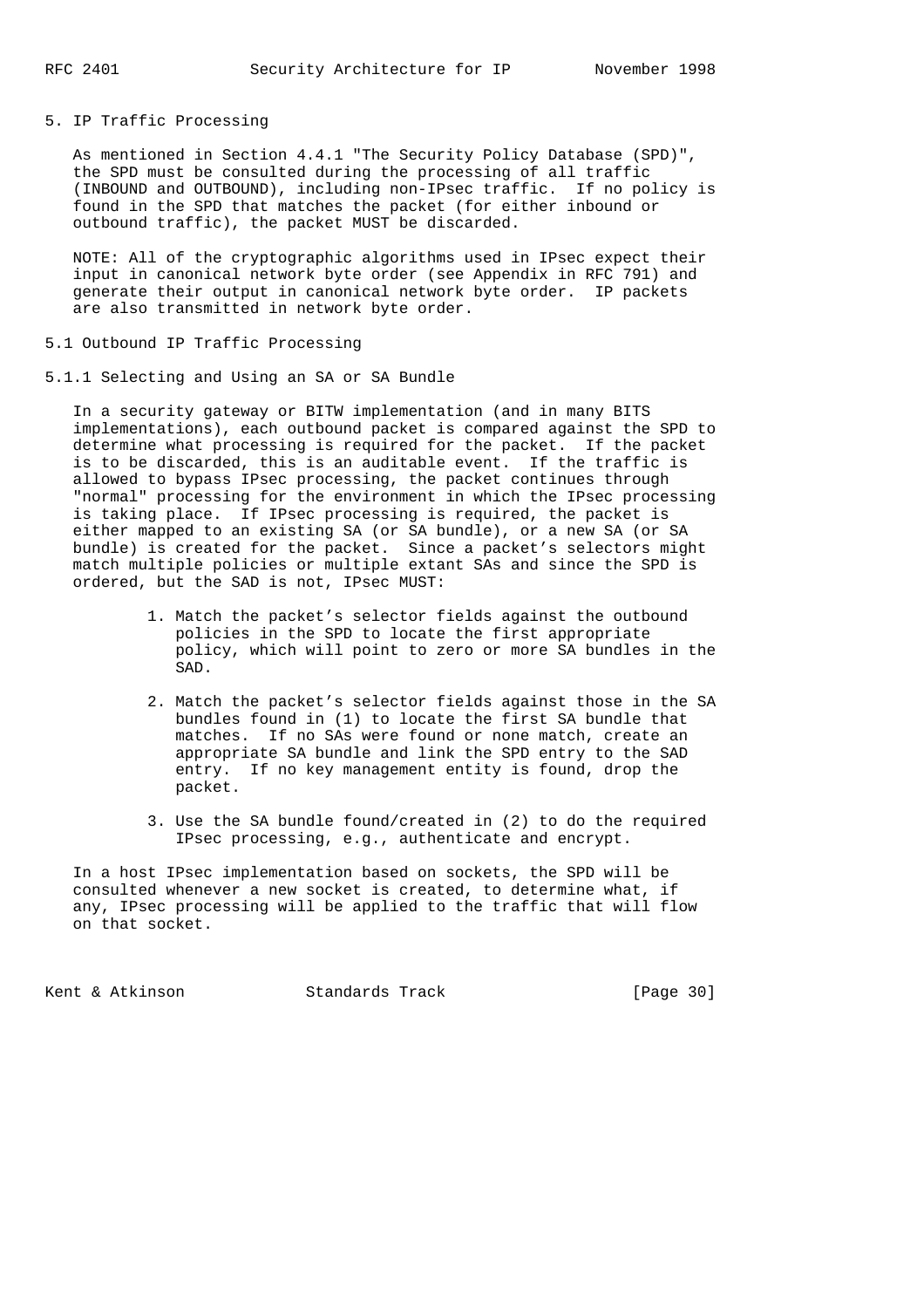## 5. IP Traffic Processing

As mentioned in Section 4.4.1 "The Security Policy Database (SPD)", the SPD must be consulted during the processing of all traffic (INBOUND and OUTBOUND), including non-IPsec traffic. If no policy is found in the SPD that matches the packet (for either inbound or outbound traffic), the packet MUST be discarded.

NOTE: All of the cryptographic algorithms used in IPsec expect their input in canonical network byte order (see Appendix in RFC 791) and generate their output in canonical network byte order. IP packets are also transmitted in network byte order.

### 5.1 Outbound IP Traffic Processing

#### 5.1.1 Selecting and Using an SA or SA Bundle

In a security gateway or BITW implementation (and in many BITS implementations), each outbound packet is compared against the SPD to determine what processing is required for the packet. If the packet is to be discarded, this is an auditable event. If the traffic is allowed to bypass IPsec processing, the packet continues through "normal" processing for the environment in which the IPsec processing is taking place. If IPsec processing is required, the packet is either mapped to an existing SA (or SA bundle), or a new SA (or SA bundle) is created for the packet. Since a packet's selectors might match multiple policies or multiple extant SAs and since the SPD is ordered, but the SAD is not, IPsec MUST:

1. Match the packet's selector fields against the outbound policies in the SPD to locate the first appropriate policy, which will point to zero or more SA bundles in the SAD.

2. Match the packet's selector fields against those in the SA bundles found in (1) to locate the first SA bundle that matches. If no SAs were found or none match, create an appropriate SA bundle and link the SPD entry to the SAD entry. If no key management entity is found, drop the packet.

3. Use the SA bundle found/created in (2) to do the required IPsec processing, e.g., authenticate and encrypt.

In a host IPsec implementation based on sockets, the SPD will be consulted whenever a new socket is created, to determine what, if any, IPsec processing will be applied to the traffic that will flow on that socket.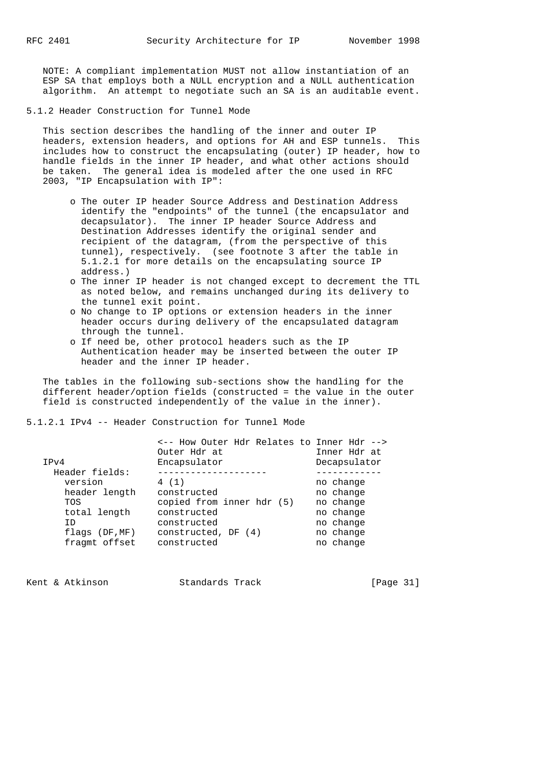NOTE: A compliant implementation MUST not allow instantiation of an ESP SA that employs both a NULL encryption and a NULL authentication algorithm. An attempt to negotiate such an SA is an auditable event.

### 5.1.2 Header Construction for Tunnel Mode

This section describes the handling of the inner and outer IP headers, extension headers, and options for AH and ESP tunnels. This includes how to construct the encapsulating (outer) IP header, how to handle fields in the inner IP header, and what other actions should be taken. The general idea is modeled after the one used in RFC 2003, "IP Encapsulation with IP":

- The outer IP header Source Address and Destination Address identify the "endpoints" of the tunnel (the encapsulator and decapsulator). The inner IP header Source Address and Destination Addresses identify the original sender and recipient of the datagram, (from the perspective of this tunnel), respectively. (see footnote 3 after the table in 5.1.2.1 for more details on the encapsulating source IP address.)
- The inner IP header is not changed except to decrement the TTL as noted below, and remains unchanged during its delivery to the tunnel exit point.
- No change to IP options or extension headers in the inner header occurs during delivery of the encapsulated datagram through the tunnel.
- If need be, other protocol headers such as the IP Authentication header may be inserted between the outer IP header and the inner IP header.

The tables in the following sub-sections show the handling for the different header/option fields (constructed = the value in the outer field is constructed independently of the value in the inner).

#### 5.1.2.1 IPv4 -- Header Construction for Tunnel Mode

```
                    <-- How Outer Hdr Relates to Inner Hdr -->
                    Outer Hdr at                 Inner Hdr at
   IPv4             Encapsulator                 Decapsulator
     Header fields: --------------------         ------------
       version      4 (1)                        no change
       header length constructed                 no change
       TOS          copied from inner hdr (5)    no change
       total length constructed                  no change
       ID           constructed                  no change
       flags (DF,MF) constructed, DF (4)         no change
       fragmt offset constructed                 no change
```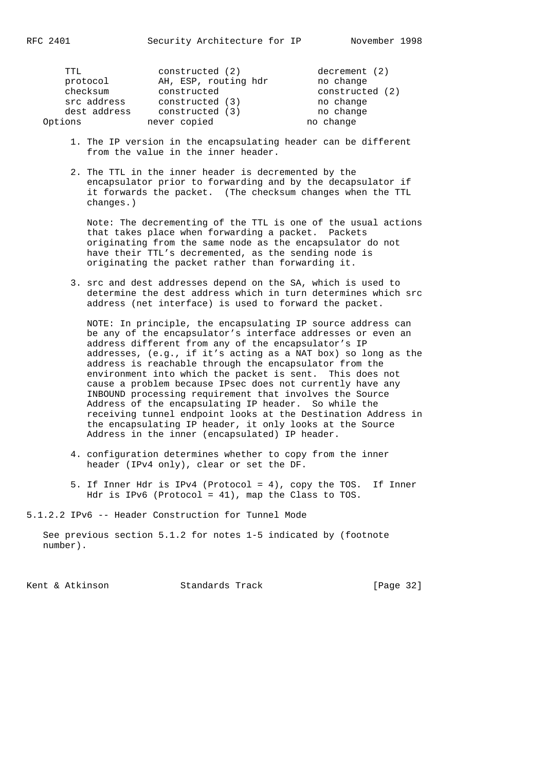| | | |
|---|---|---|
| TTL | constructed (2) | decrement (2) |
| protocol | AH, ESP, routing hdr | no change |
| checksum | constructed | constructed (2) |
| src address | constructed (3) | no change |
| dest address | constructed (3) | no change |
| Options | never copied | no change |

1. The IP version in the encapsulating header can be different from the value in the inner header.

2. The TTL in the inner header is decremented by the encapsulator prior to forwarding and by the decapsulator if it forwards the packet. (The checksum changes when the TTL changes.)

   Note: The decrementing of the TTL is one of the usual actions that takes place when forwarding a packet. Packets originating from the same node as the encapsulator do not have their TTL's decremented, as the sending node is originating the packet rather than forwarding it.

3. src and dest addresses depend on the SA, which is used to determine the dest address which in turn determines which src address (net interface) is used to forward the packet.

   NOTE: In principle, the encapsulating IP source address can be any of the encapsulator's interface addresses or even an address different from any of the encapsulator's IP addresses, (e.g., if it's acting as a NAT box) so long as the address is reachable through the encapsulator from the environment into which the packet is sent. This does not cause a problem because IPsec does not currently have any INBOUND processing requirement that involves the Source Address of the encapsulating IP header. So while the receiving tunnel endpoint looks at the Destination Address in the encapsulating IP header, it only looks at the Source Address in the inner (encapsulated) IP header.

4. configuration determines whether to copy from the inner header (IPv4 only), clear or set the DF.

5. If Inner Hdr is IPv4 (Protocol = 4), copy the TOS. If Inner Hdr is IPv6 (Protocol = 41), map the Class to TOS.

#### 5.1.2.2 IPv6 -- Header Construction for Tunnel Mode

See previous section 5.1.2 for notes 1-5 indicated by (footnote number).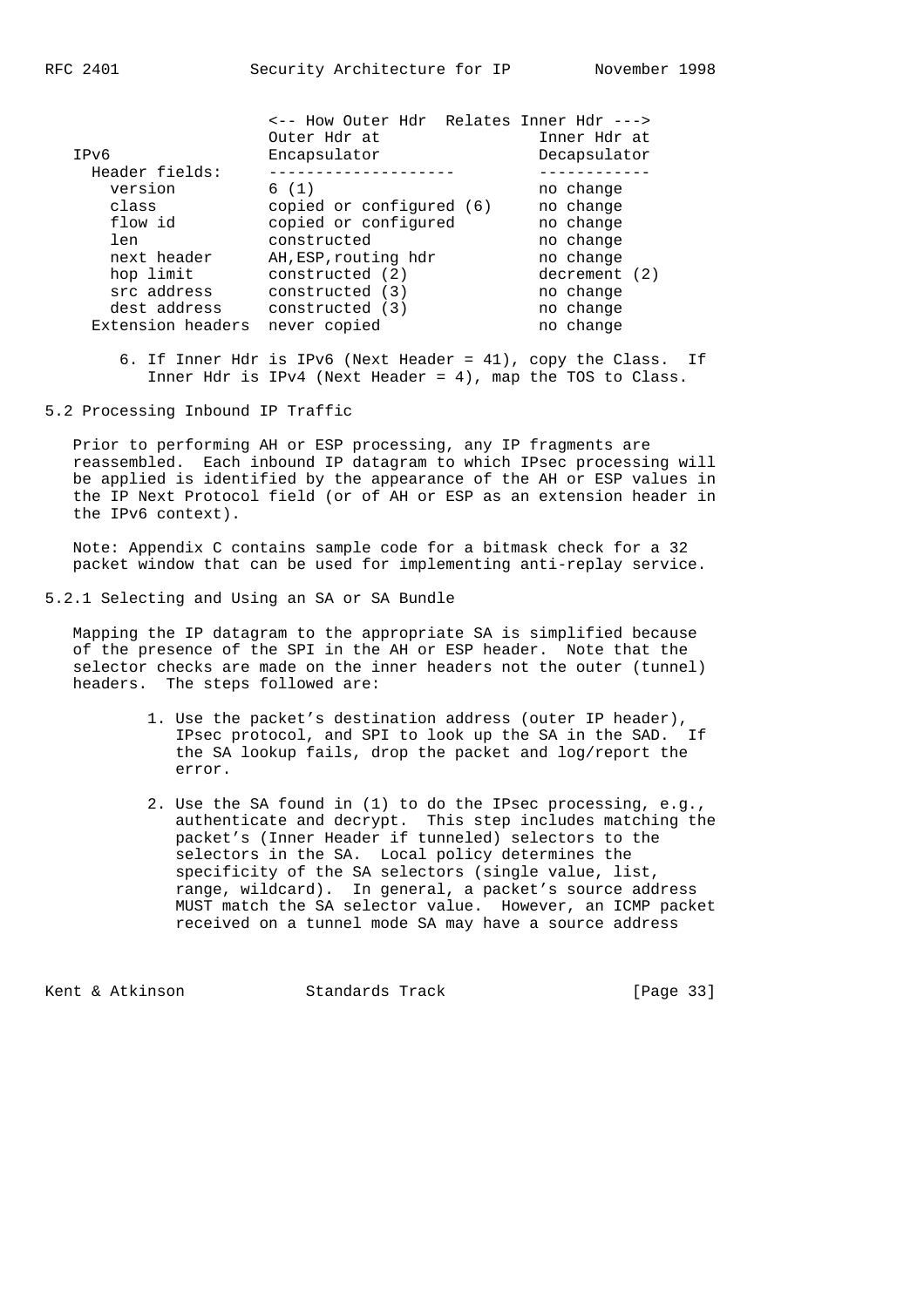| IPv6 | Outer Hdr at Encapsulator | Inner Hdr at Decapsulator |
|---|---|---|
| Header fields: | | |
| version | 6 (1) | no change |
| class | copied or configured (6) | no change |
| flow id | copied or configured | no change |
| len | constructed | no change |
| next header | AH,ESP,routing hdr | no change |
| hop limit | constructed (2) | decrement (2) |
| src address | constructed (3) | no change |
| dest address | constructed (3) | no change |
| Extension headers | never copied | no change |

<-- How Outer Hdr Relates Inner Hdr --->

6. If Inner Hdr is IPv6 (Next Header = 41), copy the Class. If Inner Hdr is IPv4 (Next Header = 4), map the TOS to Class.

## 5.2 Processing Inbound IP Traffic

Prior to performing AH or ESP processing, any IP fragments are reassembled. Each inbound IP datagram to which IPsec processing will be applied is identified by the appearance of the AH or ESP values in the IP Next Protocol field (or of AH or ESP as an extension header in the IPv6 context).

Note: Appendix C contains sample code for a bitmask check for a 32 packet window that can be used for implementing anti-replay service.

### 5.2.1 Selecting and Using an SA or SA Bundle

Mapping the IP datagram to the appropriate SA is simplified because of the presence of the SPI in the AH or ESP header. Note that the selector checks are made on the inner headers not the outer (tunnel) headers. The steps followed are:

1. Use the packet's destination address (outer IP header), IPsec protocol, and SPI to look up the SA in the SAD. If the SA lookup fails, drop the packet and log/report the error.

2. Use the SA found in (1) to do the IPsec processing, e.g., authenticate and decrypt. This step includes matching the packet's (Inner Header if tunneled) selectors to the selectors in the SA. Local policy determines the specificity of the SA selectors (single value, list, range, wildcard). In general, a packet's source address MUST match the SA selector value. However, an ICMP packet received on a tunnel mode SA may have a source address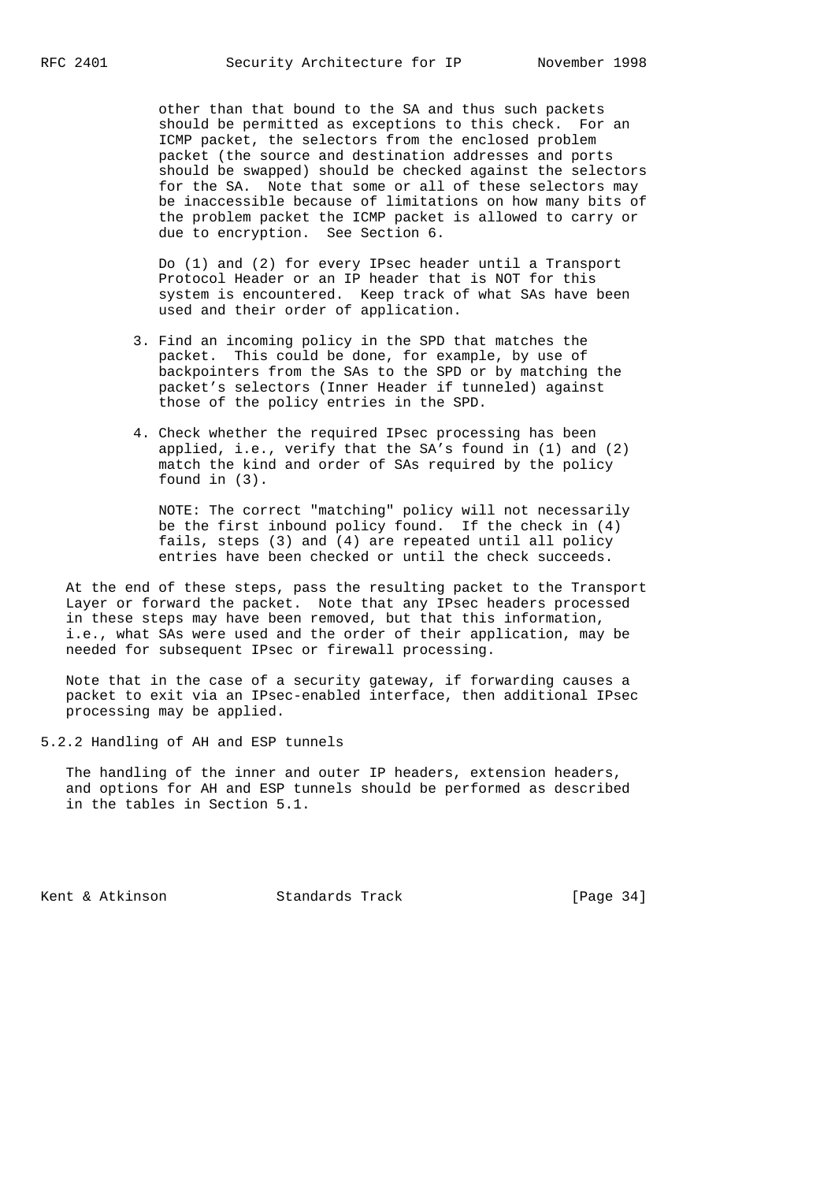other than that bound to the SA and thus such packets should be permitted as exceptions to this check. For an ICMP packet, the selectors from the enclosed problem packet (the source and destination addresses and ports should be swapped) should be checked against the selectors for the SA. Note that some or all of these selectors may be inaccessible because of limitations on how many bits of the problem packet the ICMP packet is allowed to carry or due to encryption. See Section 6.

Do (1) and (2) for every IPsec header until a Transport Protocol Header or an IP header that is NOT for this system is encountered. Keep track of what SAs have been used and their order of application.

3. Find an incoming policy in the SPD that matches the packet. This could be done, for example, by use of backpointers from the SAs to the SPD or by matching the packet's selectors (Inner Header if tunneled) against those of the policy entries in the SPD.

4. Check whether the required IPsec processing has been applied, i.e., verify that the SA's found in (1) and (2) match the kind and order of SAs required by the policy found in (3).

   NOTE: The correct "matching" policy will not necessarily be the first inbound policy found. If the check in (4) fails, steps (3) and (4) are repeated until all policy entries have been checked or until the check succeeds.

At the end of these steps, pass the resulting packet to the Transport Layer or forward the packet. Note that any IPsec headers processed in these steps may have been removed, but that this information, i.e., what SAs were used and the order of their application, may be needed for subsequent IPsec or firewall processing.

Note that in the case of a security gateway, if forwarding causes a packet to exit via an IPsec-enabled interface, then additional IPsec processing may be applied.

### 5.2.2 Handling of AH and ESP tunnels

The handling of the inner and outer IP headers, extension headers, and options for AH and ESP tunnels should be performed as described in the tables in Section 5.1.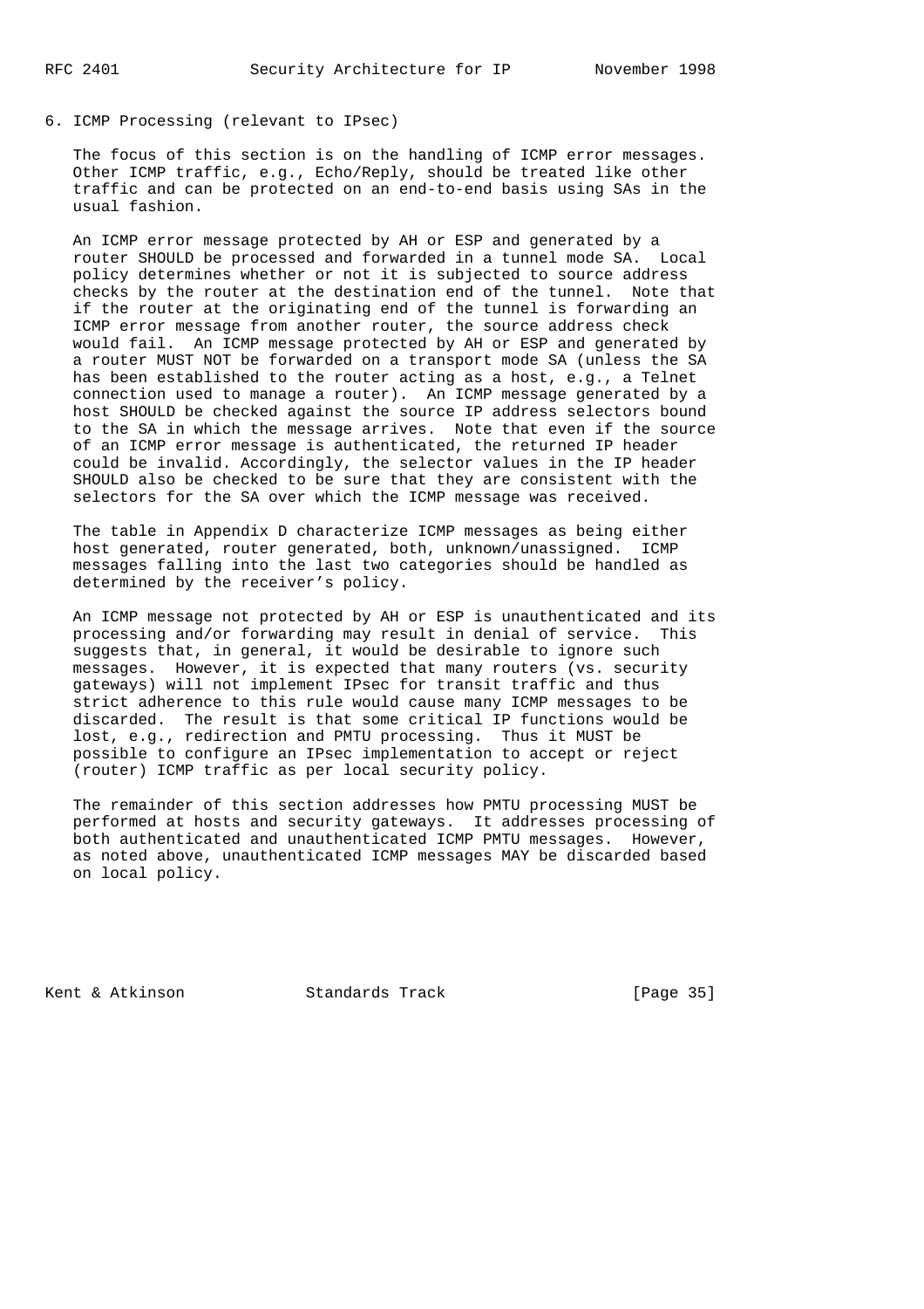## 6. ICMP Processing (relevant to IPsec)

The focus of this section is on the handling of ICMP error messages. Other ICMP traffic, e.g., Echo/Reply, should be treated like other traffic and can be protected on an end-to-end basis using SAs in the usual fashion.

An ICMP error message protected by AH or ESP and generated by a router SHOULD be processed and forwarded in a tunnel mode SA. Local policy determines whether or not it is subjected to source address checks by the router at the destination end of the tunnel. Note that if the router at the originating end of the tunnel is forwarding an ICMP error message from another router, the source address check would fail. An ICMP message protected by AH or ESP and generated by a router MUST NOT be forwarded on a transport mode SA (unless the SA has been established to the router acting as a host, e.g., a Telnet connection used to manage a router). An ICMP message generated by a host SHOULD be checked against the source IP address selectors bound to the SA in which the message arrives. Note that even if the source of an ICMP error message is authenticated, the returned IP header could be invalid. Accordingly, the selector values in the IP header SHOULD also be checked to be sure that they are consistent with the selectors for the SA over which the ICMP message was received.

The table in Appendix D characterize ICMP messages as being either host generated, router generated, both, unknown/unassigned. ICMP messages falling into the last two categories should be handled as determined by the receiver's policy.

An ICMP message not protected by AH or ESP is unauthenticated and its processing and/or forwarding may result in denial of service. This suggests that, in general, it would be desirable to ignore such messages. However, it is expected that many routers (vs. security gateways) will not implement IPsec for transit traffic and thus strict adherence to this rule would cause many ICMP messages to be discarded. The result is that some critical IP functions would be lost, e.g., redirection and PMTU processing. Thus it MUST be possible to configure an IPsec implementation to accept or reject (router) ICMP traffic as per local security policy.

The remainder of this section addresses how PMTU processing MUST be performed at hosts and security gateways. It addresses processing of both authenticated and unauthenticated ICMP PMTU messages. However, as noted above, unauthenticated ICMP messages MAY be discarded based on local policy.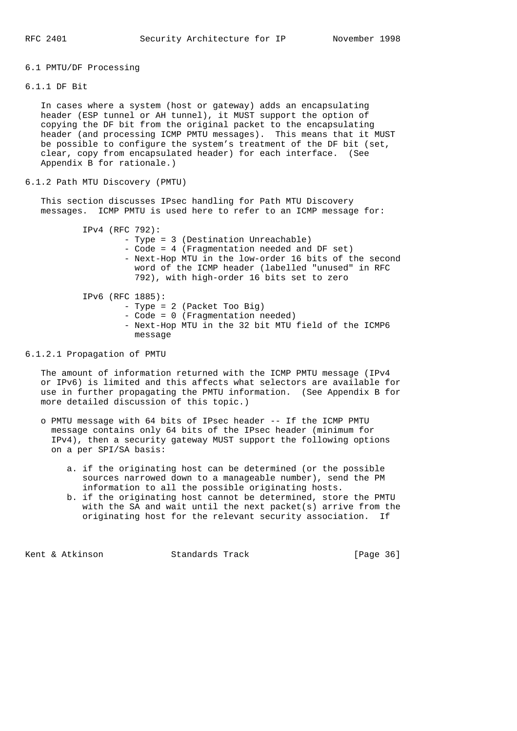### 6.1 PMTU/DF Processing

#### 6.1.1 DF Bit

In cases where a system (host or gateway) adds an encapsulating header (ESP tunnel or AH tunnel), it MUST support the option of copying the DF bit from the original packet to the encapsulating header (and processing ICMP PMTU messages). This means that it MUST be possible to configure the system's treatment of the DF bit (set, clear, copy from encapsulated header) for each interface. (See Appendix B for rationale.)

#### 6.1.2 Path MTU Discovery (PMTU)

This section discusses IPsec handling for Path MTU Discovery messages. ICMP PMTU is used here to refer to an ICMP message for:

IPv4 (RFC 792):
- Type = 3 (Destination Unreachable)
- Code = 4 (Fragmentation needed and DF set)
- Next-Hop MTU in the low-order 16 bits of the second word of the ICMP header (labelled "unused" in RFC 792), with high-order 16 bits set to zero

IPv6 (RFC 1885):
- Type = 2 (Packet Too Big)
- Code = 0 (Fragmentation needed)
- Next-Hop MTU in the 32 bit MTU field of the ICMP6 message

##### 6.1.2.1 Propagation of PMTU

The amount of information returned with the ICMP PMTU message (IPv4 or IPv6) is limited and this affects what selectors are available for use in further propagating the PMTU information. (See Appendix B for more detailed discussion of this topic.)

- PMTU message with 64 bits of IPsec header -- If the ICMP PMTU message contains only 64 bits of the IPsec header (minimum for IPv4), then a security gateway MUST support the following options on a per SPI/SA basis:

  a. if the originating host can be determined (or the possible sources narrowed down to a manageable number), send the PM information to all the possible originating hosts.
  b. if the originating host cannot be determined, store the PMTU with the SA and wait until the next packet(s) arrive from the originating host for the relevant security association. If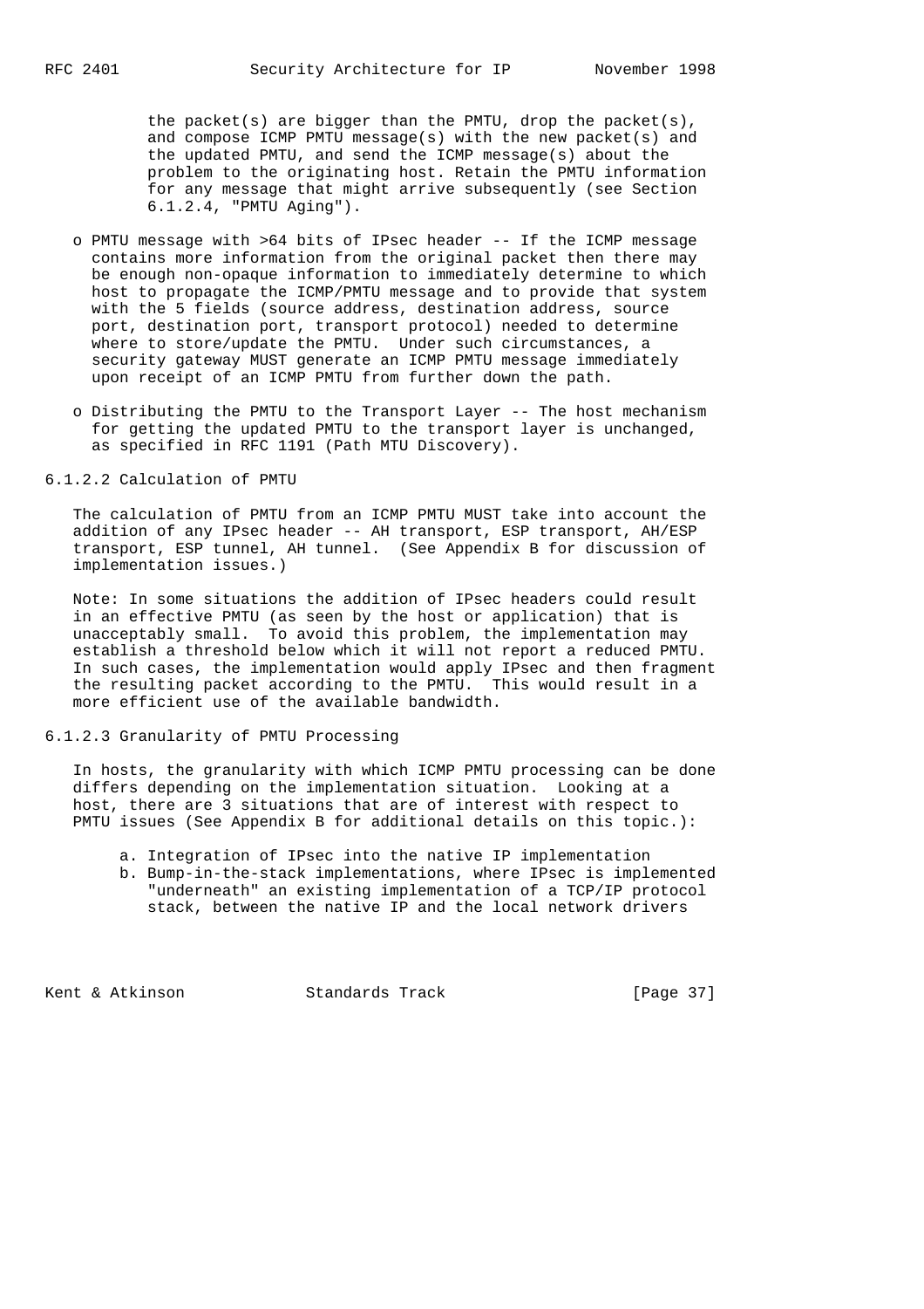the packet(s) are bigger than the PMTU, drop the packet(s), and compose ICMP PMTU message(s) with the new packet(s) and the updated PMTU, and send the ICMP message(s) about the problem to the originating host. Retain the PMTU information for any message that might arrive subsequently (see Section 6.1.2.4, "PMTU Aging").

- PMTU message with >64 bits of IPsec header -- If the ICMP message contains more information from the original packet then there may be enough non-opaque information to immediately determine to which host to propagate the ICMP/PMTU message and to provide that system with the 5 fields (source address, destination address, source port, destination port, transport protocol) needed to determine where to store/update the PMTU. Under such circumstances, a security gateway MUST generate an ICMP PMTU message immediately upon receipt of an ICMP PMTU from further down the path.

- Distributing the PMTU to the Transport Layer -- The host mechanism for getting the updated PMTU to the transport layer is unchanged, as specified in RFC 1191 (Path MTU Discovery).

#### 6.1.2.2 Calculation of PMTU

The calculation of PMTU from an ICMP PMTU MUST take into account the addition of any IPsec header -- AH transport, ESP transport, AH/ESP transport, ESP tunnel, AH tunnel. (See Appendix B for discussion of implementation issues.)

Note: In some situations the addition of IPsec headers could result in an effective PMTU (as seen by the host or application) that is unacceptably small. To avoid this problem, the implementation may establish a threshold below which it will not report a reduced PMTU. In such cases, the implementation would apply IPsec and then fragment the resulting packet according to the PMTU. This would result in a more efficient use of the available bandwidth.

#### 6.1.2.3 Granularity of PMTU Processing

In hosts, the granularity with which ICMP PMTU processing can be done differs depending on the implementation situation. Looking at a host, there are 3 situations that are of interest with respect to PMTU issues (See Appendix B for additional details on this topic.):

a. Integration of IPsec into the native IP implementation
b. Bump-in-the-stack implementations, where IPsec is implemented "underneath" an existing implementation of a TCP/IP protocol stack, between the native IP and the local network drivers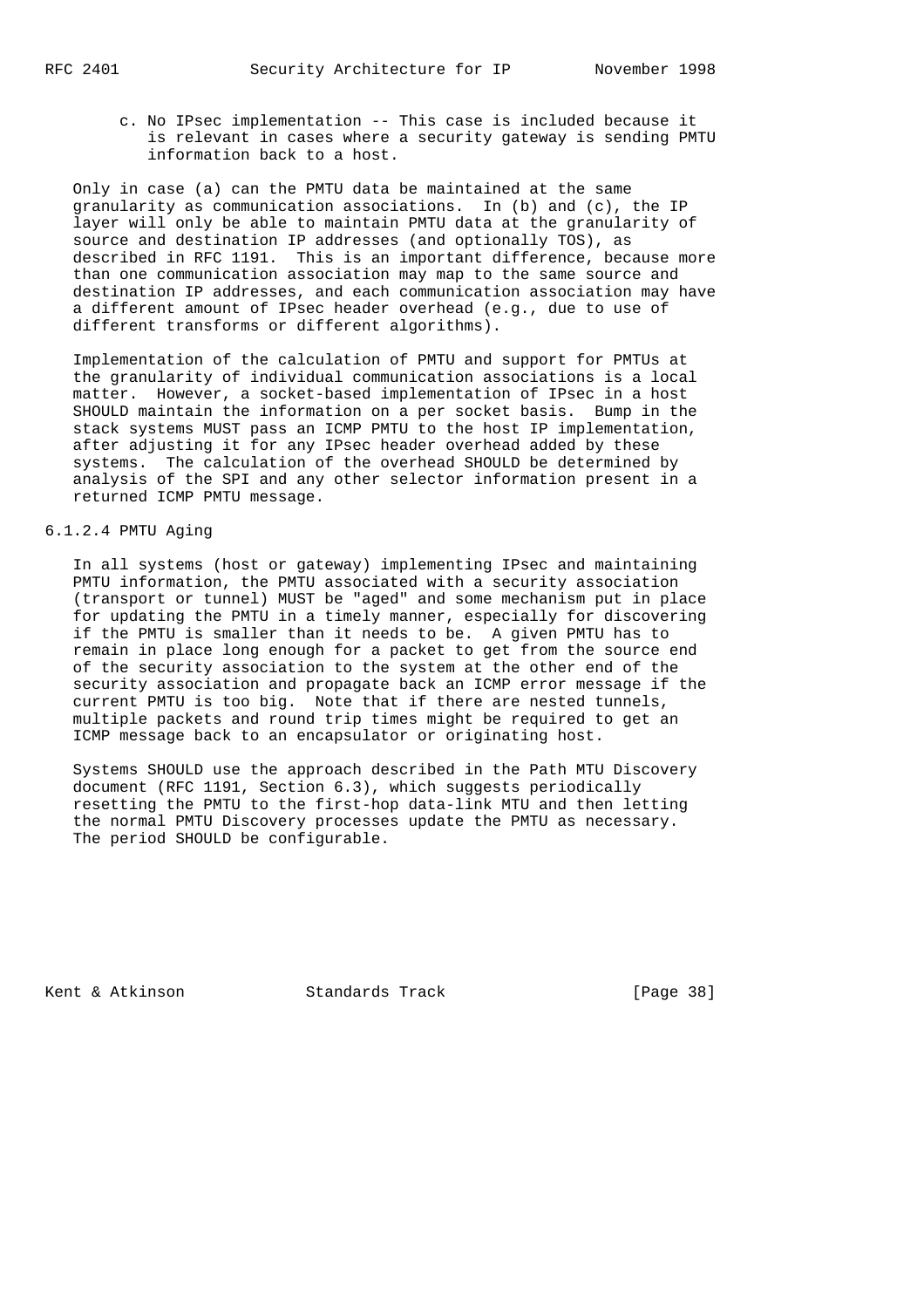c. No IPsec implementation -- This case is included because it is relevant in cases where a security gateway is sending PMTU information back to a host.

Only in case (a) can the PMTU data be maintained at the same granularity as communication associations. In (b) and (c), the IP layer will only be able to maintain PMTU data at the granularity of source and destination IP addresses (and optionally TOS), as described in RFC 1191. This is an important difference, because more than one communication association may map to the same source and destination IP addresses, and each communication association may have a different amount of IPsec header overhead (e.g., due to use of different transforms or different algorithms).

Implementation of the calculation of PMTU and support for PMTUs at the granularity of individual communication associations is a local matter. However, a socket-based implementation of IPsec in a host SHOULD maintain the information on a per socket basis. Bump in the stack systems MUST pass an ICMP PMTU to the host IP implementation, after adjusting it for any IPsec header overhead added by these systems. The calculation of the overhead SHOULD be determined by analysis of the SPI and any other selector information present in a returned ICMP PMTU message.

#### 6.1.2.4 PMTU Aging

In all systems (host or gateway) implementing IPsec and maintaining PMTU information, the PMTU associated with a security association (transport or tunnel) MUST be "aged" and some mechanism put in place for updating the PMTU in a timely manner, especially for discovering if the PMTU is smaller than it needs to be. A given PMTU has to remain in place long enough for a packet to get from the source end of the security association to the system at the other end of the security association and propagate back an ICMP error message if the current PMTU is too big. Note that if there are nested tunnels, multiple packets and round trip times might be required to get an ICMP message back to an encapsulator or originating host.

Systems SHOULD use the approach described in the Path MTU Discovery document (RFC 1191, Section 6.3), which suggests periodically resetting the PMTU to the first-hop data-link MTU and then letting the normal PMTU Discovery processes update the PMTU as necessary. The period SHOULD be configurable.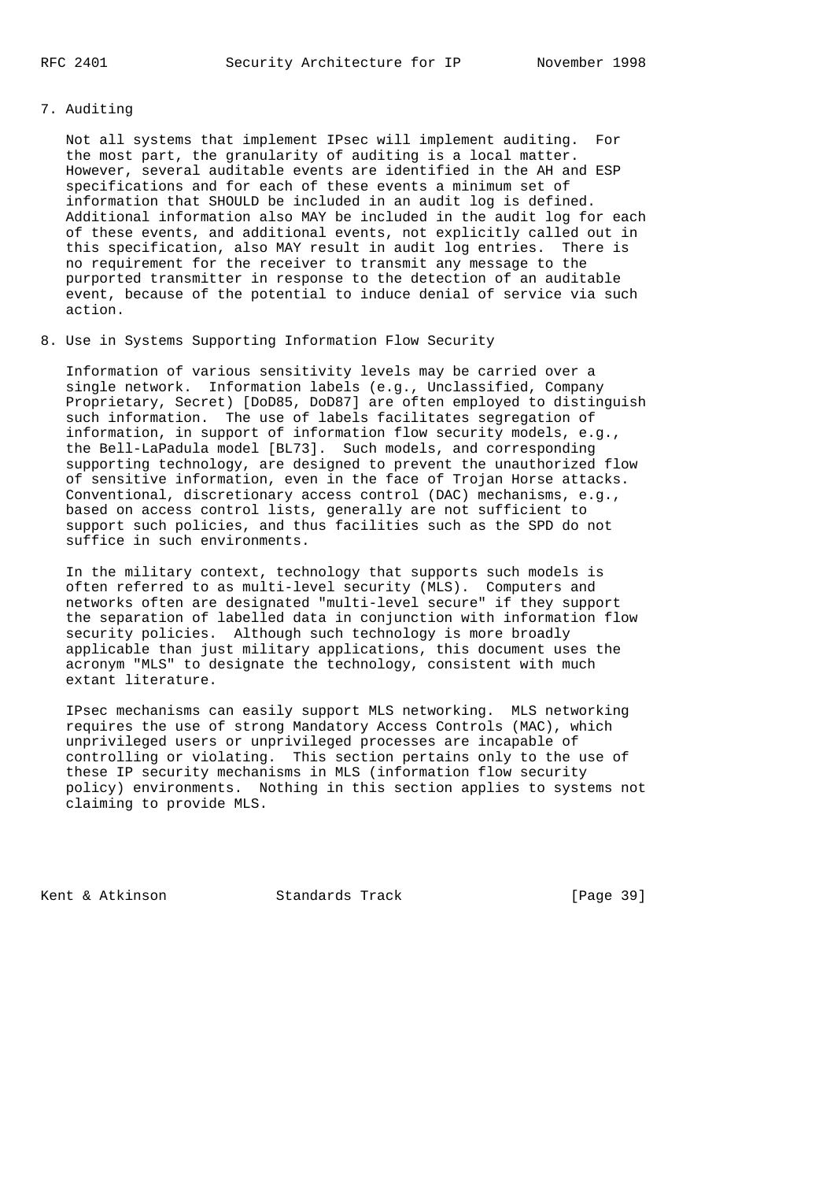## 7. Auditing

Not all systems that implement IPsec will implement auditing. For the most part, the granularity of auditing is a local matter. However, several auditable events are identified in the AH and ESP specifications and for each of these events a minimum set of information that SHOULD be included in an audit log is defined. Additional information also MAY be included in the audit log for each of these events, and additional events, not explicitly called out in this specification, also MAY result in audit log entries. There is no requirement for the receiver to transmit any message to the purported transmitter in response to the detection of an auditable event, because of the potential to induce denial of service via such action.

## 8. Use in Systems Supporting Information Flow Security

Information of various sensitivity levels may be carried over a single network. Information labels (e.g., Unclassified, Company Proprietary, Secret) [DoD85, DoD87] are often employed to distinguish such information. The use of labels facilitates segregation of information, in support of information flow security models, e.g., the Bell-LaPadula model [BL73]. Such models, and corresponding supporting technology, are designed to prevent the unauthorized flow of sensitive information, even in the face of Trojan Horse attacks. Conventional, discretionary access control (DAC) mechanisms, e.g., based on access control lists, generally are not sufficient to support such policies, and thus facilities such as the SPD do not suffice in such environments.

In the military context, technology that supports such models is often referred to as multi-level security (MLS). Computers and networks often are designated "multi-level secure" if they support the separation of labelled data in conjunction with information flow security policies. Although such technology is more broadly applicable than just military applications, this document uses the acronym "MLS" to designate the technology, consistent with much extant literature.

IPsec mechanisms can easily support MLS networking. MLS networking requires the use of strong Mandatory Access Controls (MAC), which unprivileged users or unprivileged processes are incapable of controlling or violating. This section pertains only to the use of these IP security mechanisms in MLS (information flow security policy) environments. Nothing in this section applies to systems not claiming to provide MLS.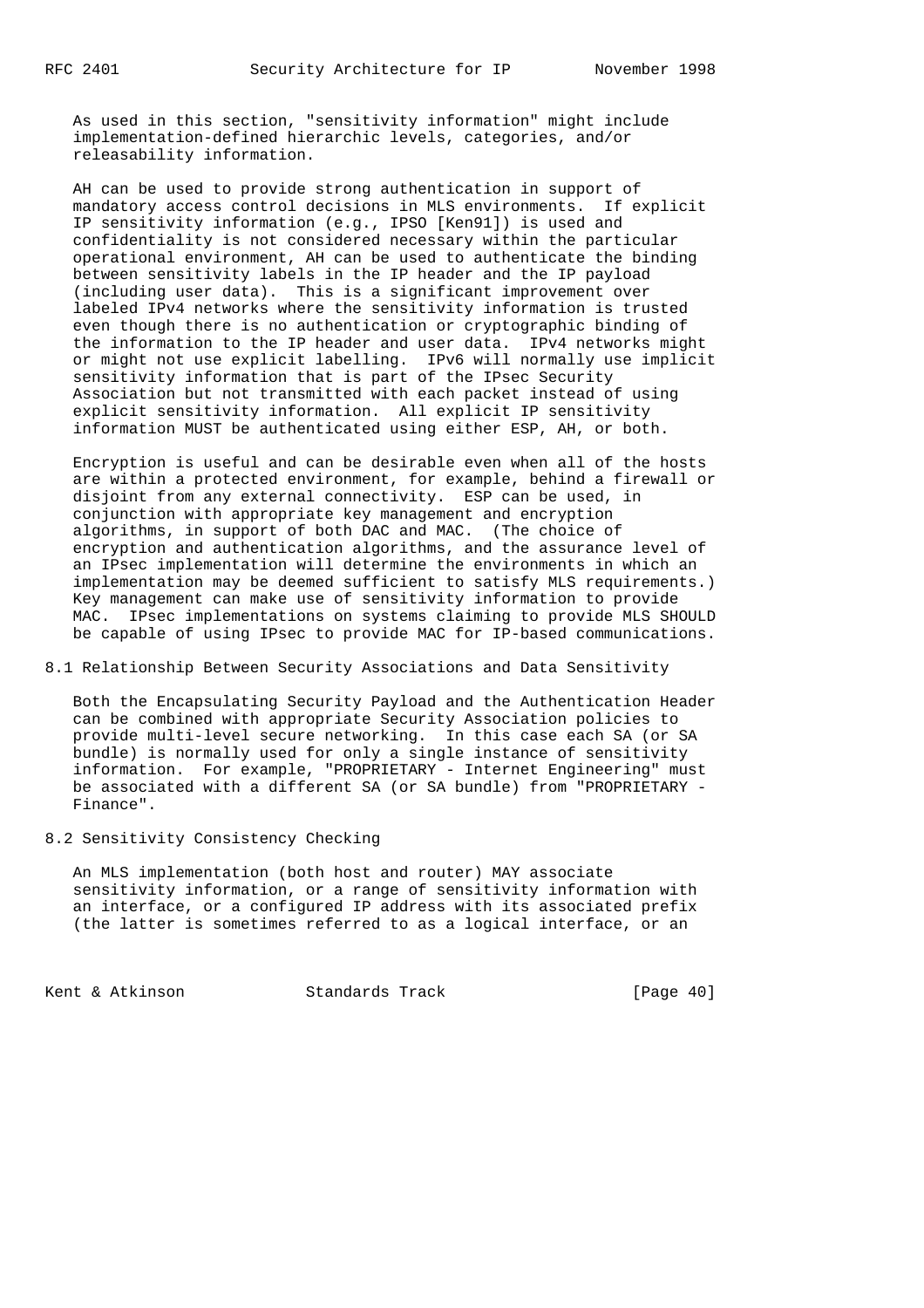As used in this section, "sensitivity information" might include implementation-defined hierarchic levels, categories, and/or releasability information.

AH can be used to provide strong authentication in support of mandatory access control decisions in MLS environments. If explicit IP sensitivity information (e.g., IPSO [Ken91]) is used and confidentiality is not considered necessary within the particular operational environment, AH can be used to authenticate the binding between sensitivity labels in the IP header and the IP payload (including user data). This is a significant improvement over labeled IPv4 networks where the sensitivity information is trusted even though there is no authentication or cryptographic binding of the information to the IP header and user data. IPv4 networks might or might not use explicit labelling. IPv6 will normally use implicit sensitivity information that is part of the IPsec Security Association but not transmitted with each packet instead of using explicit sensitivity information. All explicit IP sensitivity information MUST be authenticated using either ESP, AH, or both.

Encryption is useful and can be desirable even when all of the hosts are within a protected environment, for example, behind a firewall or disjoint from any external connectivity. ESP can be used, in conjunction with appropriate key management and encryption algorithms, in support of both DAC and MAC. (The choice of encryption and authentication algorithms, and the assurance level of an IPsec implementation will determine the environments in which an implementation may be deemed sufficient to satisfy MLS requirements.) Key management can make use of sensitivity information to provide MAC. IPsec implementations on systems claiming to provide MLS SHOULD be capable of using IPsec to provide MAC for IP-based communications.

## 8.1 Relationship Between Security Associations and Data Sensitivity

Both the Encapsulating Security Payload and the Authentication Header can be combined with appropriate Security Association policies to provide multi-level secure networking. In this case each SA (or SA bundle) is normally used for only a single instance of sensitivity information. For example, "PROPRIETARY - Internet Engineering" must be associated with a different SA (or SA bundle) from "PROPRIETARY - Finance".

## 8.2 Sensitivity Consistency Checking

An MLS implementation (both host and router) MAY associate sensitivity information, or a range of sensitivity information with an interface, or a configured IP address with its associated prefix (the latter is sometimes referred to as a logical interface, or an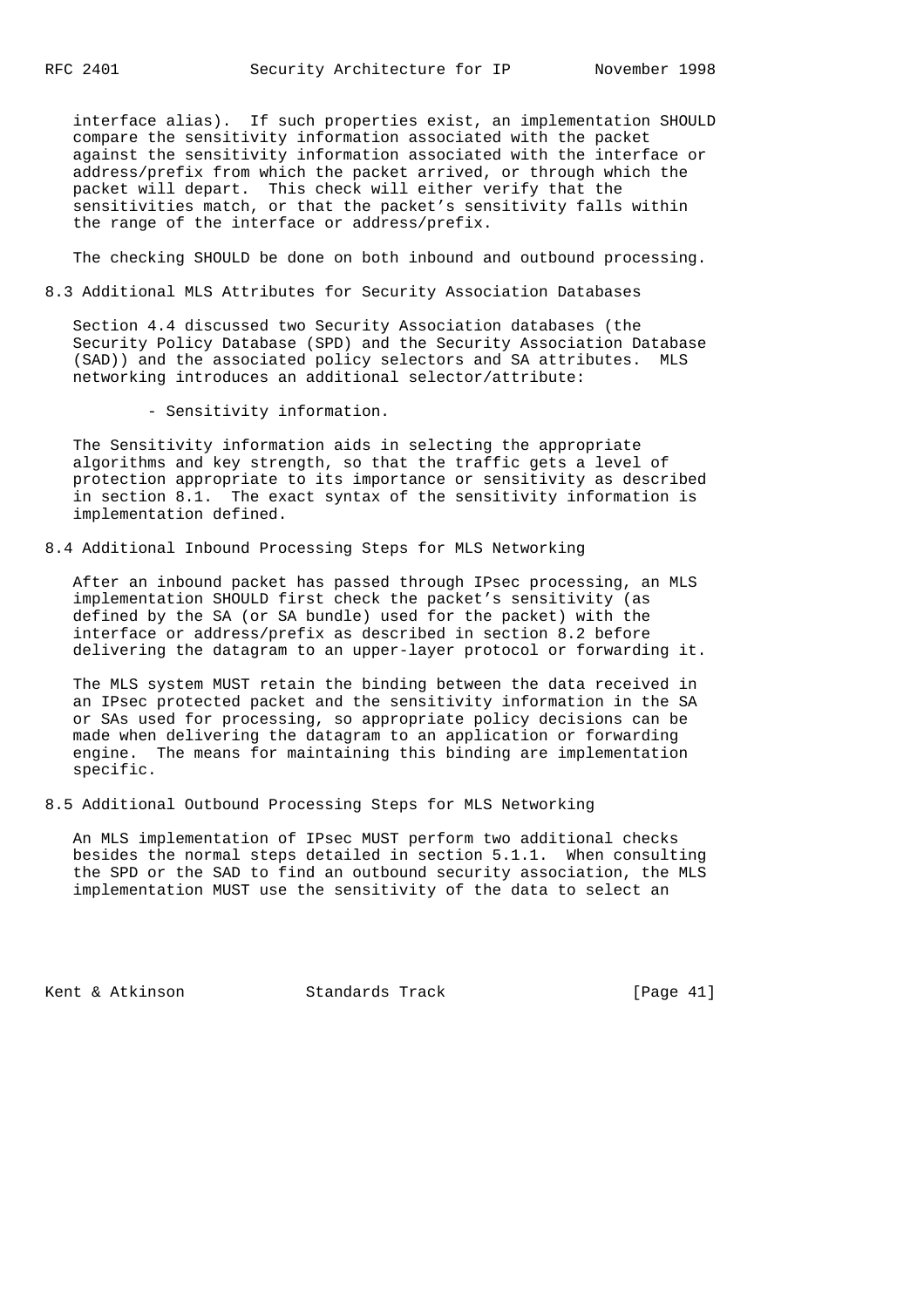interface alias). If such properties exist, an implementation SHOULD compare the sensitivity information associated with the packet against the sensitivity information associated with the interface or address/prefix from which the packet arrived, or through which the packet will depart. This check will either verify that the sensitivities match, or that the packet's sensitivity falls within the range of the interface or address/prefix.

The checking SHOULD be done on both inbound and outbound processing.

## 8.3 Additional MLS Attributes for Security Association Databases

Section 4.4 discussed two Security Association databases (the Security Policy Database (SPD) and the Security Association Database (SAD)) and the associated policy selectors and SA attributes. MLS networking introduces an additional selector/attribute:

- Sensitivity information.

The Sensitivity information aids in selecting the appropriate algorithms and key strength, so that the traffic gets a level of protection appropriate to its importance or sensitivity as described in section 8.1. The exact syntax of the sensitivity information is implementation defined.

## 8.4 Additional Inbound Processing Steps for MLS Networking

After an inbound packet has passed through IPsec processing, an MLS implementation SHOULD first check the packet's sensitivity (as defined by the SA (or SA bundle) used for the packet) with the interface or address/prefix as described in section 8.2 before delivering the datagram to an upper-layer protocol or forwarding it.

The MLS system MUST retain the binding between the data received in an IPsec protected packet and the sensitivity information in the SA or SAs used for processing, so appropriate policy decisions can be made when delivering the datagram to an application or forwarding engine. The means for maintaining this binding are implementation specific.

## 8.5 Additional Outbound Processing Steps for MLS Networking

An MLS implementation of IPsec MUST perform two additional checks besides the normal steps detailed in section 5.1.1. When consulting the SPD or the SAD to find an outbound security association, the MLS implementation MUST use the sensitivity of the data to select an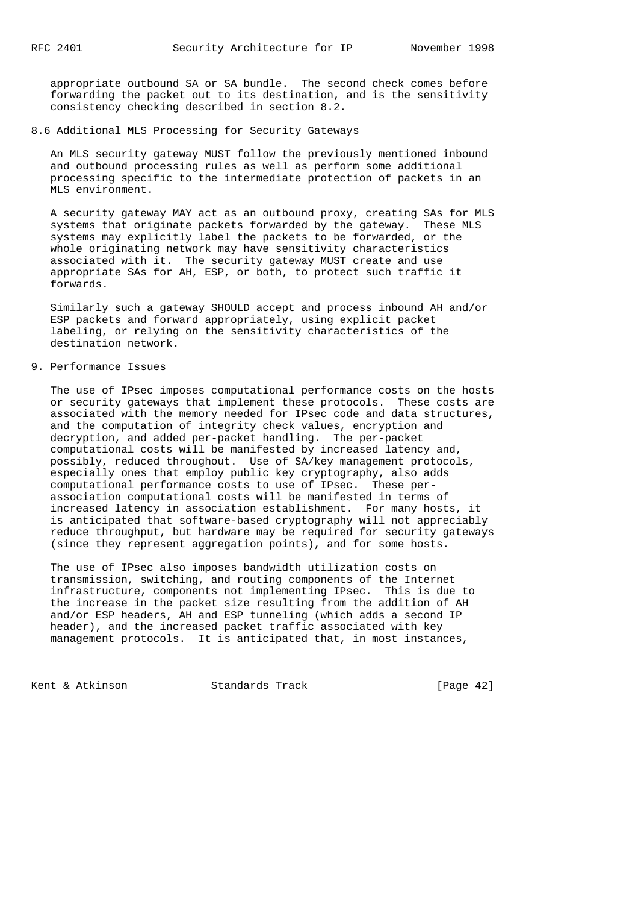appropriate outbound SA or SA bundle. The second check comes before forwarding the packet out to its destination, and is the sensitivity consistency checking described in section 8.2.

## 8.6 Additional MLS Processing for Security Gateways

An MLS security gateway MUST follow the previously mentioned inbound and outbound processing rules as well as perform some additional processing specific to the intermediate protection of packets in an MLS environment.

A security gateway MAY act as an outbound proxy, creating SAs for MLS systems that originate packets forwarded by the gateway. These MLS systems may explicitly label the packets to be forwarded, or the whole originating network may have sensitivity characteristics associated with it. The security gateway MUST create and use appropriate SAs for AH, ESP, or both, to protect such traffic it forwards.

Similarly such a gateway SHOULD accept and process inbound AH and/or ESP packets and forward appropriately, using explicit packet labeling, or relying on the sensitivity characteristics of the destination network.

# 9. Performance Issues

The use of IPsec imposes computational performance costs on the hosts or security gateways that implement these protocols. These costs are associated with the memory needed for IPsec code and data structures, and the computation of integrity check values, encryption and decryption, and added per-packet handling. The per-packet computational costs will be manifested by increased latency and, possibly, reduced throughout. Use of SA/key management protocols, especially ones that employ public key cryptography, also adds computational performance costs to use of IPsec. These per-association computational costs will be manifested in terms of increased latency in association establishment. For many hosts, it is anticipated that software-based cryptography will not appreciably reduce throughput, but hardware may be required for security gateways (since they represent aggregation points), and for some hosts.

The use of IPsec also imposes bandwidth utilization costs on transmission, switching, and routing components of the Internet infrastructure, components not implementing IPsec. This is due to the increase in the packet size resulting from the addition of AH and/or ESP headers, AH and ESP tunneling (which adds a second IP header), and the increased packet traffic associated with key management protocols. It is anticipated that, in most instances,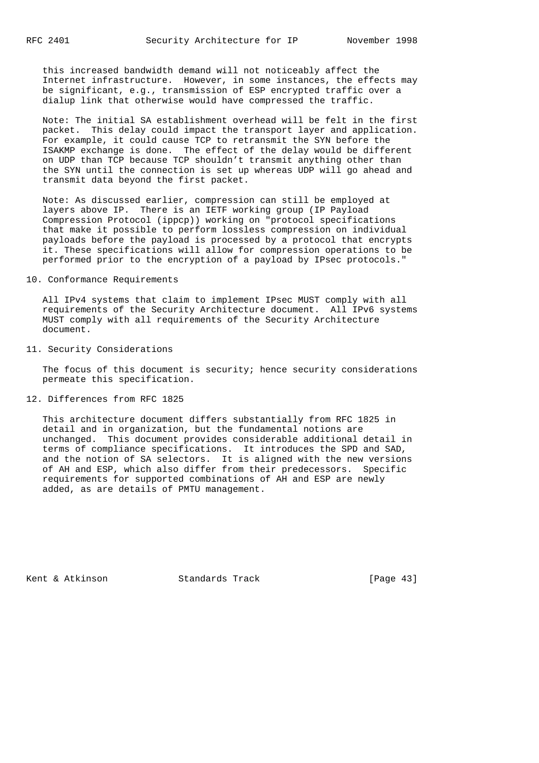this increased bandwidth demand will not noticeably affect the Internet infrastructure. However, in some instances, the effects may be significant, e.g., transmission of ESP encrypted traffic over a dialup link that otherwise would have compressed the traffic.

Note: The initial SA establishment overhead will be felt in the first packet. This delay could impact the transport layer and application. For example, it could cause TCP to retransmit the SYN before the ISAKMP exchange is done. The effect of the delay would be different on UDP than TCP because TCP shouldn't transmit anything other than the SYN until the connection is set up whereas UDP will go ahead and transmit data beyond the first packet.

Note: As discussed earlier, compression can still be employed at layers above IP. There is an IETF working group (IP Payload Compression Protocol (ippcp)) working on "protocol specifications that make it possible to perform lossless compression on individual payloads before the payload is processed by a protocol that encrypts it. These specifications will allow for compression operations to be performed prior to the encryption of a payload by IPsec protocols."

## 10. Conformance Requirements

All IPv4 systems that claim to implement IPsec MUST comply with all requirements of the Security Architecture document. All IPv6 systems MUST comply with all requirements of the Security Architecture document.

## 11. Security Considerations

The focus of this document is security; hence security considerations permeate this specification.

## 12. Differences from RFC 1825

This architecture document differs substantially from RFC 1825 in detail and in organization, but the fundamental notions are unchanged. This document provides considerable additional detail in terms of compliance specifications. It introduces the SPD and SAD, and the notion of SA selectors. It is aligned with the new versions of AH and ESP, which also differ from their predecessors. Specific requirements for supported combinations of AH and ESP are newly added, as are details of PMTU management.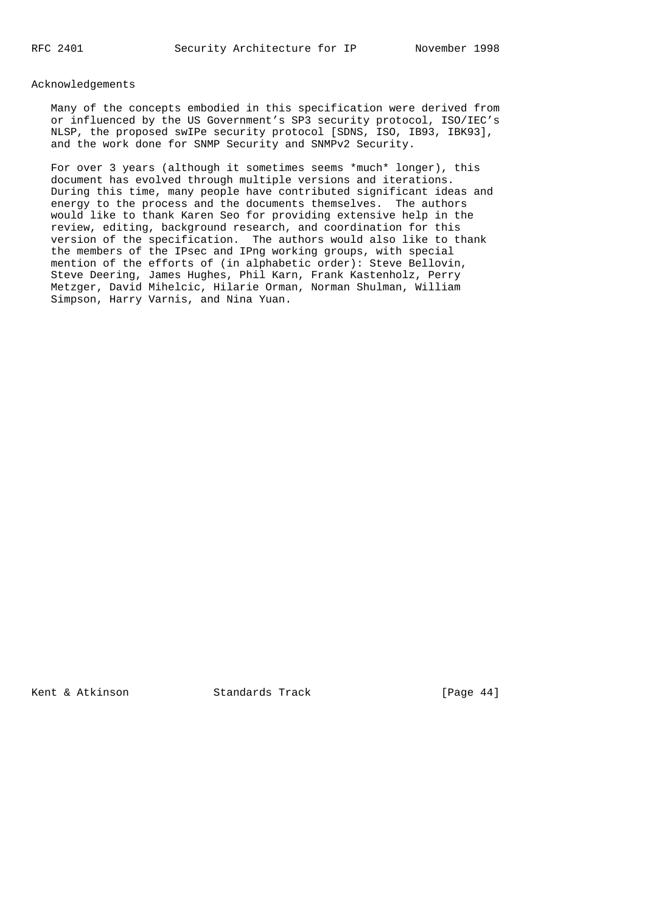# Acknowledgements

Many of the concepts embodied in this specification were derived from or influenced by the US Government's SP3 security protocol, ISO/IEC's NLSP, the proposed swIPe security protocol [SDNS, ISO, IB93, IBK93], and the work done for SNMP Security and SNMPv2 Security.

For over 3 years (although it sometimes seems *much* longer), this document has evolved through multiple versions and iterations. During this time, many people have contributed significant ideas and energy to the process and the documents themselves. The authors would like to thank Karen Seo for providing extensive help in the review, editing, background research, and coordination for this version of the specification. The authors would also like to thank the members of the IPsec and IPng working groups, with special mention of the efforts of (in alphabetic order): Steve Bellovin, Steve Deering, James Hughes, Phil Karn, Frank Kastenholz, Perry Metzger, David Mihelcic, Hilarie Orman, Norman Shulman, William Simpson, Harry Varnis, and Nina Yuan.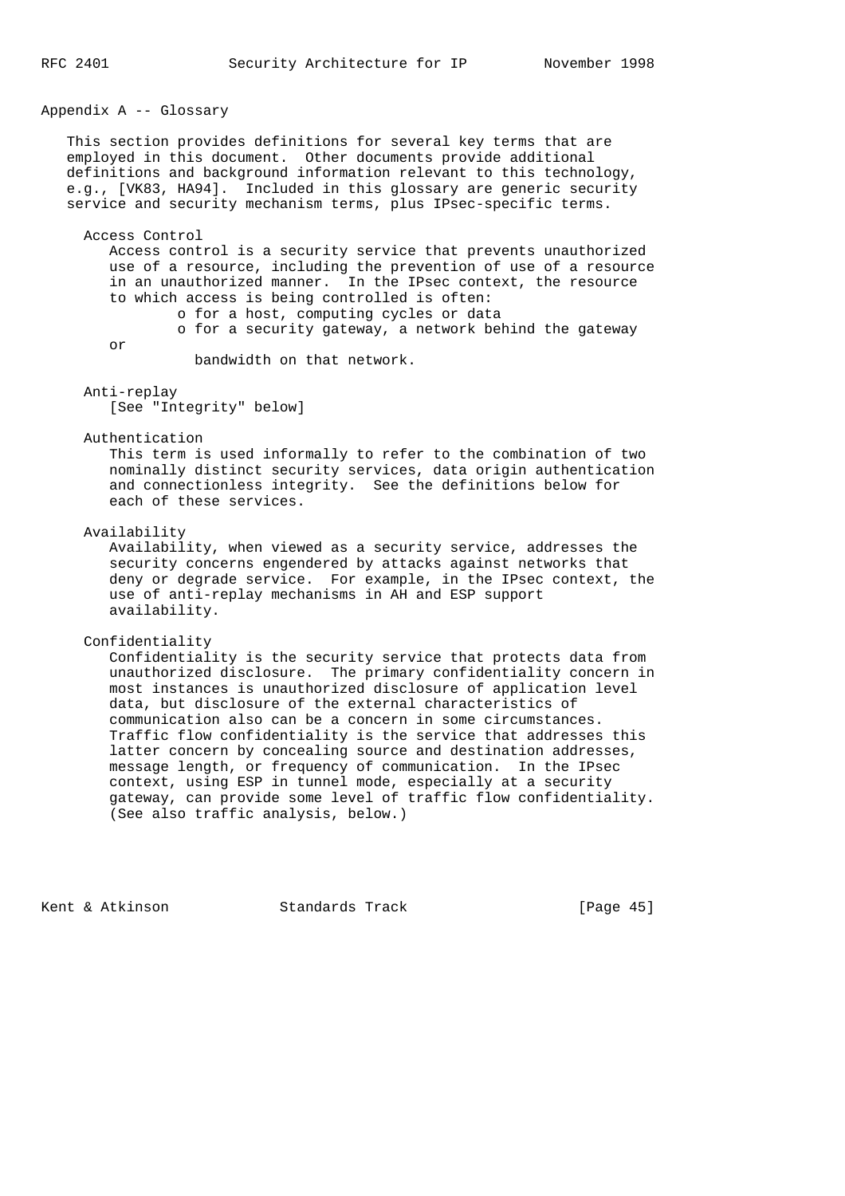## Appendix A -- Glossary

This section provides definitions for several key terms that are employed in this document. Other documents provide additional definitions and background information relevant to this technology, e.g., [VK83, HA94]. Included in this glossary are generic security service and security mechanism terms, plus IPsec-specific terms.

### Access Control

Access control is a security service that prevents unauthorized use of a resource, including the prevention of use of a resource in an unauthorized manner. In the IPsec context, the resource to which access is being controlled is often:

- for a host, computing cycles or data
- for a security gateway, a network behind the gateway or bandwidth on that network.

### Anti-replay

[See "Integrity" below]

### Authentication

This term is used informally to refer to the combination of two nominally distinct security services, data origin authentication and connectionless integrity. See the definitions below for each of these services.

### Availability

Availability, when viewed as a security service, addresses the security concerns engendered by attacks against networks that deny or degrade service. For example, in the IPsec context, the use of anti-replay mechanisms in AH and ESP support availability.

### Confidentiality

Confidentiality is the security service that protects data from unauthorized disclosure. The primary confidentiality concern in most instances is unauthorized disclosure of application level data, but disclosure of the external characteristics of communication also can be a concern in some circumstances. Traffic flow confidentiality is the service that addresses this latter concern by concealing source and destination addresses, message length, or frequency of communication. In the IPsec context, using ESP in tunnel mode, especially at a security gateway, can provide some level of traffic flow confidentiality. (See also traffic analysis, below.)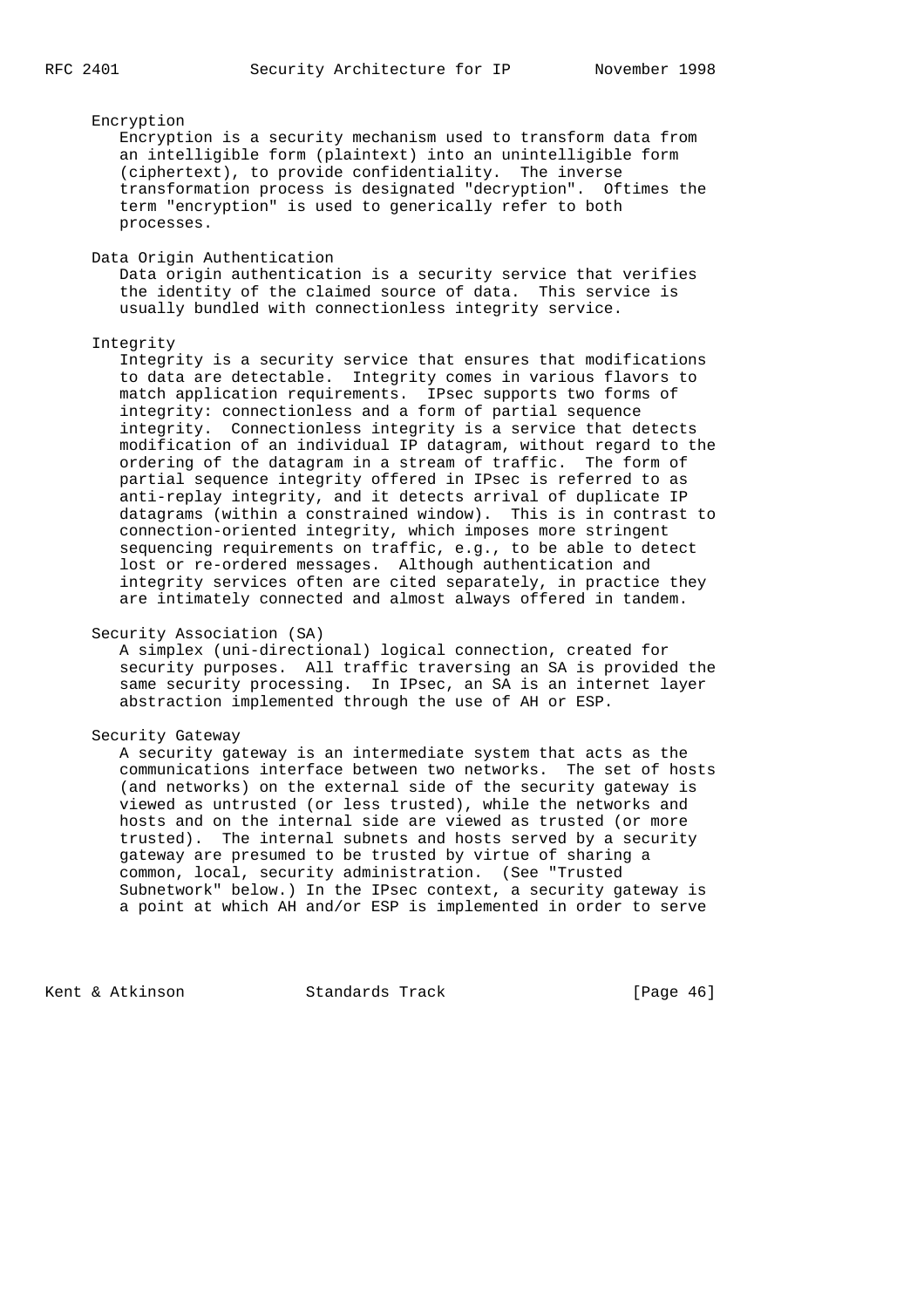Encryption

Encryption is a security mechanism used to transform data from an intelligible form (plaintext) into an unintelligible form (ciphertext), to provide confidentiality. The inverse transformation process is designated "decryption". Oftimes the term "encryption" is used to generically refer to both processes.

Data Origin Authentication

Data origin authentication is a security service that verifies the identity of the claimed source of data. This service is usually bundled with connectionless integrity service.

Integrity

Integrity is a security service that ensures that modifications to data are detectable. Integrity comes in various flavors to match application requirements. IPsec supports two forms of integrity: connectionless and a form of partial sequence integrity. Connectionless integrity is a service that detects modification of an individual IP datagram, without regard to the ordering of the datagram in a stream of traffic. The form of partial sequence integrity offered in IPsec is referred to as anti-replay integrity, and it detects arrival of duplicate IP datagrams (within a constrained window). This is in contrast to connection-oriented integrity, which imposes more stringent sequencing requirements on traffic, e.g., to be able to detect lost or re-ordered messages. Although authentication and integrity services often are cited separately, in practice they are intimately connected and almost always offered in tandem.

Security Association (SA)

A simplex (uni-directional) logical connection, created for security purposes. All traffic traversing an SA is provided the same security processing. In IPsec, an SA is an internet layer abstraction implemented through the use of AH or ESP.

Security Gateway

A security gateway is an intermediate system that acts as the communications interface between two networks. The set of hosts (and networks) on the external side of the security gateway is viewed as untrusted (or less trusted), while the networks and hosts and on the internal side are viewed as trusted (or more trusted). The internal subnets and hosts served by a security gateway are presumed to be trusted by virtue of sharing a common, local, security administration. (See "Trusted Subnetwork" below.) In the IPsec context, a security gateway is a point at which AH and/or ESP is implemented in order to serve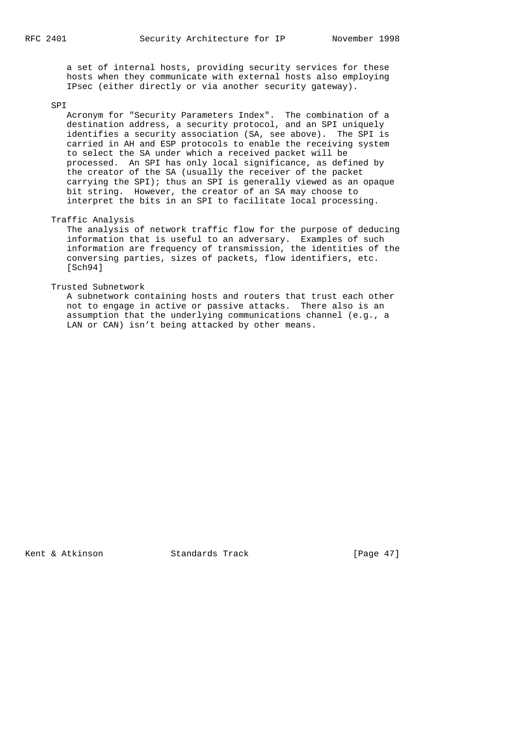a set of internal hosts, providing security services for these hosts when they communicate with external hosts also employing IPsec (either directly or via another security gateway).

SPI

Acronym for "Security Parameters Index". The combination of a destination address, a security protocol, and an SPI uniquely identifies a security association (SA, see above). The SPI is carried in AH and ESP protocols to enable the receiving system to select the SA under which a received packet will be processed. An SPI has only local significance, as defined by the creator of the SA (usually the receiver of the packet carrying the SPI); thus an SPI is generally viewed as an opaque bit string. However, the creator of an SA may choose to interpret the bits in an SPI to facilitate local processing.

Traffic Analysis

The analysis of network traffic flow for the purpose of deducing information that is useful to an adversary. Examples of such information are frequency of transmission, the identities of the conversing parties, sizes of packets, flow identifiers, etc. [Sch94]

Trusted Subnetwork

A subnetwork containing hosts and routers that trust each other not to engage in active or passive attacks. There also is an assumption that the underlying communications channel (e.g., a LAN or CAN) isn't being attacked by other means.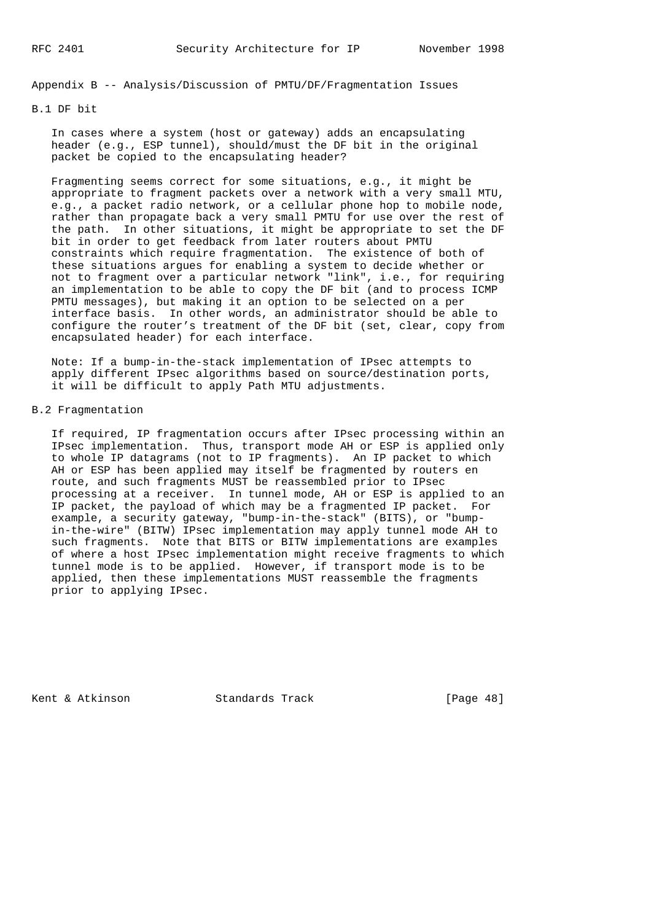# Appendix B -- Analysis/Discussion of PMTU/DF/Fragmentation Issues

## B.1 DF bit

In cases where a system (host or gateway) adds an encapsulating header (e.g., ESP tunnel), should/must the DF bit in the original packet be copied to the encapsulating header?

Fragmenting seems correct for some situations, e.g., it might be appropriate to fragment packets over a network with a very small MTU, e.g., a packet radio network, or a cellular phone hop to mobile node, rather than propagate back a very small PMTU for use over the rest of the path. In other situations, it might be appropriate to set the DF bit in order to get feedback from later routers about PMTU constraints which require fragmentation. The existence of both of these situations argues for enabling a system to decide whether or not to fragment over a particular network "link", i.e., for requiring an implementation to be able to copy the DF bit (and to process ICMP PMTU messages), but making it an option to be selected on a per interface basis. In other words, an administrator should be able to configure the router's treatment of the DF bit (set, clear, copy from encapsulated header) for each interface.

Note: If a bump-in-the-stack implementation of IPsec attempts to apply different IPsec algorithms based on source/destination ports, it will be difficult to apply Path MTU adjustments.

## B.2 Fragmentation

If required, IP fragmentation occurs after IPsec processing within an IPsec implementation. Thus, transport mode AH or ESP is applied only to whole IP datagrams (not to IP fragments). An IP packet to which AH or ESP has been applied may itself be fragmented by routers en route, and such fragments MUST be reassembled prior to IPsec processing at a receiver. In tunnel mode, AH or ESP is applied to an IP packet, the payload of which may be a fragmented IP packet. For example, a security gateway, "bump-in-the-stack" (BITS), or "bump-in-the-wire" (BITW) IPsec implementation may apply tunnel mode AH to such fragments. Note that BITS or BITW implementations are examples of where a host IPsec implementation might receive fragments to which tunnel mode is to be applied. However, if transport mode is to be applied, then these implementations MUST reassemble the fragments prior to applying IPsec.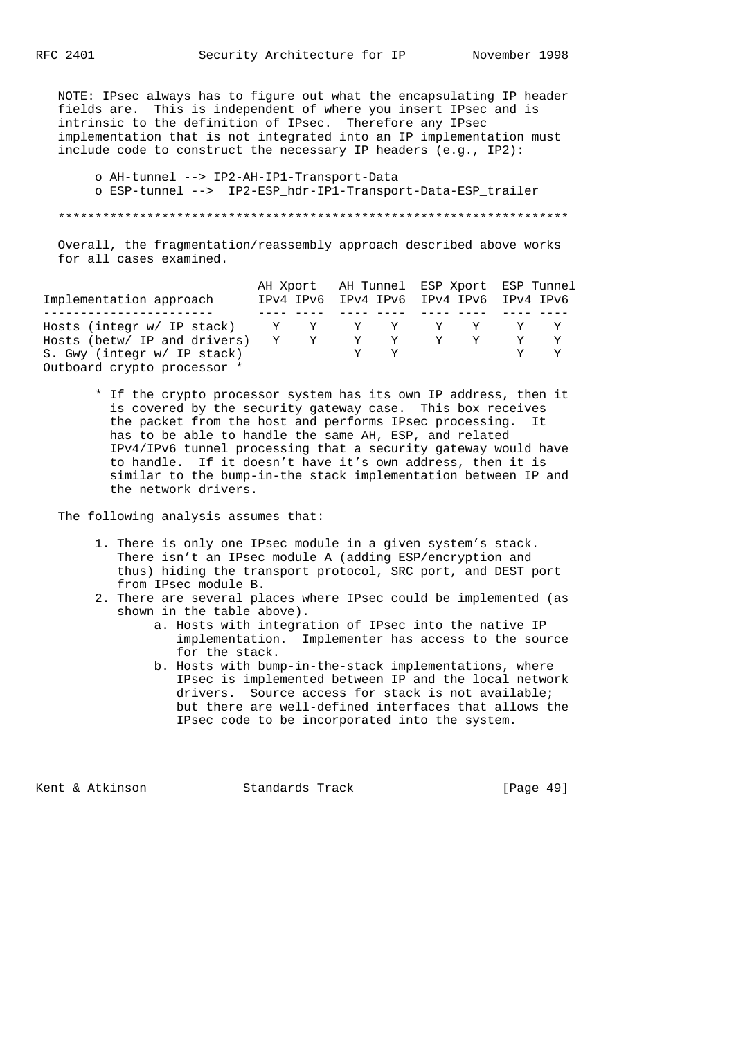NOTE: IPsec always has to figure out what the encapsulating IP header fields are. This is independent of where you insert IPsec and is intrinsic to the definition of IPsec. Therefore any IPsec implementation that is not integrated into an IP implementation must include code to construct the necessary IP headers (e.g., IP2):

- o AH-tunnel --> IP2-AH-IP1-Transport-Data
- o ESP-tunnel --> IP2-ESP_hdr-IP1-Transport-Data-ESP_trailer

*********************************************************************

Overall, the fragmentation/reassembly approach described above works for all cases examined.

| Implementation approach | AH Xport | | AH Tunnel | | ESP Xport | | ESP Tunnel | |
|---|---|---|---|---|---|---|---|---|
| | IPv4 | IPv6 | IPv4 | IPv6 | IPv4 | IPv6 | IPv4 | IPv6 |
| Hosts (integr w/ IP stack) | Y | Y | Y | Y | Y | Y | Y | Y |
| Hosts (betw/ IP and drivers) | Y | Y | Y | Y | Y | Y | Y | Y |
| S. Gwy (integr w/ IP stack) | | | Y | Y | | | Y | Y |
| Outboard crypto processor * | | | | | | | | |

\* If the crypto processor system has its own IP address, then it is covered by the security gateway case. This box receives the packet from the host and performs IPsec processing. It has to be able to handle the same AH, ESP, and related IPv4/IPv6 tunnel processing that a security gateway would have to handle. If it doesn't have it's own address, then it is similar to the bump-in-the stack implementation between IP and the network drivers.

The following analysis assumes that:

1. There is only one IPsec module in a given system's stack. There isn't an IPsec module A (adding ESP/encryption and thus) hiding the transport protocol, SRC port, and DEST port from IPsec module B.
2. There are several places where IPsec could be implemented (as shown in the table above).
   a. Hosts with integration of IPsec into the native IP implementation. Implementer has access to the source for the stack.
   b. Hosts with bump-in-the-stack implementations, where IPsec is implemented between IP and the local network drivers. Source access for stack is not available; but there are well-defined interfaces that allows the IPsec code to be incorporated into the system.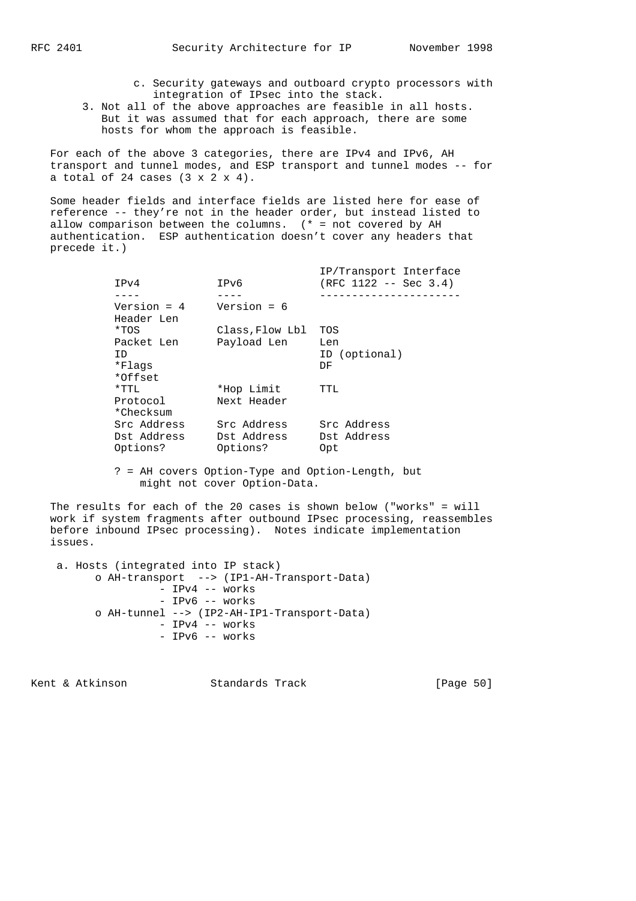c. Security gateways and outboard crypto processors with integration of IPsec into the stack.

3. Not all of the above approaches are feasible in all hosts. But it was assumed that for each approach, there are some hosts for whom the approach is feasible.

For each of the above 3 categories, there are IPv4 and IPv6, AH transport and tunnel modes, and ESP transport and tunnel modes -- for a total of 24 cases (3 x 2 x 4).

Some header fields and interface fields are listed here for ease of reference -- they're not in the header order, but instead listed to allow comparison between the columns. (* = not covered by AH authentication. ESP authentication doesn't cover any headers that precede it.)

| IPv4 | IPv6 | IP/Transport Interface (RFC 1122 -- Sec 3.4) |
|---|---|---|
| Version = 4 | Version = 6 | |
| Header Len | | |
| *TOS | Class,Flow Lbl | TOS |
| Packet Len | Payload Len | Len |
| ID | | ID (optional) |
| *Flags | | DF |
| *Offset | | |
| *TTL | *Hop Limit | TTL |
| Protocol | Next Header | |
| *Checksum | | |
| Src Address | Src Address | Src Address |
| Dst Address | Dst Address | Dst Address |
| Options? | Options? | Opt |

? = AH covers Option-Type and Option-Length, but might not cover Option-Data.

The results for each of the 20 cases is shown below ("works" = will work if system fragments after outbound IPsec processing, reassembles before inbound IPsec processing). Notes indicate implementation issues.

a. Hosts (integrated into IP stack)
   - o AH-transport --> (IP1-AH-Transport-Data)
     - IPv4 -- works
     - IPv6 -- works
   - o AH-tunnel --> (IP2-AH-IP1-Transport-Data)
     - IPv4 -- works
     - IPv6 -- works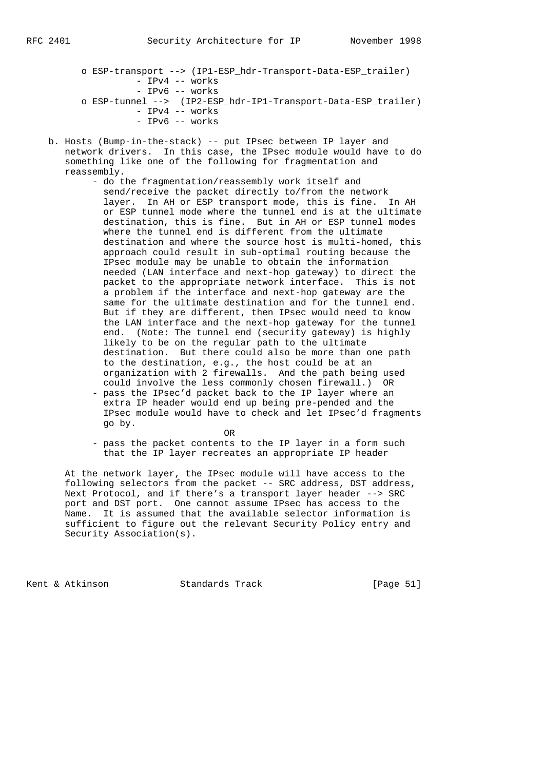- o ESP-transport --> (IP1-ESP_hdr-Transport-Data-ESP_trailer)
  - IPv4 -- works
  - IPv6 -- works
- o ESP-tunnel --> (IP2-ESP_hdr-IP1-Transport-Data-ESP_trailer)
  - IPv4 -- works
  - IPv6 -- works

b. Hosts (Bump-in-the-stack) -- put IPsec between IP layer and network drivers. In this case, the IPsec module would have to do something like one of the following for fragmentation and reassembly.

- do the fragmentation/reassembly work itself and send/receive the packet directly to/from the network layer. In AH or ESP transport mode, this is fine. In AH or ESP tunnel mode where the tunnel end is at the ultimate destination, this is fine. But in AH or ESP tunnel modes where the tunnel end is different from the ultimate destination and where the source host is multi-homed, this approach could result in sub-optimal routing because the IPsec module may be unable to obtain the information needed (LAN interface and next-hop gateway) to direct the packet to the appropriate network interface. This is not a problem if the interface and next-hop gateway are the same for the ultimate destination and for the tunnel end. But if they are different, then IPsec would need to know the LAN interface and the next-hop gateway for the tunnel end. (Note: The tunnel end (security gateway) is highly likely to be on the regular path to the ultimate destination. But there could also be more than one path to the destination, e.g., the host could be at an organization with 2 firewalls. And the path being used could involve the less commonly chosen firewall.) OR
- pass the IPsec'd packet back to the IP layer where an extra IP header would end up being pre-pended and the IPsec module would have to check and let IPsec'd fragments go by.

  OR
- pass the packet contents to the IP layer in a form such that the IP layer recreates an appropriate IP header

At the network layer, the IPsec module will have access to the following selectors from the packet -- SRC address, DST address, Next Protocol, and if there's a transport layer header --> SRC port and DST port. One cannot assume IPsec has access to the Name. It is assumed that the available selector information is sufficient to figure out the relevant Security Policy entry and Security Association(s).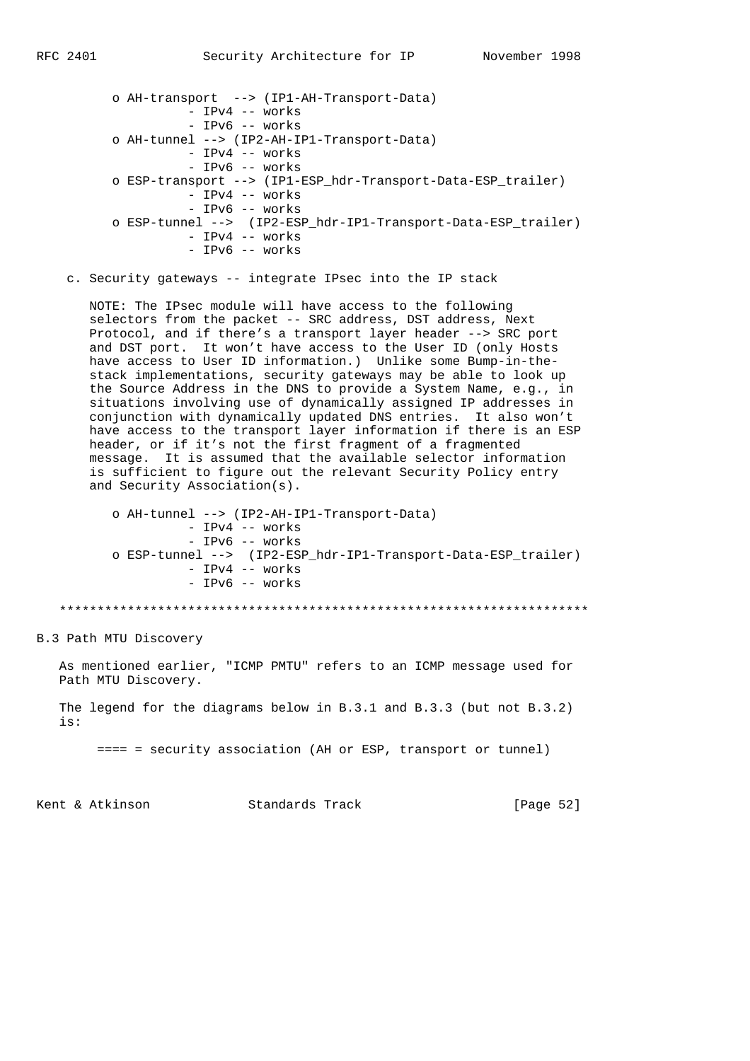- o AH-transport --> (IP1-AH-Transport-Data)
  - IPv4 -- works
  - IPv6 -- works
- o AH-tunnel --> (IP2-AH-IP1-Transport-Data)
  - IPv4 -- works
  - IPv6 -- works
- o ESP-transport --> (IP1-ESP_hdr-Transport-Data-ESP_trailer)
  - IPv4 -- works
  - IPv6 -- works
- o ESP-tunnel --> (IP2-ESP_hdr-IP1-Transport-Data-ESP_trailer)
  - IPv4 -- works
  - IPv6 -- works

c. Security gateways -- integrate IPsec into the IP stack

NOTE: The IPsec module will have access to the following selectors from the packet -- SRC address, DST address, Next Protocol, and if there's a transport layer header --> SRC port and DST port. It won't have access to the User ID (only Hosts have access to User ID information.) Unlike some Bump-in-the-stack implementations, security gateways may be able to look up the Source Address in the DNS to provide a System Name, e.g., in situations involving use of dynamically assigned IP addresses in conjunction with dynamically updated DNS entries. It also won't have access to the transport layer information if there is an ESP header, or if it's not the first fragment of a fragmented message. It is assumed that the available selector information is sufficient to figure out the relevant Security Policy entry and Security Association(s).

- o AH-tunnel --> (IP2-AH-IP1-Transport-Data)
  - IPv4 -- works
  - IPv6 -- works
- o ESP-tunnel --> (IP2-ESP_hdr-IP1-Transport-Data-ESP_trailer)
  - IPv4 -- works
  - IPv6 -- works

**********************************************************************

## B.3 Path MTU Discovery

As mentioned earlier, "ICMP PMTU" refers to an ICMP message used for Path MTU Discovery.

The legend for the diagrams below in B.3.1 and B.3.3 (but not B.3.2) is:

```
==== = security association (AH or ESP, transport or tunnel)
```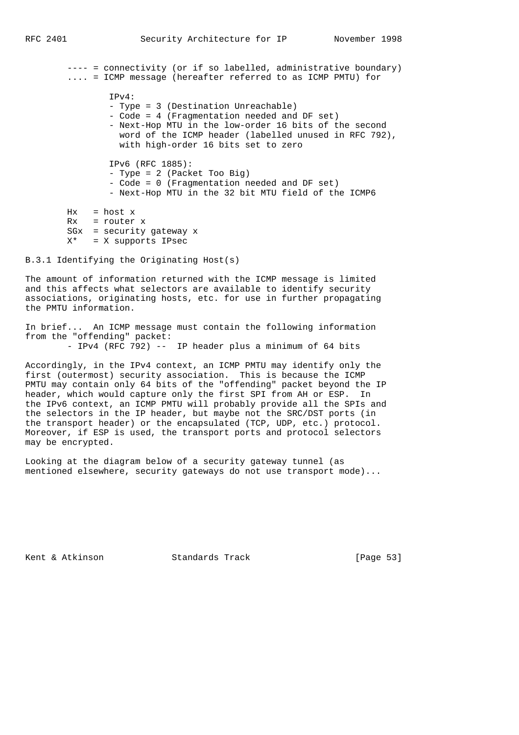---- = connectivity (or if so labelled, administrative boundary)
.... = ICMP message (hereafter referred to as ICMP PMTU) for

IPv4:
- Type = 3 (Destination Unreachable)
- Code = 4 (Fragmentation needed and DF set)
- Next-Hop MTU in the low-order 16 bits of the second word of the ICMP header (labelled unused in RFC 792), with high-order 16 bits set to zero

IPv6 (RFC 1885):
- Type = 2 (Packet Too Big)
- Code = 0 (Fragmentation needed and DF set)
- Next-Hop MTU in the 32 bit MTU field of the ICMP6

```
Hx   = host x
Rx   = router x
SGx  = security gateway x
X*   = X supports IPsec
```

### B.3.1 Identifying the Originating Host(s)

The amount of information returned with the ICMP message is limited and this affects what selectors are available to identify security associations, originating hosts, etc. for use in further propagating the PMTU information.

In brief... An ICMP message must contain the following information from the "offending" packet:

- IPv4 (RFC 792) -- IP header plus a minimum of 64 bits

Accordingly, in the IPv4 context, an ICMP PMTU may identify only the first (outermost) security association. This is because the ICMP PMTU may contain only 64 bits of the "offending" packet beyond the IP header, which would capture only the first SPI from AH or ESP. In the IPv6 context, an ICMP PMTU will probably provide all the SPIs and the selectors in the IP header, but maybe not the SRC/DST ports (in the transport header) or the encapsulated (TCP, UDP, etc.) protocol. Moreover, if ESP is used, the transport ports and protocol selectors may be encrypted.

Looking at the diagram below of a security gateway tunnel (as mentioned elsewhere, security gateways do not use transport mode)...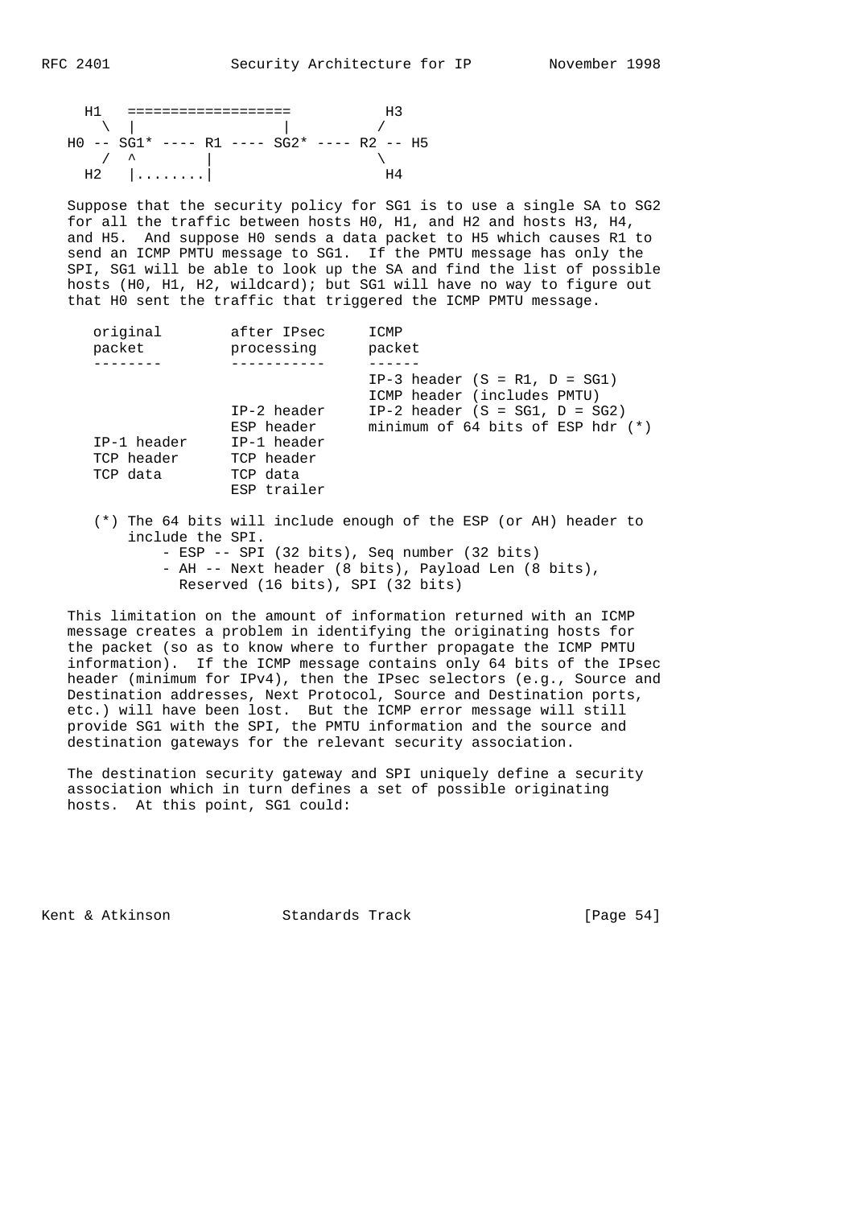```
 H1   ===================           H3
   \  |                 |          /
 H0 -- SG1* ---- R1 ---- SG2* ---- R2 -- H5
   /  ^         |                  \
 H2   |........|                    H4
```

Suppose that the security policy for SG1 is to use a single SA to SG2 for all the traffic between hosts H0, H1, and H2 and hosts H3, H4, and H5. And suppose H0 sends a data packet to H5 which causes R1 to send an ICMP PMTU message to SG1. If the PMTU message has only the SPI, SG1 will be able to look up the SA and find the list of possible hosts (H0, H1, H2, wildcard); but SG1 will have no way to figure out that H0 sent the traffic that triggered the ICMP PMTU message.

```
   original        after IPsec     ICMP
   packet          processing      packet
   --------        -----------     ------
                                   IP-3 header (S = R1, D = SG1)
                                   ICMP header (includes PMTU)
                   IP-2 header     IP-2 header (S = SG1, D = SG2)
                   ESP header      minimum of 64 bits of ESP hdr (*)
   IP-1 header     IP-1 header
   TCP header      TCP header
   TCP data        TCP data
                   ESP trailer
```

(*) The 64 bits will include enough of the ESP (or AH) header to include the SPI.
- ESP -- SPI (32 bits), Seq number (32 bits)
- AH -- Next header (8 bits), Payload Len (8 bits), Reserved (16 bits), SPI (32 bits)

This limitation on the amount of information returned with an ICMP message creates a problem in identifying the originating hosts for the packet (so as to know where to further propagate the ICMP PMTU information). If the ICMP message contains only 64 bits of the IPsec header (minimum for IPv4), then the IPsec selectors (e.g., Source and Destination addresses, Next Protocol, Source and Destination ports, etc.) will have been lost. But the ICMP error message will still provide SG1 with the SPI, the PMTU information and the source and destination gateways for the relevant security association.

The destination security gateway and SPI uniquely define a security association which in turn defines a set of possible originating hosts. At this point, SG1 could: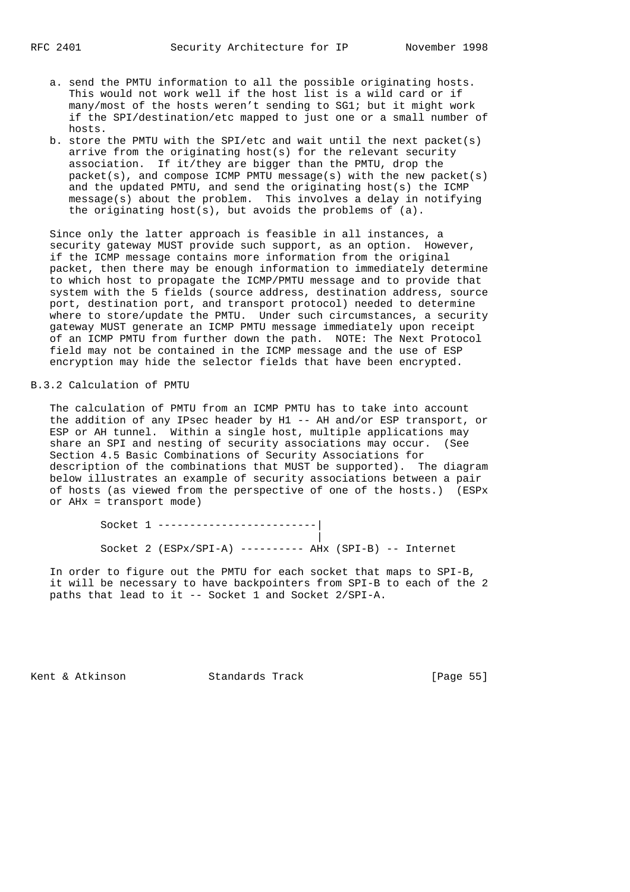a. send the PMTU information to all the possible originating hosts. This would not work well if the host list is a wild card or if many/most of the hosts weren't sending to SG1; but it might work if the SPI/destination/etc mapped to just one or a small number of hosts.

b. store the PMTU with the SPI/etc and wait until the next packet(s) arrive from the originating host(s) for the relevant security association. If it/they are bigger than the PMTU, drop the packet(s), and compose ICMP PMTU message(s) with the new packet(s) and the updated PMTU, and send the originating host(s) the ICMP message(s) about the problem. This involves a delay in notifying the originating host(s), but avoids the problems of (a).

Since only the latter approach is feasible in all instances, a security gateway MUST provide such support, as an option. However, if the ICMP message contains more information from the original packet, then there may be enough information to immediately determine to which host to propagate the ICMP/PMTU message and to provide that system with the 5 fields (source address, destination address, source port, destination port, and transport protocol) needed to determine where to store/update the PMTU. Under such circumstances, a security gateway MUST generate an ICMP PMTU message immediately upon receipt of an ICMP PMTU from further down the path. NOTE: The Next Protocol field may not be contained in the ICMP message and the use of ESP encryption may hide the selector fields that have been encrypted.

### B.3.2 Calculation of PMTU

The calculation of PMTU from an ICMP PMTU has to take into account the addition of any IPsec header by H1 -- AH and/or ESP transport, or ESP or AH tunnel. Within a single host, multiple applications may share an SPI and nesting of security associations may occur. (See Section 4.5 Basic Combinations of Security Associations for description of the combinations that MUST be supported). The diagram below illustrates an example of security associations between a pair of hosts (as viewed from the perspective of one of the hosts.) (ESPx or AHx = transport mode)

```
Socket 1 -------------------------|
                                  |
Socket 2 (ESPx/SPI-A) ---------- AHx (SPI-B) -- Internet
```

In order to figure out the PMTU for each socket that maps to SPI-B, it will be necessary to have backpointers from SPI-B to each of the 2 paths that lead to it -- Socket 1 and Socket 2/SPI-A.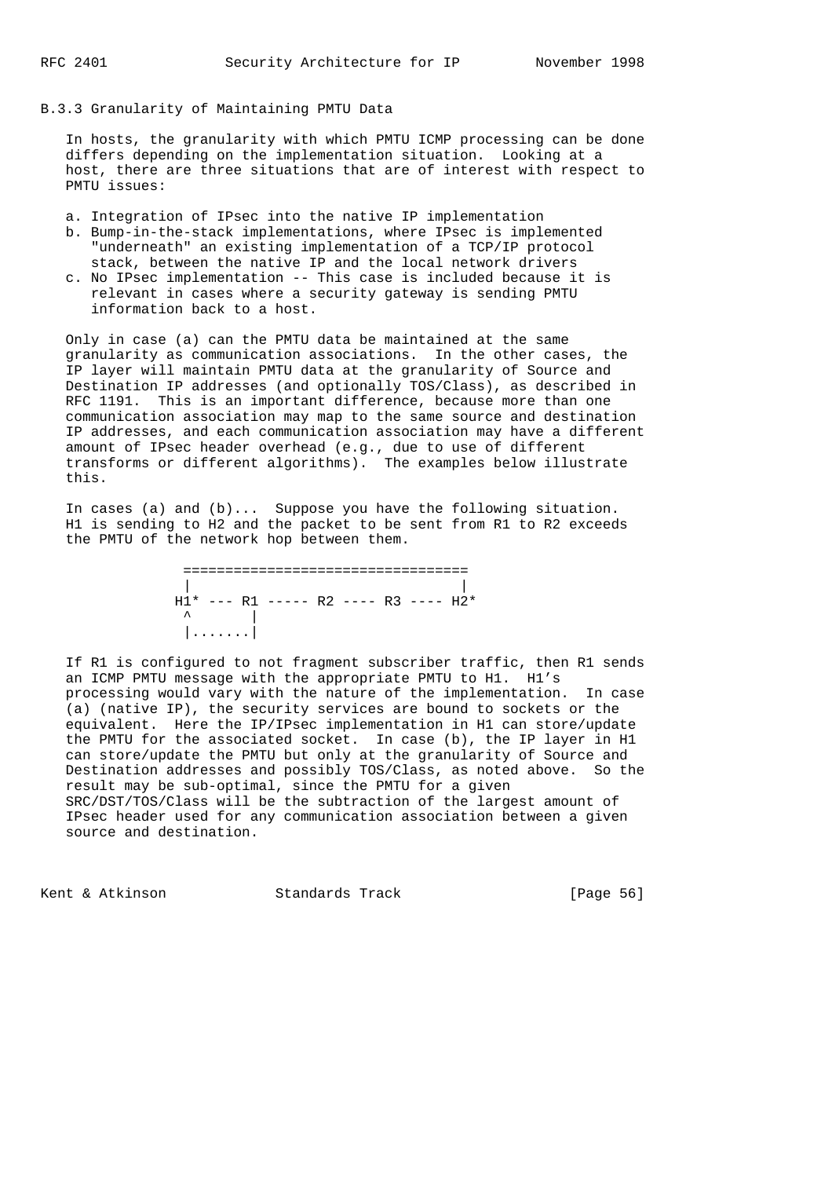### B.3.3 Granularity of Maintaining PMTU Data

In hosts, the granularity with which PMTU ICMP processing can be done differs depending on the implementation situation. Looking at a host, there are three situations that are of interest with respect to PMTU issues:

a. Integration of IPsec into the native IP implementation
b. Bump-in-the-stack implementations, where IPsec is implemented "underneath" an existing implementation of a TCP/IP protocol stack, between the native IP and the local network drivers
c. No IPsec implementation -- This case is included because it is relevant in cases where a security gateway is sending PMTU information back to a host.

Only in case (a) can the PMTU data be maintained at the same granularity as communication associations. In the other cases, the IP layer will maintain PMTU data at the granularity of Source and Destination IP addresses (and optionally TOS/Class), as described in RFC 1191. This is an important difference, because more than one communication association may map to the same source and destination IP addresses, and each communication association may have a different amount of IPsec header overhead (e.g., due to use of different transforms or different algorithms). The examples below illustrate this.

In cases (a) and (b)... Suppose you have the following situation. H1 is sending to H2 and the packet to be sent from R1 to R2 exceeds the PMTU of the network hop between them.

```
  ==================================
  |                                |
 H1* --- R1 ----- R2 ---- R3 ---- H2*
  ^       |
  |.......|
```

If R1 is configured to not fragment subscriber traffic, then R1 sends an ICMP PMTU message with the appropriate PMTU to H1. H1's processing would vary with the nature of the implementation. In case (a) (native IP), the security services are bound to sockets or the equivalent. Here the IP/IPsec implementation in H1 can store/update the PMTU for the associated socket. In case (b), the IP layer in H1 can store/update the PMTU but only at the granularity of Source and Destination addresses and possibly TOS/Class, as noted above. So the result may be sub-optimal, since the PMTU for a given SRC/DST/TOS/Class will be the subtraction of the largest amount of IPsec header used for any communication association between a given source and destination.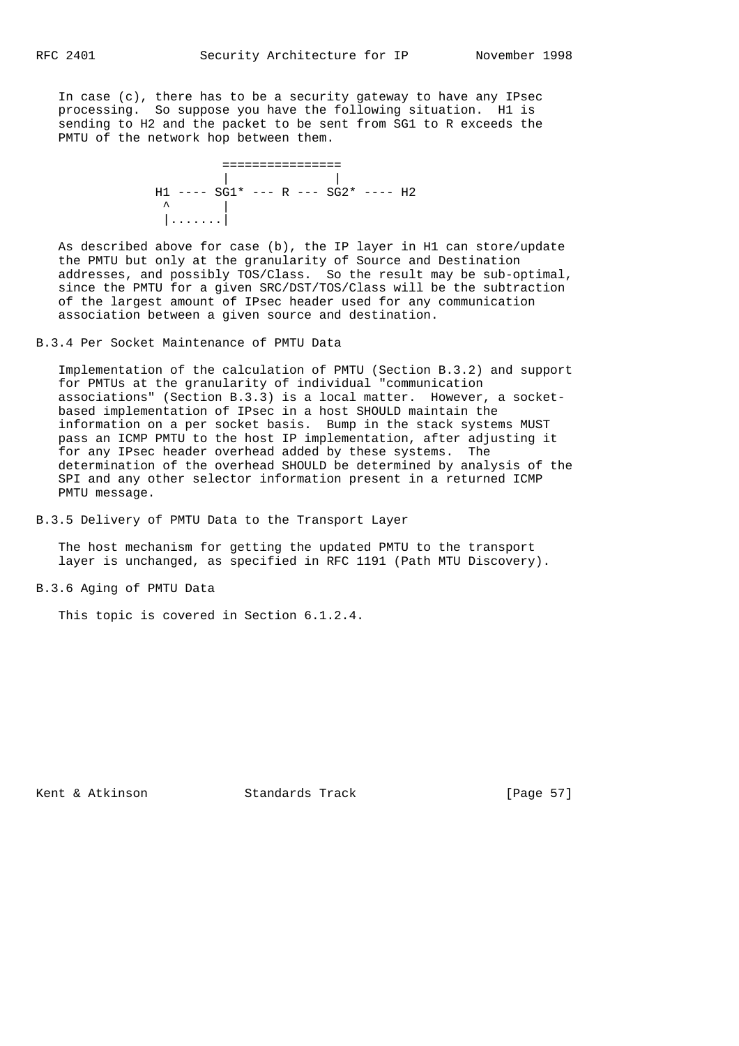In case (c), there has to be a security gateway to have any IPsec processing. So suppose you have the following situation. H1 is sending to H2 and the packet to be sent from SG1 to R exceeds the PMTU of the network hop between them.

```
                 ================
                 |              |
           H1 ---- SG1* --- R --- SG2* ---- H2
            ^       |
            |.......|
```

As described above for case (b), the IP layer in H1 can store/update the PMTU but only at the granularity of Source and Destination addresses, and possibly TOS/Class. So the result may be sub-optimal, since the PMTU for a given SRC/DST/TOS/Class will be the subtraction of the largest amount of IPsec header used for any communication association between a given source and destination.

### B.3.4 Per Socket Maintenance of PMTU Data

Implementation of the calculation of PMTU (Section B.3.2) and support for PMTUs at the granularity of individual "communication associations" (Section B.3.3) is a local matter. However, a socket-based implementation of IPsec in a host SHOULD maintain the information on a per socket basis. Bump in the stack systems MUST pass an ICMP PMTU to the host IP implementation, after adjusting it for any IPsec header overhead added by these systems. The determination of the overhead SHOULD be determined by analysis of the SPI and any other selector information present in a returned ICMP PMTU message.

### B.3.5 Delivery of PMTU Data to the Transport Layer

The host mechanism for getting the updated PMTU to the transport layer is unchanged, as specified in RFC 1191 (Path MTU Discovery).

### B.3.6 Aging of PMTU Data

This topic is covered in Section 6.1.2.4.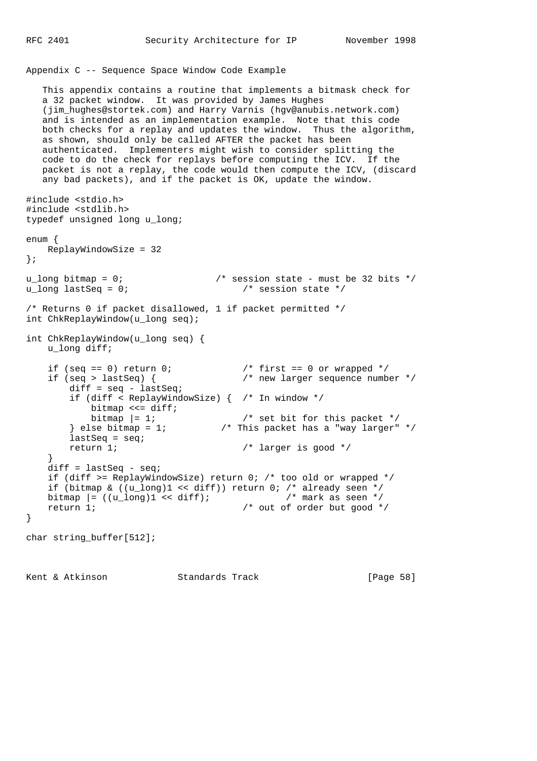## Appendix C -- Sequence Space Window Code Example

This appendix contains a routine that implements a bitmask check for a 32 packet window. It was provided by James Hughes (jim_hughes@stortek.com) and Harry Varnis (hgv@anubis.network.com) and is intended as an implementation example. Note that this code both checks for a replay and updates the window. Thus the algorithm, as shown, should only be called AFTER the packet has been authenticated. Implementers might wish to consider splitting the code to do the check for replays before computing the ICV. If the packet is not a replay, the code would then compute the ICV, (discard any bad packets), and if the packet is OK, update the window.

```
#include <stdio.h>
#include <stdlib.h>
typedef unsigned long u_long;

enum {
    ReplayWindowSize = 32
};

u_long bitmap = 0;                 /* session state - must be 32 bits */
u_long lastSeq = 0;                     /* session state */

/* Returns 0 if packet disallowed, 1 if packet permitted */
int ChkReplayWindow(u_long seq);

int ChkReplayWindow(u_long seq) {
    u_long diff;

    if (seq == 0) return 0;             /* first == 0 or wrapped */
    if (seq > lastSeq) {                /* new larger sequence number */
        diff = seq - lastSeq;
        if (diff < ReplayWindowSize) {  /* In window */
            bitmap <<= diff;
            bitmap |= 1;                /* set bit for this packet */
        } else bitmap = 1;          /* This packet has a "way larger" */
        lastSeq = seq;
        return 1;                       /* larger is good */
    }
    diff = lastSeq - seq;
    if (diff >= ReplayWindowSize) return 0; /* too old or wrapped */
    if (bitmap & ((u_long)1 << diff)) return 0; /* already seen */
    bitmap |= ((u_long)1 << diff);              /* mark as seen */
    return 1;                           /* out of order but good */
}

char string_buffer[512];
```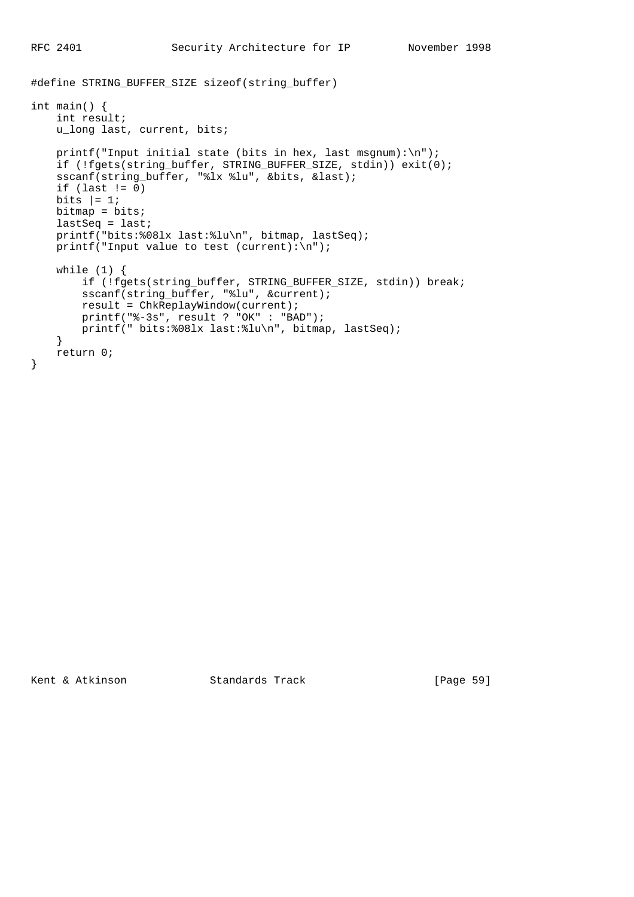```
#define STRING_BUFFER_SIZE sizeof(string_buffer)

int main() {
    int result;
    u_long last, current, bits;

    printf("Input initial state (bits in hex, last msgnum):\n");
    if (!fgets(string_buffer, STRING_BUFFER_SIZE, stdin)) exit(0);
    sscanf(string_buffer, "%lx %lu", &bits, &last);
    if (last != 0)
    bits |= 1;
    bitmap = bits;
    lastSeq = last;
    printf("bits:%08lx last:%lu\n", bitmap, lastSeq);
    printf("Input value to test (current):\n");

    while (1) {
        if (!fgets(string_buffer, STRING_BUFFER_SIZE, stdin)) break;
        sscanf(string_buffer, "%lu", &current);
        result = ChkReplayWindow(current);
        printf("%-3s", result ? "OK" : "BAD");
        printf(" bits:%08lx last:%lu\n", bitmap, lastSeq);
    }
    return 0;
}
```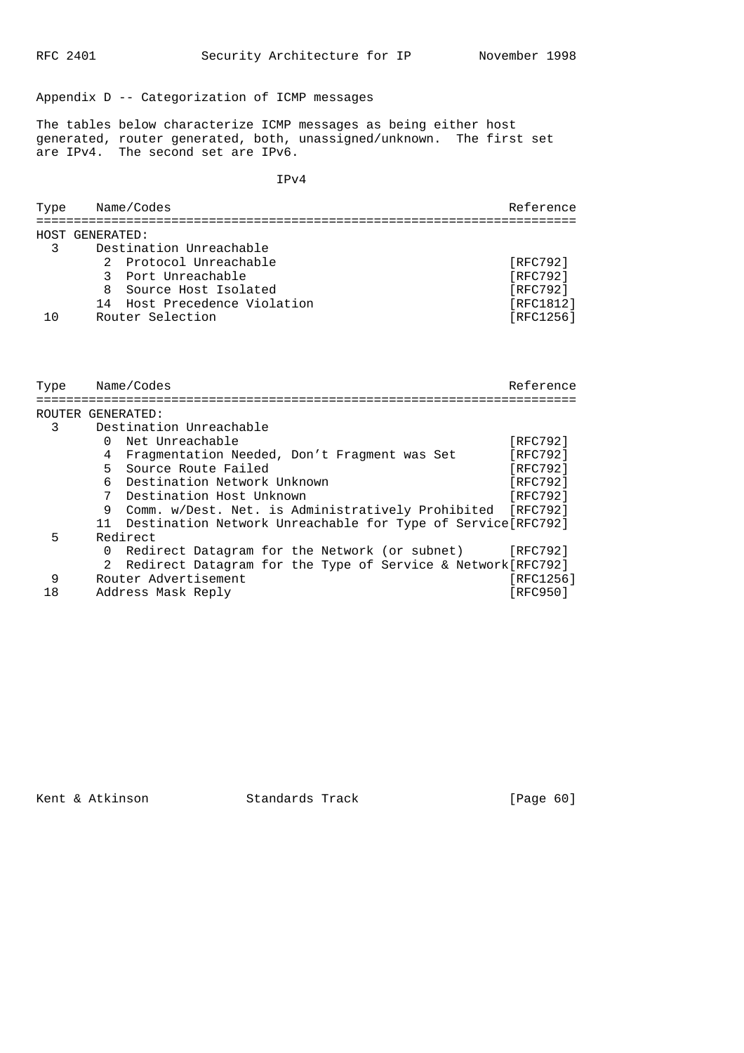## Appendix D -- Categorization of ICMP messages

The tables below characterize ICMP messages as being either host generated, router generated, both, unassigned/unknown. The first set are IPv4. The second set are IPv6.

IPv4

| Type | Name/Codes | Reference |
|---|---|---|
| HOST GENERATED: | | |
| 3 | Destination Unreachable | |
| | 2 Protocol Unreachable | [RFC792] |
| | 3 Port Unreachable | [RFC792] |
| | 8 Source Host Isolated | [RFC792] |
| | 14 Host Precedence Violation | [RFC1812] |
| 10 | Router Selection | [RFC1256] |

| Type | Name/Codes | Reference |
|---|---|---|
| ROUTER GENERATED: | | |
| 3 | Destination Unreachable | |
| | 0 Net Unreachable | [RFC792] |
| | 4 Fragmentation Needed, Don't Fragment was Set | [RFC792] |
| | 5 Source Route Failed | [RFC792] |
| | 6 Destination Network Unknown | [RFC792] |
| | 7 Destination Host Unknown | [RFC792] |
| | 9 Comm. w/Dest. Net. is Administratively Prohibited | [RFC792] |
| | 11 Destination Network Unreachable for Type of Service | [RFC792] |
| 5 | Redirect | |
| | 0 Redirect Datagram for the Network (or subnet) | [RFC792] |
| | 2 Redirect Datagram for the Type of Service & Network | [RFC792] |
| 9 | Router Advertisement | [RFC1256] |
| 18 | Address Mask Reply | [RFC950] |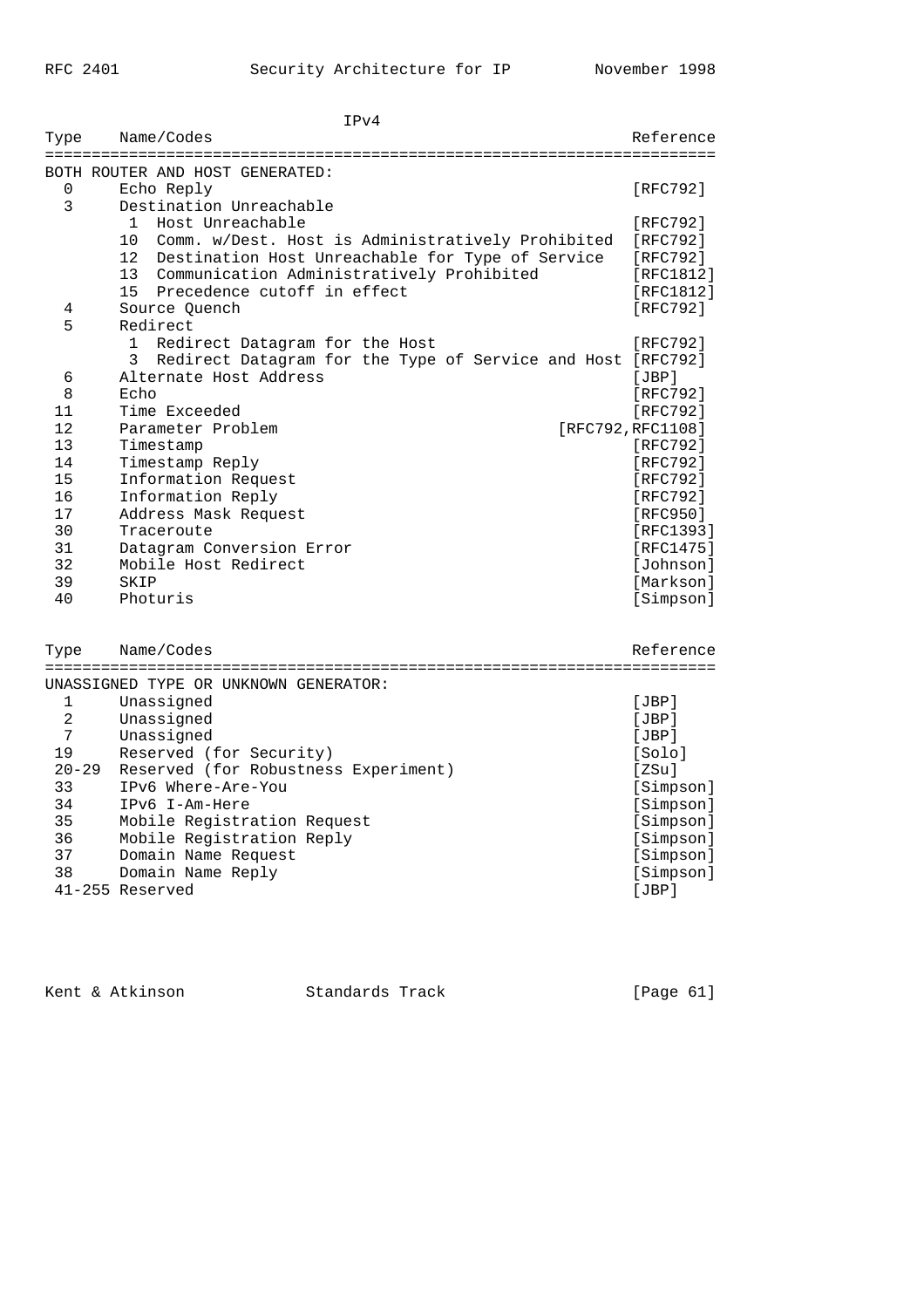IPv4

| Type | Name/Codes | Reference |
|---|---|---|
| BOTH ROUTER AND HOST GENERATED: | | |
| 0 | Echo Reply | [RFC792] |
| 3 | Destination Unreachable | |
| | 1  Host Unreachable | [RFC792] |
| | 10  Comm. w/Dest. Host is Administratively Prohibited | [RFC792] |
| | 12  Destination Host Unreachable for Type of Service | [RFC792] |
| | 13  Communication Administratively Prohibited | [RFC1812] |
| | 15  Precedence cutoff in effect | [RFC1812] |
| 4 | Source Quench | [RFC792] |
| 5 | Redirect | |
| | 1  Redirect Datagram for the Host | [RFC792] |
| | 3  Redirect Datagram for the Type of Service and Host | [RFC792] |
| 6 | Alternate Host Address | [JBP] |
| 8 | Echo | [RFC792] |
| 11 | Time Exceeded | [RFC792] |
| 12 | Parameter Problem | [RFC792,RFC1108] |
| 13 | Timestamp | [RFC792] |
| 14 | Timestamp Reply | [RFC792] |
| 15 | Information Request | [RFC792] |
| 16 | Information Reply | [RFC792] |
| 17 | Address Mask Request | [RFC950] |
| 30 | Traceroute | [RFC1393] |
| 31 | Datagram Conversion Error | [RFC1475] |
| 32 | Mobile Host Redirect | [Johnson] |
| 39 | SKIP | [Markson] |
| 40 | Photuris | [Simpson] |

| Type | Name/Codes | Reference |
|---|---|---|
| UNASSIGNED TYPE OR UNKNOWN GENERATOR: | | |
| 1 | Unassigned | [JBP] |
| 2 | Unassigned | [JBP] |
| 7 | Unassigned | [JBP] |
| 19 | Reserved (for Security) | [Solo] |
| 20-29 | Reserved (for Robustness Experiment) | [ZSu] |
| 33 | IPv6 Where-Are-You | [Simpson] |
| 34 | IPv6 I-Am-Here | [Simpson] |
| 35 | Mobile Registration Request | [Simpson] |
| 36 | Mobile Registration Reply | [Simpson] |
| 37 | Domain Name Request | [Simpson] |
| 38 | Domain Name Reply | [Simpson] |
| 41-255 | Reserved | [JBP] |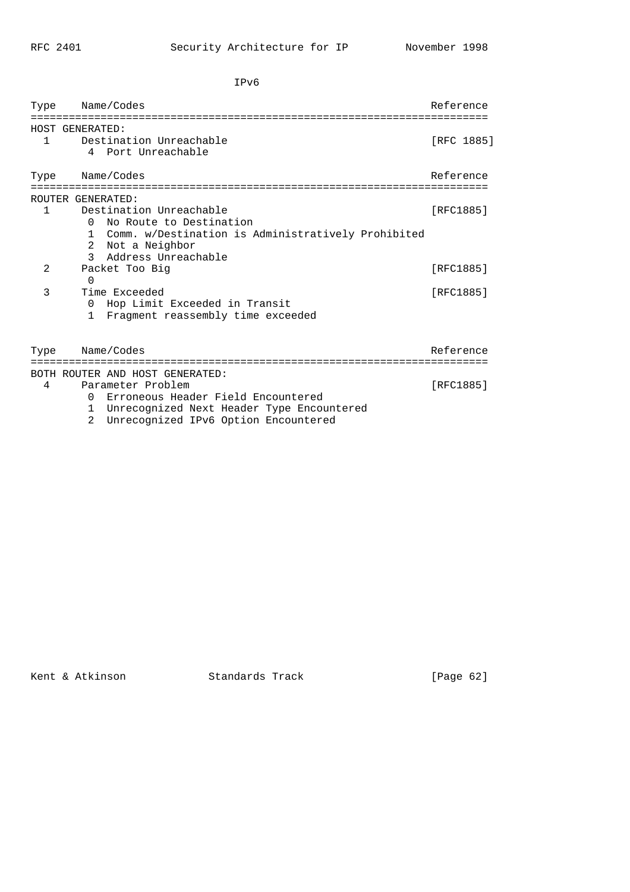IPv6

```
Type    Name/Codes                                              Reference
=========================================================================
HOST GENERATED:
  1     Destination Unreachable                                [RFC 1885]
         4  Port Unreachable

Type    Name/Codes                                              Reference
=========================================================================
ROUTER GENERATED:
  1     Destination Unreachable                                 [RFC1885]
        0  No Route to Destination
        1  Comm. w/Destination is Administratively Prohibited
        2  Not a Neighbor
        3  Address Unreachable
  2     Packet Too Big                                          [RFC1885]
        0
  3     Time Exceeded                                           [RFC1885]
        0  Hop Limit Exceeded in Transit
        1  Fragment reassembly time exceeded

Type    Name/Codes                                              Reference
=========================================================================
BOTH ROUTER AND HOST GENERATED:
  4     Parameter Problem                                       [RFC1885]
        0  Erroneous Header Field Encountered
        1  Unrecognized Next Header Type Encountered
        2  Unrecognized IPv6 Option Encountered
```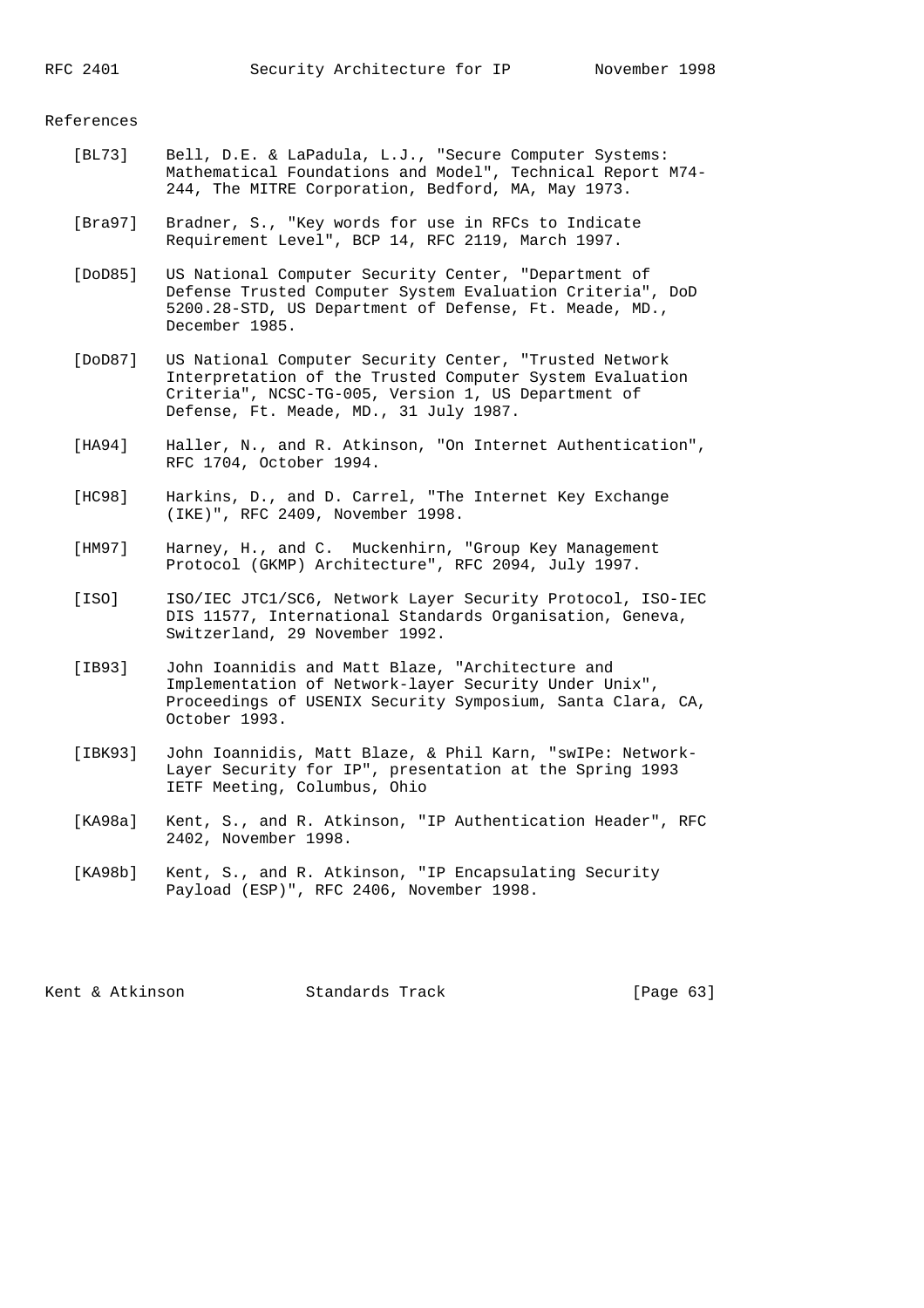## References

[BL73] Bell, D.E. & LaPadula, L.J., "Secure Computer Systems: Mathematical Foundations and Model", Technical Report M74-244, The MITRE Corporation, Bedford, MA, May 1973.

[Bra97] Bradner, S., "Key words for use in RFCs to Indicate Requirement Level", BCP 14, RFC 2119, March 1997.

[DoD85] US National Computer Security Center, "Department of Defense Trusted Computer System Evaluation Criteria", DoD 5200.28-STD, US Department of Defense, Ft. Meade, MD., December 1985.

[DoD87] US National Computer Security Center, "Trusted Network Interpretation of the Trusted Computer System Evaluation Criteria", NCSC-TG-005, Version 1, US Department of Defense, Ft. Meade, MD., 31 July 1987.

[HA94] Haller, N., and R. Atkinson, "On Internet Authentication", RFC 1704, October 1994.

[HC98] Harkins, D., and D. Carrel, "The Internet Key Exchange (IKE)", RFC 2409, November 1998.

[HM97] Harney, H., and C. Muckenhirn, "Group Key Management Protocol (GKMP) Architecture", RFC 2094, July 1997.

[ISO] ISO/IEC JTC1/SC6, Network Layer Security Protocol, ISO-IEC DIS 11577, International Standards Organisation, Geneva, Switzerland, 29 November 1992.

[IB93] John Ioannidis and Matt Blaze, "Architecture and Implementation of Network-layer Security Under Unix", Proceedings of USENIX Security Symposium, Santa Clara, CA, October 1993.

[IBK93] John Ioannidis, Matt Blaze, & Phil Karn, "swIPe: Network-Layer Security for IP", presentation at the Spring 1993 IETF Meeting, Columbus, Ohio

[KA98a] Kent, S., and R. Atkinson, "IP Authentication Header", RFC 2402, November 1998.

[KA98b] Kent, S., and R. Atkinson, "IP Encapsulating Security Payload (ESP)", RFC 2406, November 1998.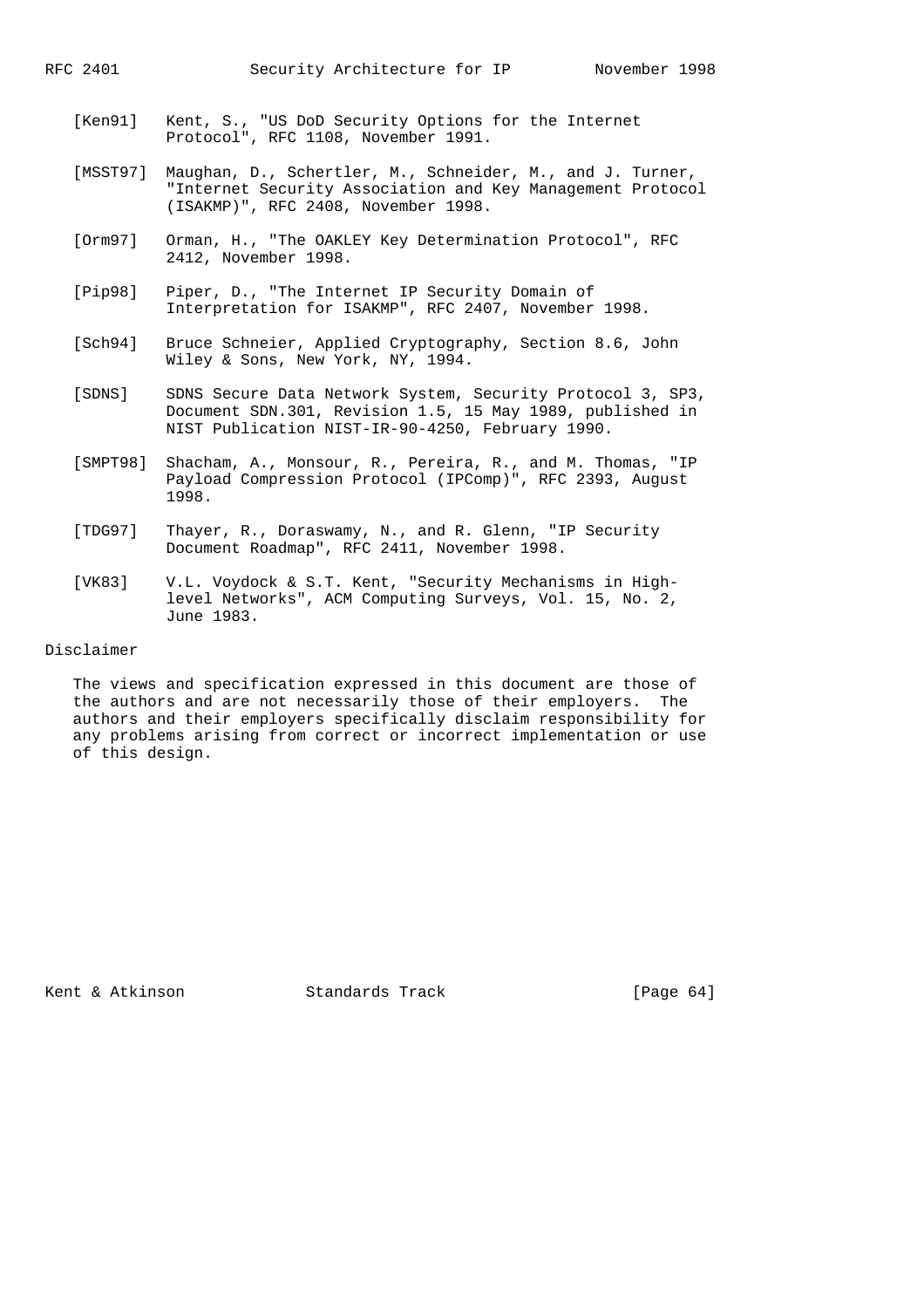[Ken91] Kent, S., "US DoD Security Options for the Internet Protocol", RFC 1108, November 1991.

[MSST97] Maughan, D., Schertler, M., Schneider, M., and J. Turner, "Internet Security Association and Key Management Protocol (ISAKMP)", RFC 2408, November 1998.

[Orm97] Orman, H., "The OAKLEY Key Determination Protocol", RFC 2412, November 1998.

[Pip98] Piper, D., "The Internet IP Security Domain of Interpretation for ISAKMP", RFC 2407, November 1998.

[Sch94] Bruce Schneier, Applied Cryptography, Section 8.6, John Wiley & Sons, New York, NY, 1994.

[SDNS] SDNS Secure Data Network System, Security Protocol 3, SP3, Document SDN.301, Revision 1.5, 15 May 1989, published in NIST Publication NIST-IR-90-4250, February 1990.

[SMPT98] Shacham, A., Monsour, R., Pereira, R., and M. Thomas, "IP Payload Compression Protocol (IPComp)", RFC 2393, August 1998.

[TDG97] Thayer, R., Doraswamy, N., and R. Glenn, "IP Security Document Roadmap", RFC 2411, November 1998.

[VK83] V.L. Voydock & S.T. Kent, "Security Mechanisms in High-level Networks", ACM Computing Surveys, Vol. 15, No. 2, June 1983.

## Disclaimer

The views and specification expressed in this document are those of the authors and are not necessarily those of their employers. The authors and their employers specifically disclaim responsibility for any problems arising from correct or incorrect implementation or use of this design.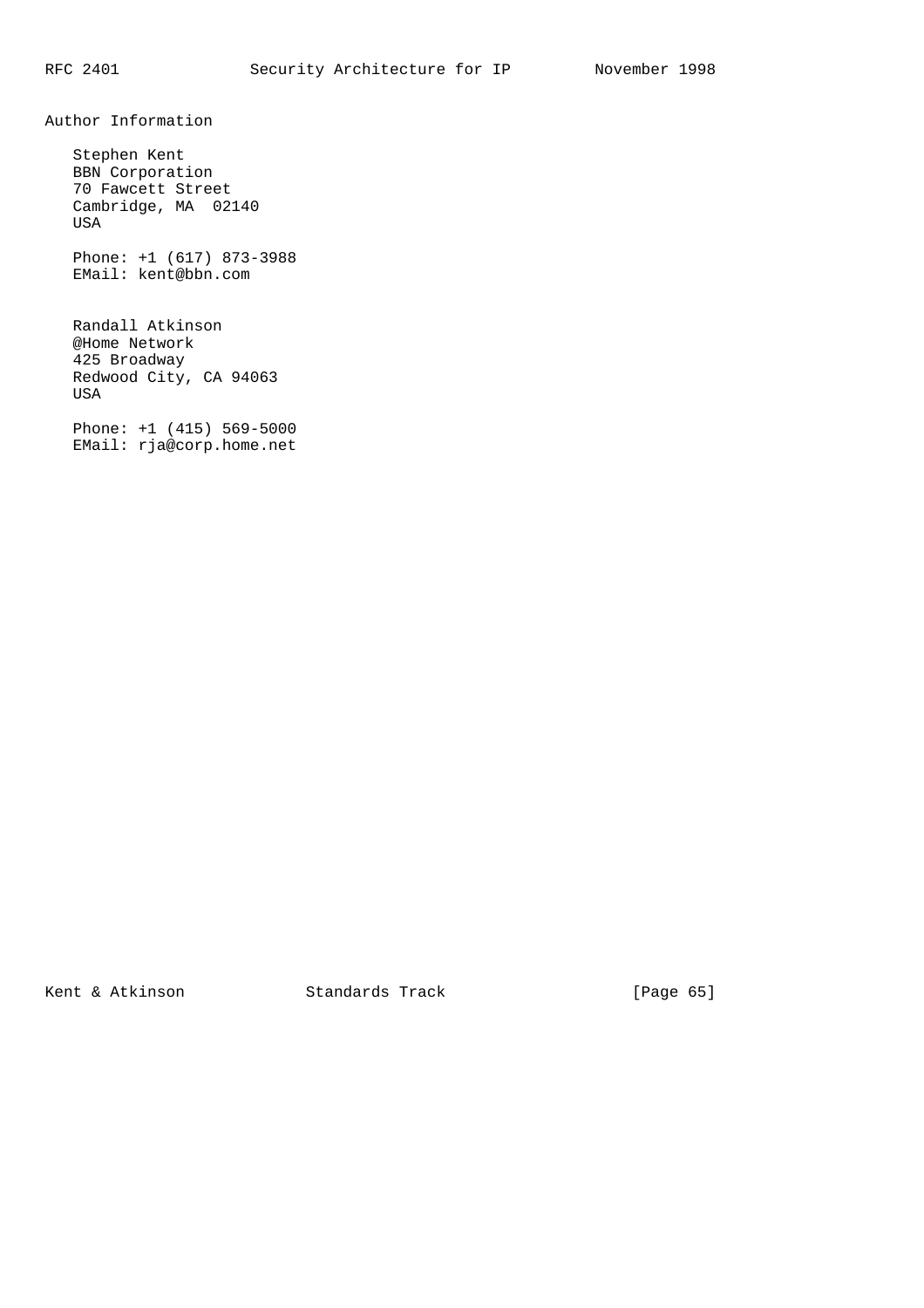## Author Information

Stephen Kent
BBN Corporation
70 Fawcett Street
Cambridge, MA  02140
USA

Phone: +1 (617) 873-3988
EMail: kent@bbn.com

Randall Atkinson
@Home Network
425 Broadway
Redwood City, CA 94063
USA

Phone: +1 (415) 569-5000
EMail: rja@corp.home.net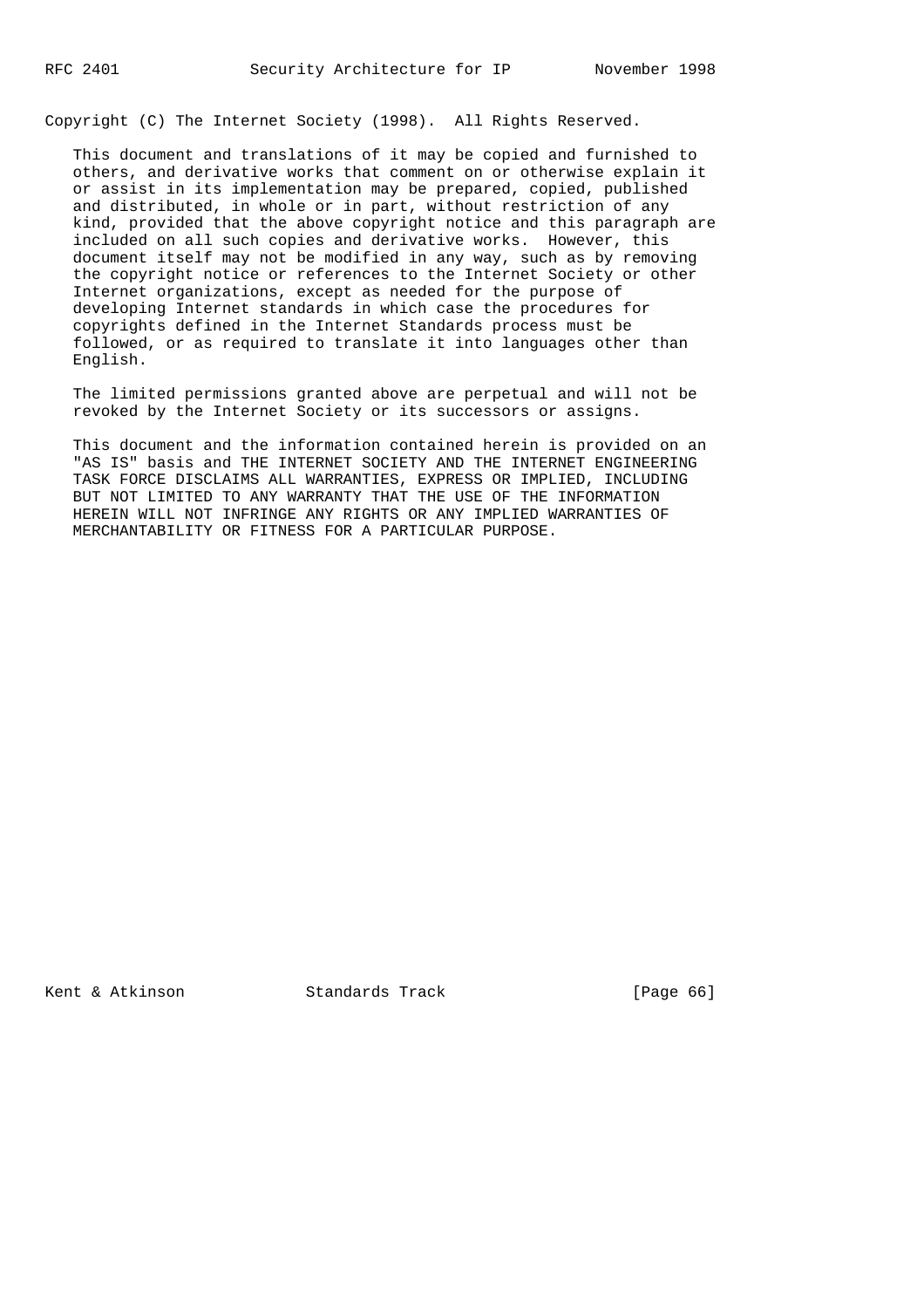Copyright (C) The Internet Society (1998). All Rights Reserved.

This document and translations of it may be copied and furnished to others, and derivative works that comment on or otherwise explain it or assist in its implementation may be prepared, copied, published and distributed, in whole or in part, without restriction of any kind, provided that the above copyright notice and this paragraph are included on all such copies and derivative works. However, this document itself may not be modified in any way, such as by removing the copyright notice or references to the Internet Society or other Internet organizations, except as needed for the purpose of developing Internet standards in which case the procedures for copyrights defined in the Internet Standards process must be followed, or as required to translate it into languages other than English.

The limited permissions granted above are perpetual and will not be revoked by the Internet Society or its successors or assigns.

This document and the information contained herein is provided on an "AS IS" basis and THE INTERNET SOCIETY AND THE INTERNET ENGINEERING TASK FORCE DISCLAIMS ALL WARRANTIES, EXPRESS OR IMPLIED, INCLUDING BUT NOT LIMITED TO ANY WARRANTY THAT THE USE OF THE INFORMATION HEREIN WILL NOT INFRINGE ANY RIGHTS OR ANY IMPLIED WARRANTIES OF MERCHANTABILITY OR FITNESS FOR A PARTICULAR PURPOSE.